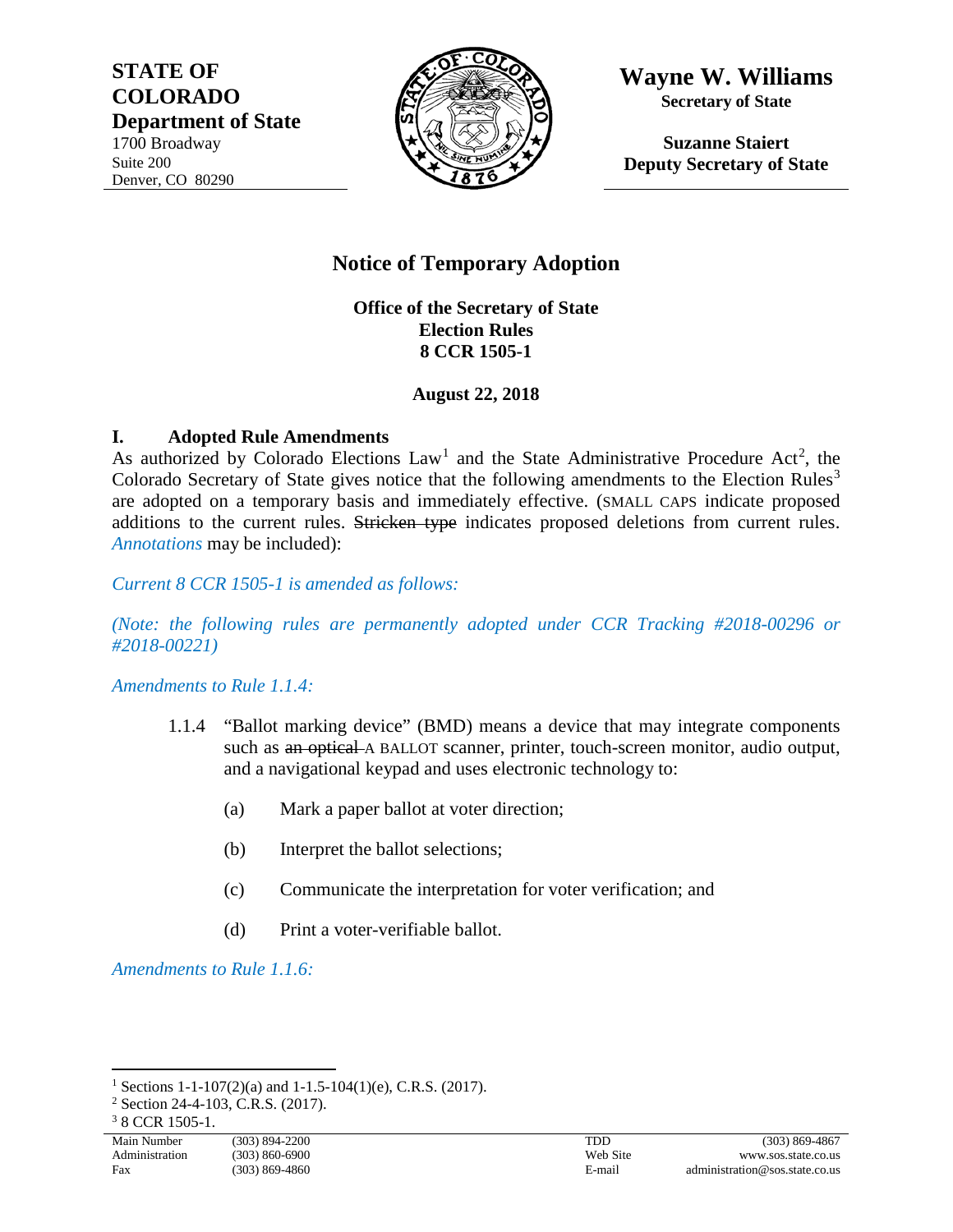**STATE OF COLORADO**
**Department of State**
1700 Broadway
Suite 200
Denver, CO 80290

**Wayne W. Williams**
**Secretary of State**

**Suzanne Staiert**
**Deputy Secretary of State**

## Notice of Temporary Adoption

**Office of the Secretary of State**
**Election Rules**
**8 CCR 1505-1**

**August 22, 2018**

### I. Adopted Rule Amendments

As authorized by Colorado Elections Law[1] and the State Administrative Procedure Act[2], the Colorado Secretary of State gives notice that the following amendments to the Election Rules[3] are adopted on a temporary basis and immediately effective. (SMALL CAPS indicate proposed additions to the current rules. ~~Stricken type~~ indicates proposed deletions from current rules. *Annotations* may be included):

*Current 8 CCR 1505-1 is amended as follows:*

*(Note: the following rules are permanently adopted under CCR Tracking #2018-00296 or #2018-00221)*

*Amendments to Rule 1.1.4:*

1.1.4 "Ballot marking device" (BMD) means a device that may integrate components such as ~~an optical~~ A BALLOT scanner, printer, touch-screen monitor, audio output, and a navigational keypad and uses electronic technology to:

(a) Mark a paper ballot at voter direction;

(b) Interpret the ballot selections;

(c) Communicate the interpretation for voter verification; and

(d) Print a voter-verifiable ballot.

*Amendments to Rule 1.1.6:*

---

[1] Sections 1-1-107(2)(a) and 1-1.5-104(1)(e), C.R.S. (2017).

[2] Section 24-4-103, C.R.S. (2017).

[3] 8 CCR 1505-1.

| | | | |
|---|---|---|---|
| Main Number | (303) 894-2200 | TDD | (303) 869-4867 |
| Administration | (303) 860-6900 | Web Site | www.sos.state.co.us |
| Fax | (303) 869-4860 | E-mail | administration@sos.state.co.us |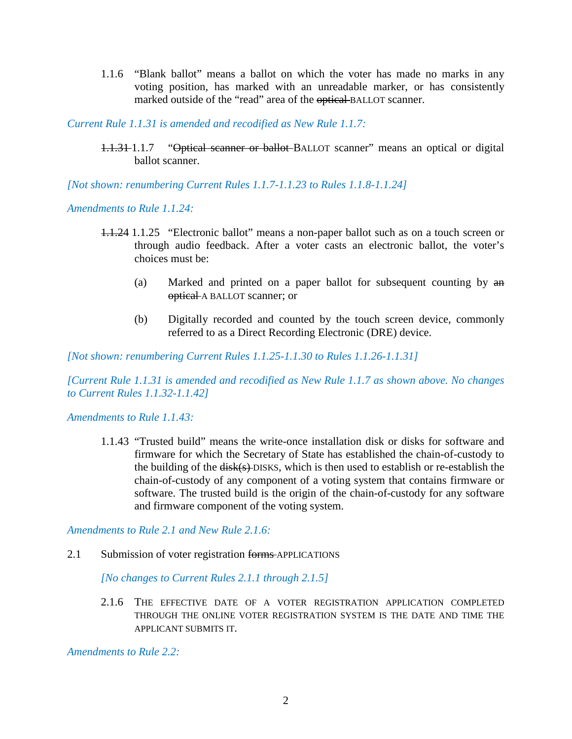1.1.6 "Blank ballot" means a ballot on which the voter has made no marks in any voting position, has marked with an unreadable marker, or has consistently marked outside of the "read" area of the ~~optical~~ BALLOT scanner.

*Current Rule 1.1.31 is amended and recodified as New Rule 1.1.7:*

~~1.1.31~~ 1.1.7 "~~Optical scanner or ballot~~ BALLOT scanner" means an optical or digital ballot scanner.

*[Not shown: renumbering Current Rules 1.1.7-1.1.23 to Rules 1.1.8-1.1.24]*

*Amendments to Rule 1.1.24:*

~~1.1.24~~ 1.1.25 "Electronic ballot" means a non-paper ballot such as on a touch screen or through audio feedback. After a voter casts an electronic ballot, the voter's choices must be:

(a) Marked and printed on a paper ballot for subsequent counting by ~~an optical~~ A BALLOT scanner; or

(b) Digitally recorded and counted by the touch screen device, commonly referred to as a Direct Recording Electronic (DRE) device.

*[Not shown: renumbering Current Rules 1.1.25-1.1.30 to Rules 1.1.26-1.1.31]*

*[Current Rule 1.1.31 is amended and recodified as New Rule 1.1.7 as shown above. No changes to Current Rules 1.1.32-1.1.42]*

*Amendments to Rule 1.1.43:*

1.1.43 "Trusted build" means the write-once installation disk or disks for software and firmware for which the Secretary of State has established the chain-of-custody to the building of the ~~disk(s)~~ DISKS, which is then used to establish or re-establish the chain-of-custody of any component of a voting system that contains firmware or software. The trusted build is the origin of the chain-of-custody for any software and firmware component of the voting system.

*Amendments to Rule 2.1 and New Rule 2.1.6:*

2.1 Submission of voter registration ~~forms~~ APPLICATIONS

*[No changes to Current Rules 2.1.1 through 2.1.5]*

2.1.6 THE EFFECTIVE DATE OF A VOTER REGISTRATION APPLICATION COMPLETED THROUGH THE ONLINE VOTER REGISTRATION SYSTEM IS THE DATE AND TIME THE APPLICANT SUBMITS IT.

*Amendments to Rule 2.2:*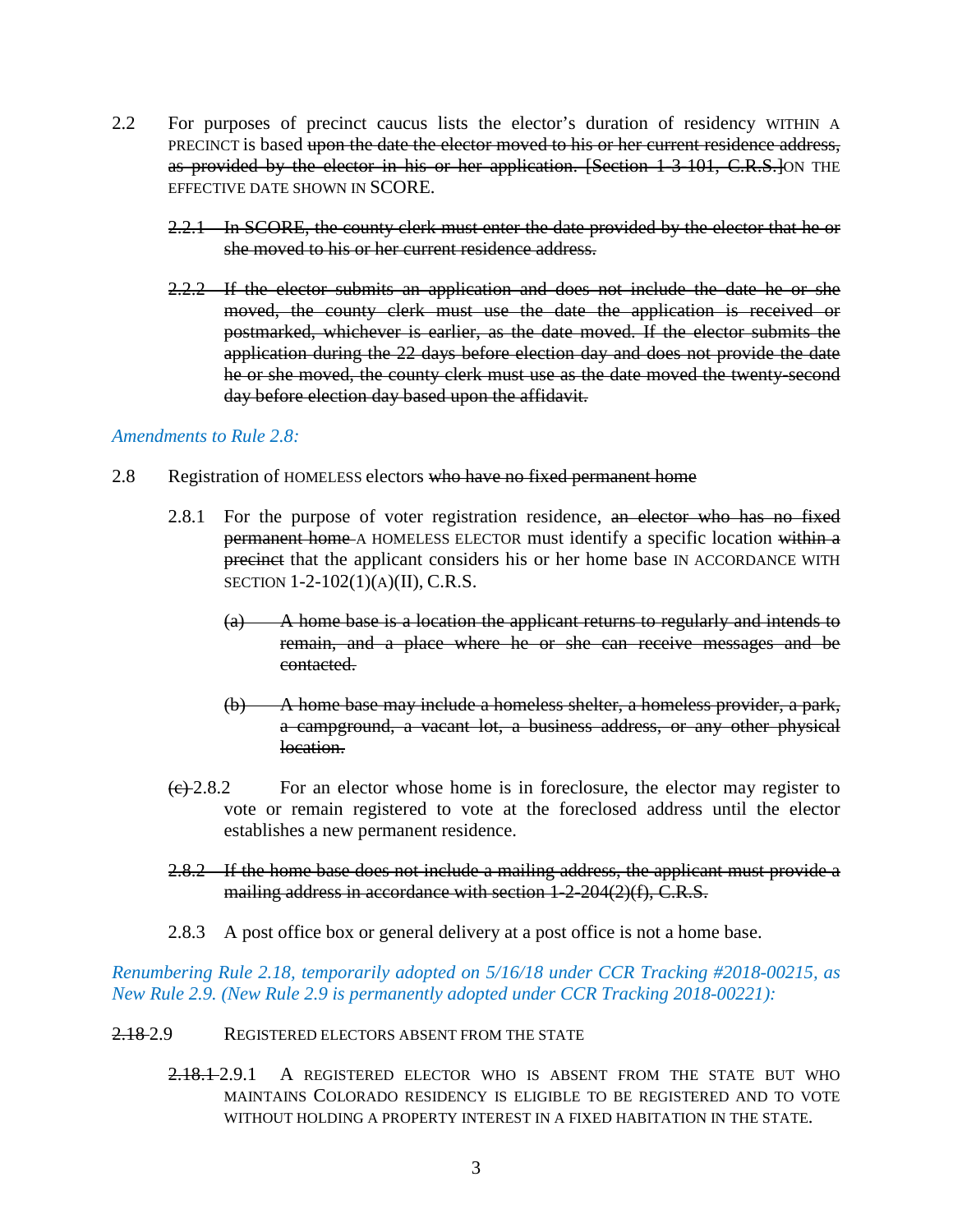2.2 For purposes of precinct caucus lists the elector's duration of residency WITHIN A PRECINCT is based ~~upon the date the elector moved to his or her current residence address, as provided by the elector in his or her application. [Section 1-3-101, C.R.S.]~~ON THE EFFECTIVE DATE SHOWN IN SCORE.

~~2.2.1 In SCORE, the county clerk must enter the date provided by the elector that he or she moved to his or her current residence address.~~

~~2.2.2 If the elector submits an application and does not include the date he or she moved, the county clerk must use the date the application is received or postmarked, whichever is earlier, as the date moved. If the elector submits the application during the 22 days before election day and does not provide the date he or she moved, the county clerk must use as the date moved the twenty-second day before election day based upon the affidavit.~~

*Amendments to Rule 2.8:*

2.8 Registration of HOMELESS electors ~~who have no fixed permanent home~~

2.8.1 For the purpose of voter registration residence, ~~an elector who has no fixed permanent home~~ A HOMELESS ELECTOR must identify a specific location ~~within a precinct~~ that the applicant considers his or her home base IN ACCORDANCE WITH SECTION 1-2-102(1)(A)(II), C.R.S.

~~(a) A home base is a location the applicant returns to regularly and intends to remain, and a place where he or she can receive messages and be contacted.~~

~~(b) A home base may include a homeless shelter, a homeless provider, a park, a campground, a vacant lot, a business address, or any other physical location.~~

~~(c)~~ 2.8.2 For an elector whose home is in foreclosure, the elector may register to vote or remain registered to vote at the foreclosed address until the elector establishes a new permanent residence.

~~2.8.2 If the home base does not include a mailing address, the applicant must provide a mailing address in accordance with section 1-2-204(2)(f), C.R.S.~~

2.8.3 A post office box or general delivery at a post office is not a home base.

*Renumbering Rule 2.18, temporarily adopted on 5/16/18 under CCR Tracking #2018-00215, as New Rule 2.9. (New Rule 2.9 is permanently adopted under CCR Tracking 2018-00221):*

~~2.18~~ 2.9 REGISTERED ELECTORS ABSENT FROM THE STATE

~~2.18.1~~ 2.9.1 A REGISTERED ELECTOR WHO IS ABSENT FROM THE STATE BUT WHO MAINTAINS COLORADO RESIDENCY IS ELIGIBLE TO BE REGISTERED AND TO VOTE WITHOUT HOLDING A PROPERTY INTEREST IN A FIXED HABITATION IN THE STATE.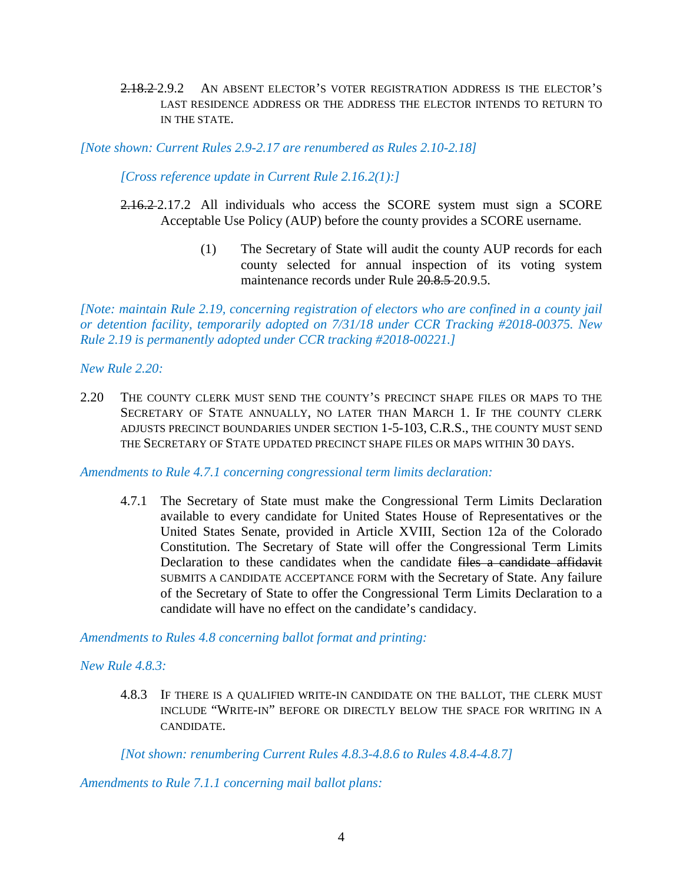~~2.18.2~~ 2.9.2 AN ABSENT ELECTOR'S VOTER REGISTRATION ADDRESS IS THE ELECTOR'S LAST RESIDENCE ADDRESS OR THE ADDRESS THE ELECTOR INTENDS TO RETURN TO IN THE STATE.

*[Note shown: Current Rules 2.9-2.17 are renumbered as Rules 2.10-2.18]*

*[Cross reference update in Current Rule 2.16.2(1):]*

~~2.16.2~~ 2.17.2 All individuals who access the SCORE system must sign a SCORE Acceptable Use Policy (AUP) before the county provides a SCORE username.

(1) The Secretary of State will audit the county AUP records for each county selected for annual inspection of its voting system maintenance records under Rule ~~20.8.5~~ 20.9.5.

*[Note: maintain Rule 2.19, concerning registration of electors who are confined in a county jail or detention facility, temporarily adopted on 7/31/18 under CCR Tracking #2018-00375. New Rule 2.19 is permanently adopted under CCR tracking #2018-00221.]*

*New Rule 2.20:*

2.20 THE COUNTY CLERK MUST SEND THE COUNTY'S PRECINCT SHAPE FILES OR MAPS TO THE SECRETARY OF STATE ANNUALLY, NO LATER THAN MARCH 1. IF THE COUNTY CLERK ADJUSTS PRECINCT BOUNDARIES UNDER SECTION 1-5-103, C.R.S., THE COUNTY MUST SEND THE SECRETARY OF STATE UPDATED PRECINCT SHAPE FILES OR MAPS WITHIN 30 DAYS.

*Amendments to Rule 4.7.1 concerning congressional term limits declaration:*

4.7.1 The Secretary of State must make the Congressional Term Limits Declaration available to every candidate for United States House of Representatives or the United States Senate, provided in Article XVIII, Section 12a of the Colorado Constitution. The Secretary of State will offer the Congressional Term Limits Declaration to these candidates when the candidate ~~files a candidate affidavit~~ SUBMITS A CANDIDATE ACCEPTANCE FORM with the Secretary of State. Any failure of the Secretary of State to offer the Congressional Term Limits Declaration to a candidate will have no effect on the candidate's candidacy.

*Amendments to Rules 4.8 concerning ballot format and printing:*

*New Rule 4.8.3:*

4.8.3 IF THERE IS A QUALIFIED WRITE-IN CANDIDATE ON THE BALLOT, THE CLERK MUST INCLUDE "WRITE-IN" BEFORE OR DIRECTLY BELOW THE SPACE FOR WRITING IN A CANDIDATE.

*[Not shown: renumbering Current Rules 4.8.3-4.8.6 to Rules 4.8.4-4.8.7]*

*Amendments to Rule 7.1.1 concerning mail ballot plans:*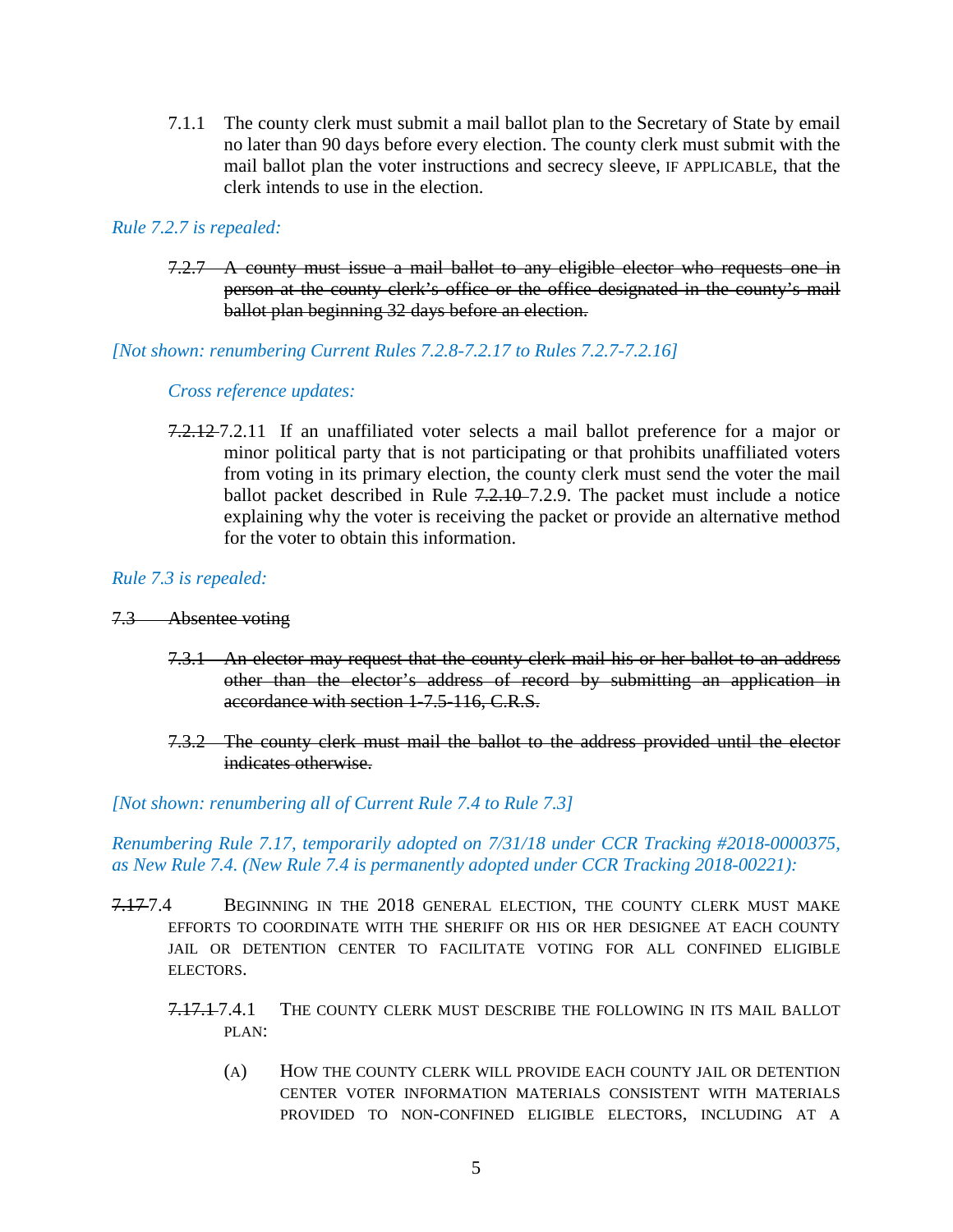7.1.1 The county clerk must submit a mail ballot plan to the Secretary of State by email no later than 90 days before every election. The county clerk must submit with the mail ballot plan the voter instructions and secrecy sleeve, IF APPLICABLE, that the clerk intends to use in the election.

*Rule 7.2.7 is repealed:*

~~7.2.7 A county must issue a mail ballot to any eligible elector who requests one in person at the county clerk's office or the office designated in the county's mail ballot plan beginning 32 days before an election.~~

*[Not shown: renumbering Current Rules 7.2.8-7.2.17 to Rules 7.2.7-7.2.16]*

*Cross reference updates:*

~~7.2.12~~ 7.2.11 If an unaffiliated voter selects a mail ballot preference for a major or minor political party that is not participating or that prohibits unaffiliated voters from voting in its primary election, the county clerk must send the voter the mail ballot packet described in Rule ~~7.2.10~~ 7.2.9. The packet must include a notice explaining why the voter is receiving the packet or provide an alternative method for the voter to obtain this information.

*Rule 7.3 is repealed:*

~~7.3 Absentee voting~~

~~7.3.1 An elector may request that the county clerk mail his or her ballot to an address other than the elector's address of record by submitting an application in accordance with section 1-7.5-116, C.R.S.~~

~~7.3.2 The county clerk must mail the ballot to the address provided until the elector indicates otherwise.~~

*[Not shown: renumbering all of Current Rule 7.4 to Rule 7.3]*

*Renumbering Rule 7.17, temporarily adopted on 7/31/18 under CCR Tracking #2018-0000375, as New Rule 7.4. (New Rule 7.4 is permanently adopted under CCR Tracking 2018-00221):*

~~7.17~~ 7.4 BEGINNING IN THE 2018 GENERAL ELECTION, THE COUNTY CLERK MUST MAKE EFFORTS TO COORDINATE WITH THE SHERIFF OR HIS OR HER DESIGNEE AT EACH COUNTY JAIL OR DETENTION CENTER TO FACILITATE VOTING FOR ALL CONFINED ELIGIBLE ELECTORS.

~~7.17.1~~ 7.4.1 THE COUNTY CLERK MUST DESCRIBE THE FOLLOWING IN ITS MAIL BALLOT PLAN:

(A) HOW THE COUNTY CLERK WILL PROVIDE EACH COUNTY JAIL OR DETENTION CENTER VOTER INFORMATION MATERIALS CONSISTENT WITH MATERIALS PROVIDED TO NON-CONFINED ELIGIBLE ELECTORS, INCLUDING AT A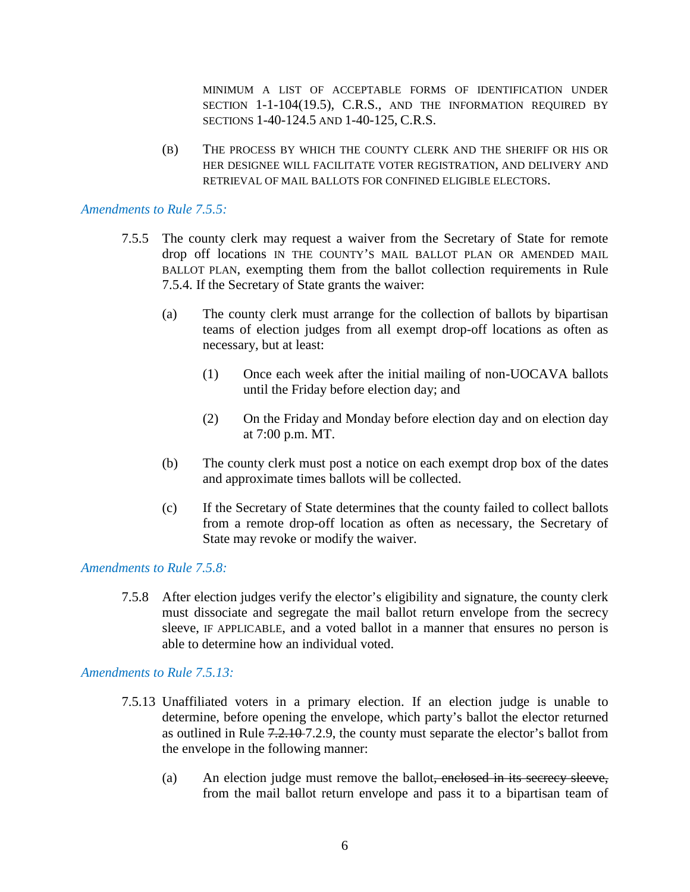MINIMUM A LIST OF ACCEPTABLE FORMS OF IDENTIFICATION UNDER SECTION 1-1-104(19.5), C.R.S., AND THE INFORMATION REQUIRED BY SECTIONS 1-40-124.5 AND 1-40-125, C.R.S.

(B) THE PROCESS BY WHICH THE COUNTY CLERK AND THE SHERIFF OR HIS OR HER DESIGNEE WILL FACILITATE VOTER REGISTRATION, AND DELIVERY AND RETRIEVAL OF MAIL BALLOTS FOR CONFINED ELIGIBLE ELECTORS.

*Amendments to Rule 7.5.5:*

7.5.5 The county clerk may request a waiver from the Secretary of State for remote drop off locations IN THE COUNTY'S MAIL BALLOT PLAN OR AMENDED MAIL BALLOT PLAN, exempting them from the ballot collection requirements in Rule 7.5.4. If the Secretary of State grants the waiver:

(a) The county clerk must arrange for the collection of ballots by bipartisan teams of election judges from all exempt drop-off locations as often as necessary, but at least:

(1) Once each week after the initial mailing of non-UOCAVA ballots until the Friday before election day; and

(2) On the Friday and Monday before election day and on election day at 7:00 p.m. MT.

(b) The county clerk must post a notice on each exempt drop box of the dates and approximate times ballots will be collected.

(c) If the Secretary of State determines that the county failed to collect ballots from a remote drop-off location as often as necessary, the Secretary of State may revoke or modify the waiver.

*Amendments to Rule 7.5.8:*

7.5.8 After election judges verify the elector's eligibility and signature, the county clerk must dissociate and segregate the mail ballot return envelope from the secrecy sleeve, IF APPLICABLE, and a voted ballot in a manner that ensures no person is able to determine how an individual voted.

*Amendments to Rule 7.5.13:*

7.5.13 Unaffiliated voters in a primary election. If an election judge is unable to determine, before opening the envelope, which party's ballot the elector returned as outlined in Rule ~~7.2.10~~ 7.2.9, the county must separate the elector's ballot from the envelope in the following manner:

(a) An election judge must remove the ballot~~, enclosed in its secrecy sleeve,~~ from the mail ballot return envelope and pass it to a bipartisan team of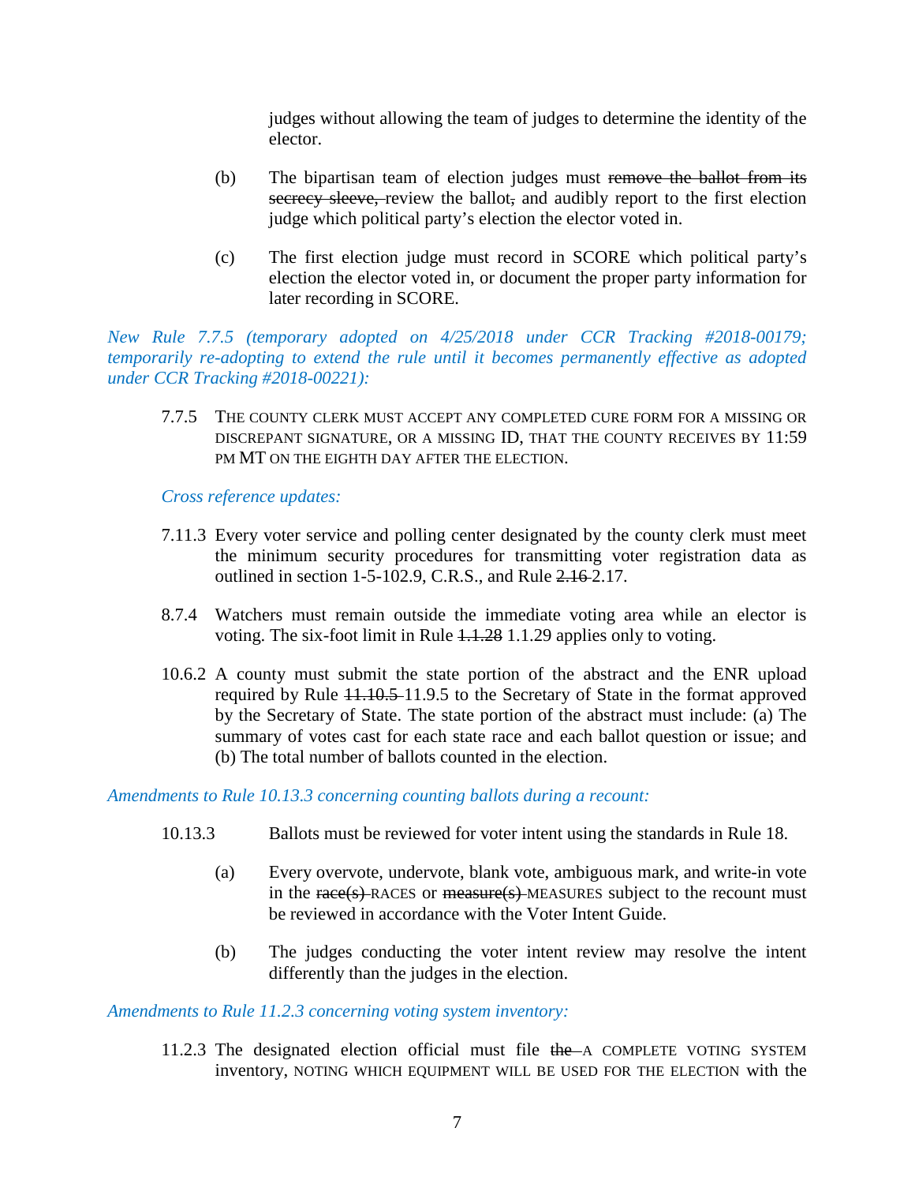judges without allowing the team of judges to determine the identity of the elector.

(b) The bipartisan team of election judges must ~~remove the ballot from its secrecy sleeve,~~ review the ballot~~,~~ and audibly report to the first election judge which political party's election the elector voted in.

(c) The first election judge must record in SCORE which political party's election the elector voted in, or document the proper party information for later recording in SCORE.

*New Rule 7.7.5 (temporary adopted on 4/25/2018 under CCR Tracking #2018-00179; temporarily re-adopting to extend the rule until it becomes permanently effective as adopted under CCR Tracking #2018-00221):*

7.7.5 THE COUNTY CLERK MUST ACCEPT ANY COMPLETED CURE FORM FOR A MISSING OR DISCREPANT SIGNATURE, OR A MISSING ID, THAT THE COUNTY RECEIVES BY 11:59 PM MT ON THE EIGHTH DAY AFTER THE ELECTION.

*Cross reference updates:*

7.11.3 Every voter service and polling center designated by the county clerk must meet the minimum security procedures for transmitting voter registration data as outlined in section 1-5-102.9, C.R.S., and Rule ~~2.16~~ 2.17.

8.7.4 Watchers must remain outside the immediate voting area while an elector is voting. The six-foot limit in Rule ~~1.1.28~~ 1.1.29 applies only to voting.

10.6.2 A county must submit the state portion of the abstract and the ENR upload required by Rule ~~11.10.5~~ 11.9.5 to the Secretary of State in the format approved by the Secretary of State. The state portion of the abstract must include: (a) The summary of votes cast for each state race and each ballot question or issue; and (b) The total number of ballots counted in the election.

*Amendments to Rule 10.13.3 concerning counting ballots during a recount:*

10.13.3 Ballots must be reviewed for voter intent using the standards in Rule 18.

(a) Every overvote, undervote, blank vote, ambiguous mark, and write-in vote in the ~~race(s)~~ RACES or ~~measure(s)~~ MEASURES subject to the recount must be reviewed in accordance with the Voter Intent Guide.

(b) The judges conducting the voter intent review may resolve the intent differently than the judges in the election.

*Amendments to Rule 11.2.3 concerning voting system inventory:*

11.2.3 The designated election official must file ~~the~~ A COMPLETE VOTING SYSTEM inventory, NOTING WHICH EQUIPMENT WILL BE USED FOR THE ELECTION with the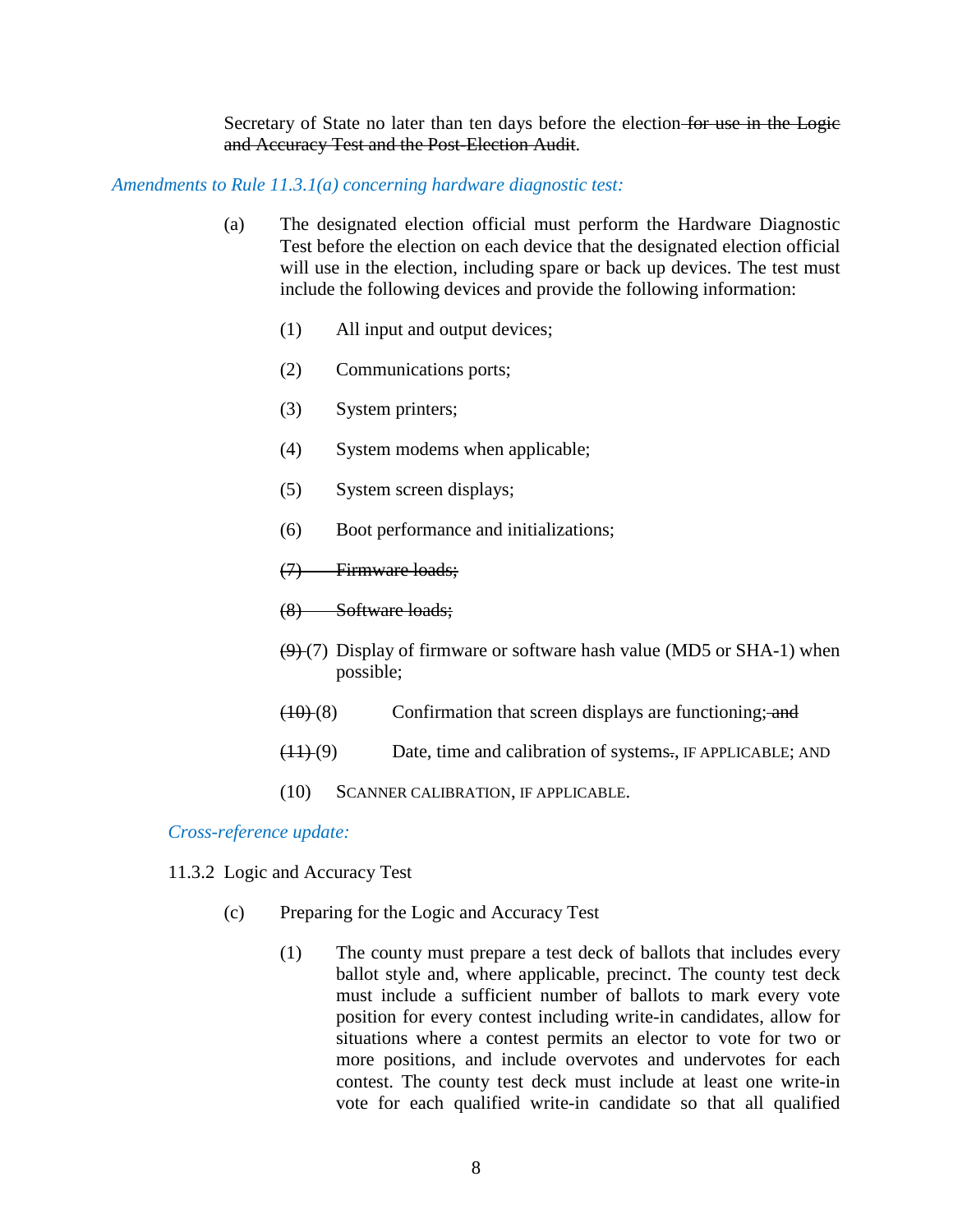Secretary of State no later than ten days before the election ~~for use in the Logic and Accuracy Test and the Post-Election Audit~~.

*Amendments to Rule 11.3.1(a) concerning hardware diagnostic test:*

(a) The designated election official must perform the Hardware Diagnostic Test before the election on each device that the designated election official will use in the election, including spare or back up devices. The test must include the following devices and provide the following information:

(1) All input and output devices;

(2) Communications ports;

(3) System printers;

(4) System modems when applicable;

(5) System screen displays;

(6) Boot performance and initializations;

~~(7) Firmware loads;~~

~~(8) Software loads;~~

~~(9)~~ (7) Display of firmware or software hash value (MD5 or SHA-1) when possible;

~~(10)~~ (8) Confirmation that screen displays are functioning;~~ and~~

~~(11)~~ (9) Date, time and calibration of systems~~.~~, IF APPLICABLE; AND

(10) SCANNER CALIBRATION, IF APPLICABLE.

*Cross-reference update:*

11.3.2 Logic and Accuracy Test

(c) Preparing for the Logic and Accuracy Test

(1) The county must prepare a test deck of ballots that includes every ballot style and, where applicable, precinct. The county test deck must include a sufficient number of ballots to mark every vote position for every contest including write-in candidates, allow for situations where a contest permits an elector to vote for two or more positions, and include overvotes and undervotes for each contest. The county test deck must include at least one write-in vote for each qualified write-in candidate so that all qualified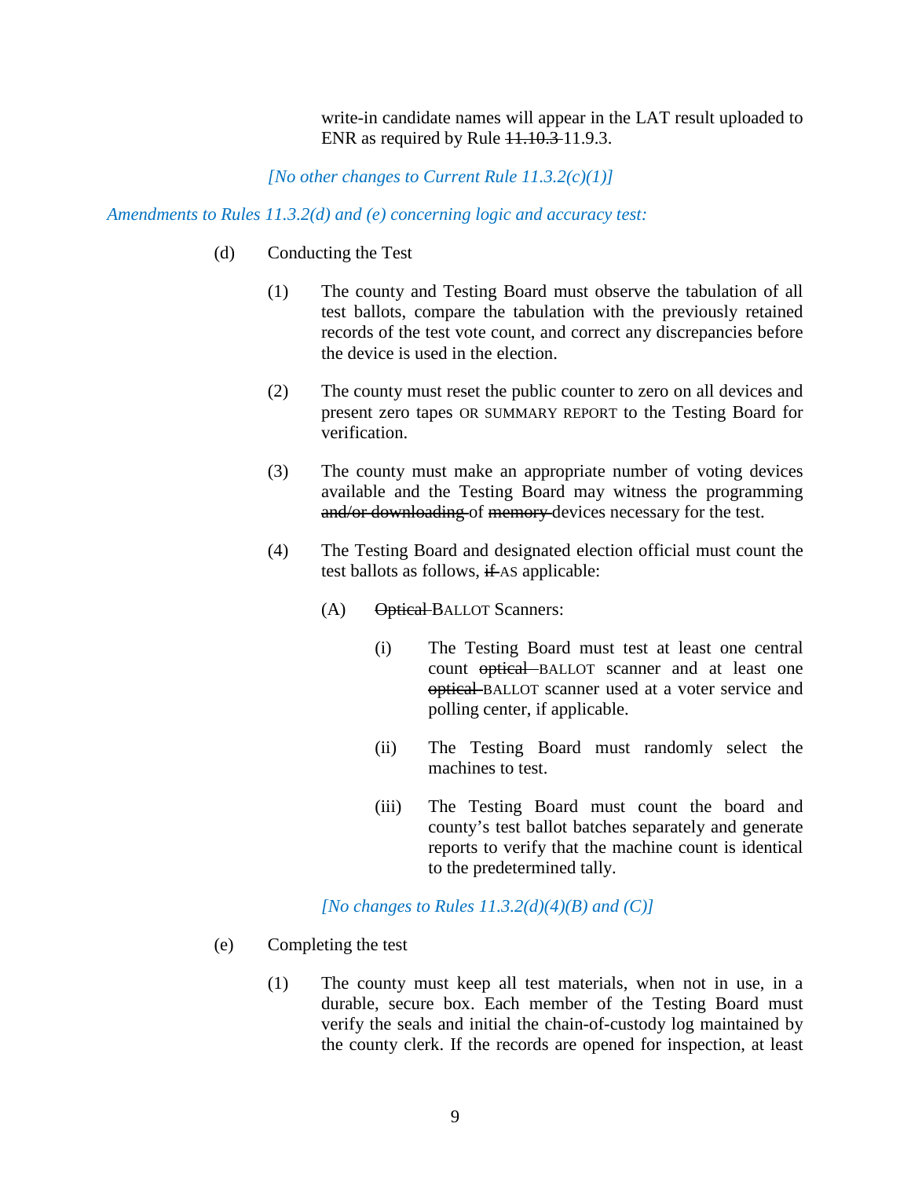write-in candidate names will appear in the LAT result uploaded to ENR as required by Rule ~~11.10.3~~ 11.9.3.

*[No other changes to Current Rule 11.3.2(c)(1)]*

*Amendments to Rules 11.3.2(d) and (e) concerning logic and accuracy test:*

(d) Conducting the Test

(1) The county and Testing Board must observe the tabulation of all test ballots, compare the tabulation with the previously retained records of the test vote count, and correct any discrepancies before the device is used in the election.

(2) The county must reset the public counter to zero on all devices and present zero tapes OR SUMMARY REPORT to the Testing Board for verification.

(3) The county must make an appropriate number of voting devices available and the Testing Board may witness the programming ~~and/or downloading~~ of ~~memory~~ devices necessary for the test.

(4) The Testing Board and designated election official must count the test ballots as follows, ~~if~~ AS applicable:

(A) ~~Optical~~ BALLOT Scanners:

(i) The Testing Board must test at least one central count ~~optical~~ BALLOT scanner and at least one ~~optical~~ BALLOT scanner used at a voter service and polling center, if applicable.

(ii) The Testing Board must randomly select the machines to test.

(iii) The Testing Board must count the board and county's test ballot batches separately and generate reports to verify that the machine count is identical to the predetermined tally.

*[No changes to Rules 11.3.2(d)(4)(B) and (C)]*

(e) Completing the test

(1) The county must keep all test materials, when not in use, in a durable, secure box. Each member of the Testing Board must verify the seals and initial the chain-of-custody log maintained by the county clerk. If the records are opened for inspection, at least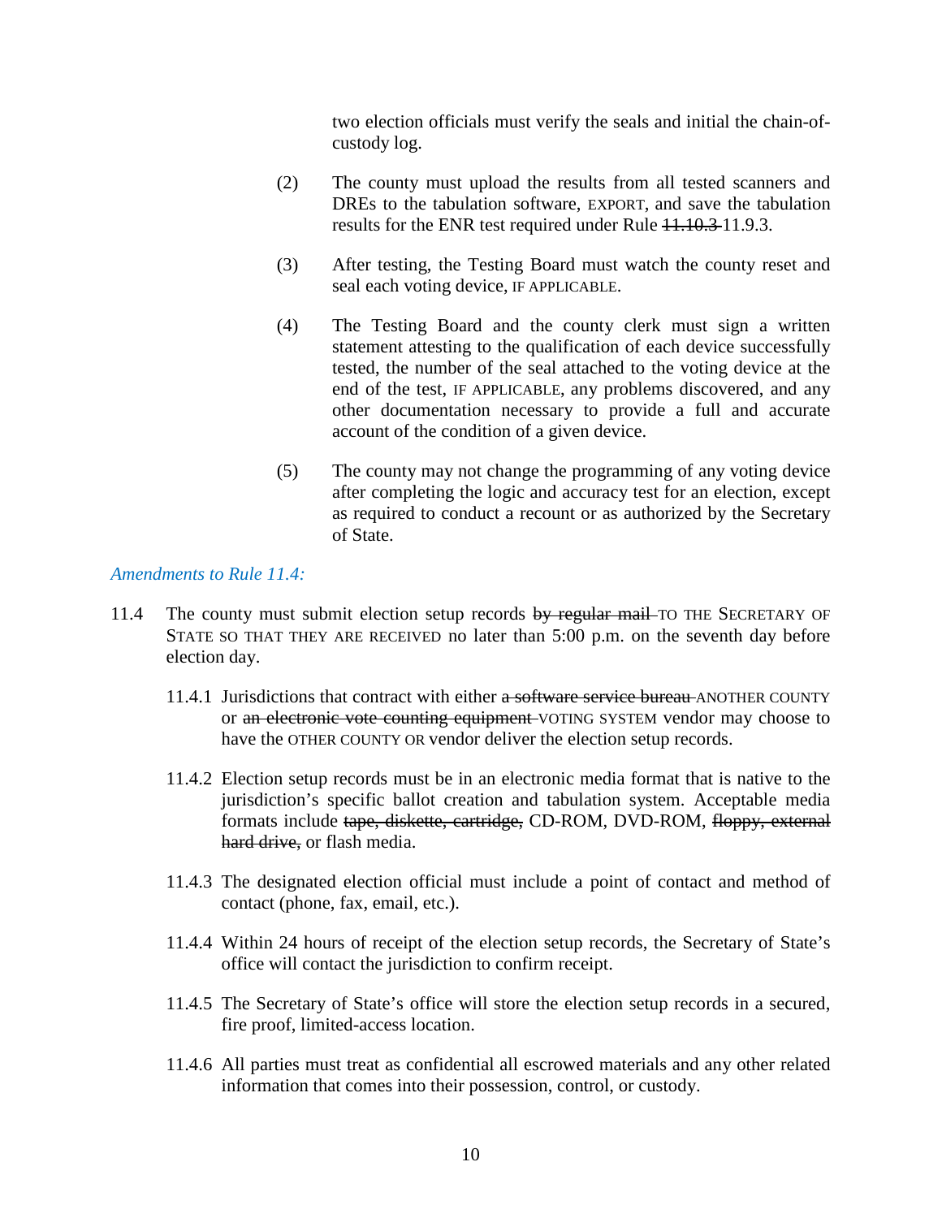two election officials must verify the seals and initial the chain-of-custody log.

(2) The county must upload the results from all tested scanners and DREs to the tabulation software, EXPORT, and save the tabulation results for the ENR test required under Rule ~~11.10.3~~ 11.9.3.

(3) After testing, the Testing Board must watch the county reset and seal each voting device, IF APPLICABLE.

(4) The Testing Board and the county clerk must sign a written statement attesting to the qualification of each device successfully tested, the number of the seal attached to the voting device at the end of the test, IF APPLICABLE, any problems discovered, and any other documentation necessary to provide a full and accurate account of the condition of a given device.

(5) The county may not change the programming of any voting device after completing the logic and accuracy test for an election, except as required to conduct a recount or as authorized by the Secretary of State.

*Amendments to Rule 11.4:*

11.4 The county must submit election setup records ~~by regular mail~~ TO THE SECRETARY OF STATE SO THAT THEY ARE RECEIVED no later than 5:00 p.m. on the seventh day before election day.

11.4.1 Jurisdictions that contract with either ~~a software service bureau~~ ANOTHER COUNTY or ~~an electronic vote counting equipment~~ VOTING SYSTEM vendor may choose to have the OTHER COUNTY OR vendor deliver the election setup records.

11.4.2 Election setup records must be in an electronic media format that is native to the jurisdiction's specific ballot creation and tabulation system. Acceptable media formats include ~~tape, diskette, cartridge,~~ CD-ROM, DVD-ROM, ~~floppy, external hard drive,~~ or flash media.

11.4.3 The designated election official must include a point of contact and method of contact (phone, fax, email, etc.).

11.4.4 Within 24 hours of receipt of the election setup records, the Secretary of State's office will contact the jurisdiction to confirm receipt.

11.4.5 The Secretary of State's office will store the election setup records in a secured, fire proof, limited-access location.

11.4.6 All parties must treat as confidential all escrowed materials and any other related information that comes into their possession, control, or custody.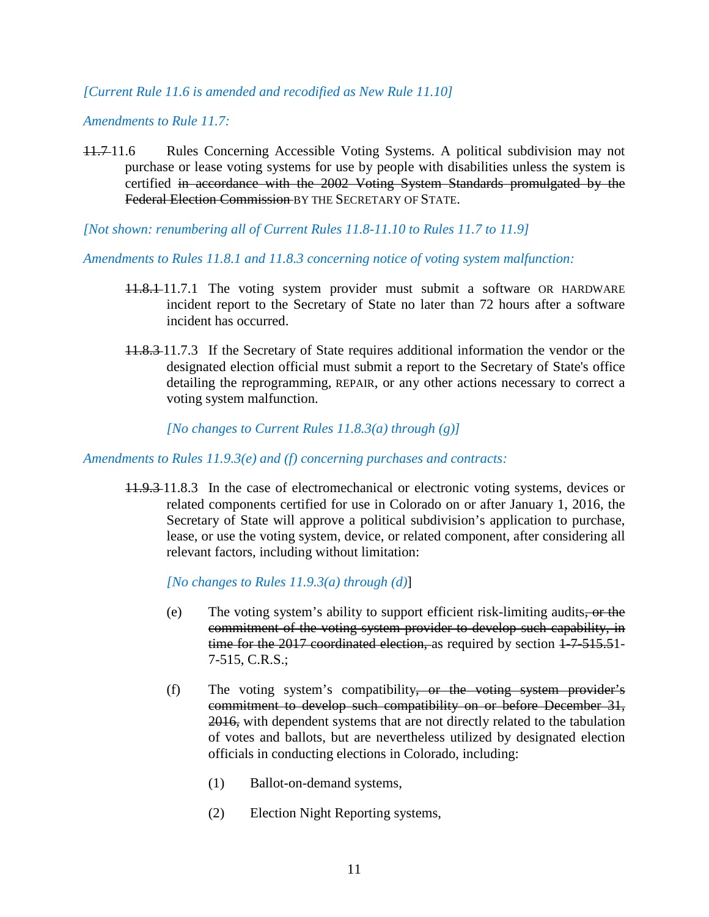*[Current Rule 11.6 is amended and recodified as New Rule 11.10]*

*Amendments to Rule 11.7:*

~~11.7~~ 11.6 Rules Concerning Accessible Voting Systems. A political subdivision may not purchase or lease voting systems for use by people with disabilities unless the system is certified ~~in accordance with the 2002 Voting System Standards promulgated by the Federal Election Commission~~ BY THE SECRETARY OF STATE.

*[Not shown: renumbering all of Current Rules 11.8-11.10 to Rules 11.7 to 11.9]*

*Amendments to Rules 11.8.1 and 11.8.3 concerning notice of voting system malfunction:*

> ~~11.8.1~~ 11.7.1 The voting system provider must submit a software OR HARDWARE incident report to the Secretary of State no later than 72 hours after a software incident has occurred.
>
> ~~11.8.3~~ 11.7.3 If the Secretary of State requires additional information the vendor or the designated election official must submit a report to the Secretary of State's office detailing the reprogramming, REPAIR, or any other actions necessary to correct a voting system malfunction.
>
> *[No changes to Current Rules 11.8.3(a) through (g)]*

*Amendments to Rules 11.9.3(e) and (f) concerning purchases and contracts:*

> ~~11.9.3~~ 11.8.3 In the case of electromechanical or electronic voting systems, devices or related components certified for use in Colorado on or after January 1, 2016, the Secretary of State will approve a political subdivision's application to purchase, lease, or use the voting system, device, or related component, after considering all relevant factors, including without limitation:
>
> *[No changes to Rules 11.9.3(a) through (d)]*
>
> (e) The voting system's ability to support efficient risk-limiting audits~~, or the commitment of the voting system provider to develop such capability, in time for the 2017 coordinated election,~~ as required by section ~~1-7-515.5~~1-7-515, C.R.S.;
>
> (f) The voting system's compatibility~~, or the voting system provider's commitment to develop such compatibility on or before December 31, 2016,~~ with dependent systems that are not directly related to the tabulation of votes and ballots, but are nevertheless utilized by designated election officials in conducting elections in Colorado, including:
>
> (1) Ballot-on-demand systems,
>
> (2) Election Night Reporting systems,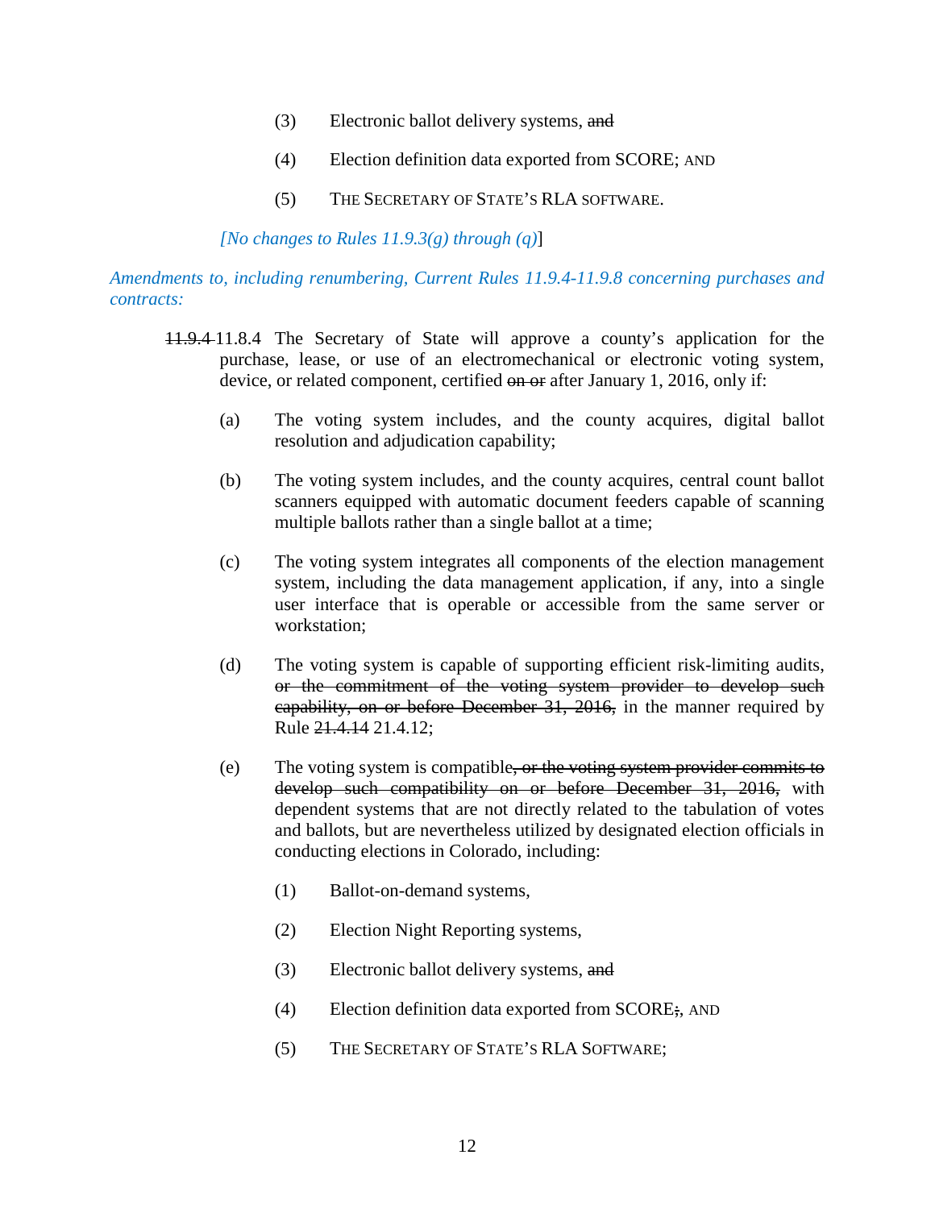(3) Electronic ballot delivery systems, ~~and~~

(4) Election definition data exported from SCORE; AND

(5) THE SECRETARY OF STATE'S RLA SOFTWARE.

*[No changes to Rules 11.9.3(g) through (q)*]

*Amendments to, including renumbering, Current Rules 11.9.4-11.9.8 concerning purchases and contracts:*

~~11.9.4~~ 11.8.4 The Secretary of State will approve a county's application for the purchase, lease, or use of an electromechanical or electronic voting system, device, or related component, certified ~~on or~~ after January 1, 2016, only if:

(a) The voting system includes, and the county acquires, digital ballot resolution and adjudication capability;

(b) The voting system includes, and the county acquires, central count ballot scanners equipped with automatic document feeders capable of scanning multiple ballots rather than a single ballot at a time;

(c) The voting system integrates all components of the election management system, including the data management application, if any, into a single user interface that is operable or accessible from the same server or workstation;

(d) The voting system is capable of supporting efficient risk-limiting audits, ~~or the commitment of the voting system provider to develop such capability, on or before December 31, 2016,~~ in the manner required by Rule ~~21.4.14~~ 21.4.12;

(e) The voting system is compatible~~, or the voting system provider commits to develop such compatibility on or before December 31, 2016,~~ with dependent systems that are not directly related to the tabulation of votes and ballots, but are nevertheless utilized by designated election officials in conducting elections in Colorado, including:

(1) Ballot-on-demand systems,

(2) Election Night Reporting systems,

(3) Electronic ballot delivery systems, ~~and~~

(4) Election definition data exported from SCORE~~;~~, AND

(5) THE SECRETARY OF STATE'S RLA SOFTWARE;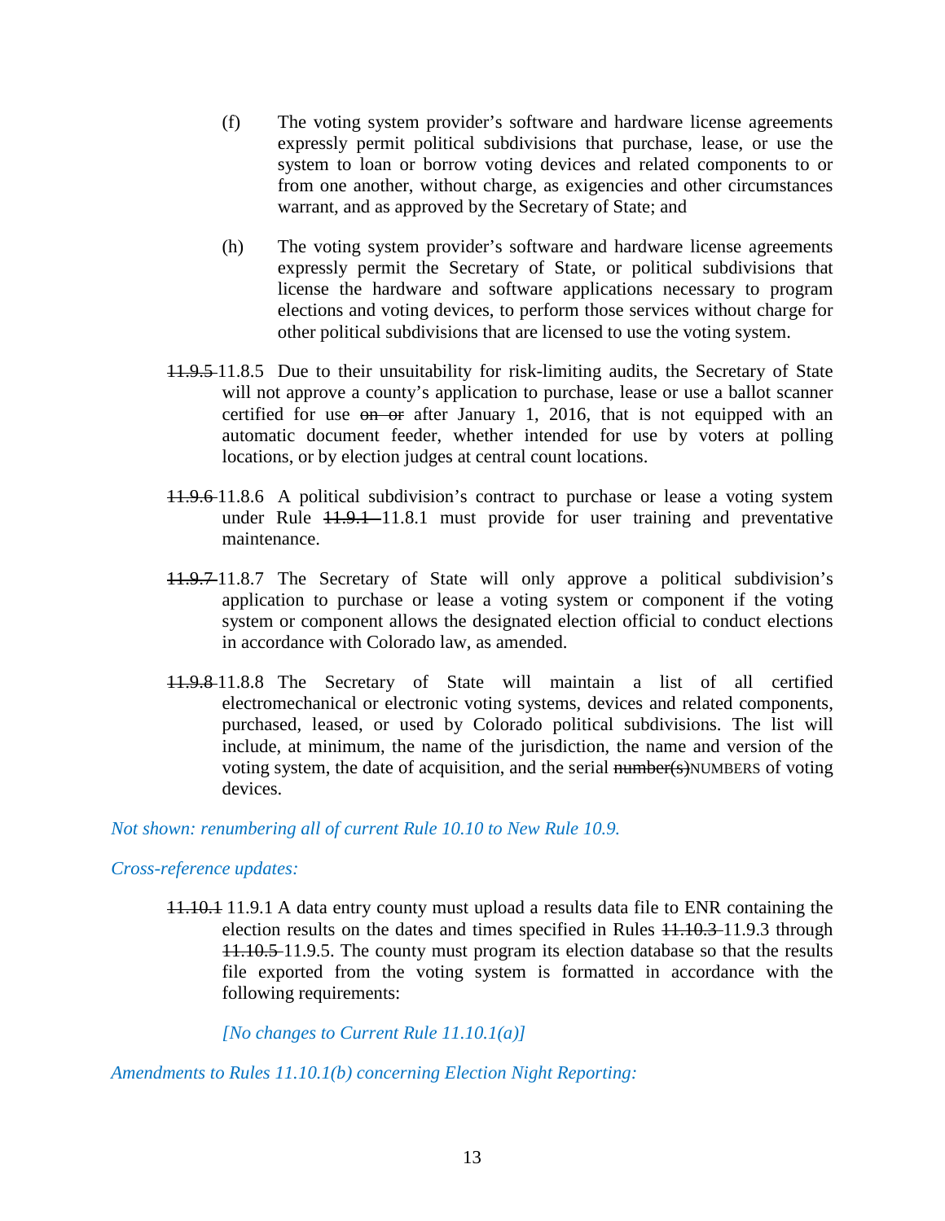(f) The voting system provider's software and hardware license agreements expressly permit political subdivisions that purchase, lease, or use the system to loan or borrow voting devices and related components to or from one another, without charge, as exigencies and other circumstances warrant, and as approved by the Secretary of State; and

(h) The voting system provider's software and hardware license agreements expressly permit the Secretary of State, or political subdivisions that license the hardware and software applications necessary to program elections and voting devices, to perform those services without charge for other political subdivisions that are licensed to use the voting system.

~~11.9.5~~ 11.8.5 Due to their unsuitability for risk-limiting audits, the Secretary of State will not approve a county's application to purchase, lease or use a ballot scanner certified for use ~~on or~~ after January 1, 2016, that is not equipped with an automatic document feeder, whether intended for use by voters at polling locations, or by election judges at central count locations.

~~11.9.6~~ 11.8.6 A political subdivision's contract to purchase or lease a voting system under Rule ~~11.9.1~~ 11.8.1 must provide for user training and preventative maintenance.

~~11.9.7~~ 11.8.7 The Secretary of State will only approve a political subdivision's application to purchase or lease a voting system or component if the voting system or component allows the designated election official to conduct elections in accordance with Colorado law, as amended.

~~11.9.8~~ 11.8.8 The Secretary of State will maintain a list of all certified electromechanical or electronic voting systems, devices and related components, purchased, leased, or used by Colorado political subdivisions. The list will include, at minimum, the name of the jurisdiction, the name and version of the voting system, the date of acquisition, and the serial ~~number(s)~~NUMBERS of voting devices.

*Not shown: renumbering all of current Rule 10.10 to New Rule 10.9.*

*Cross-reference updates:*

~~11.10.1~~ 11.9.1 A data entry county must upload a results data file to ENR containing the election results on the dates and times specified in Rules ~~11.10.3~~ 11.9.3 through ~~11.10.5~~ 11.9.5. The county must program its election database so that the results file exported from the voting system is formatted in accordance with the following requirements:

*[No changes to Current Rule 11.10.1(a)]*

*Amendments to Rules 11.10.1(b) concerning Election Night Reporting:*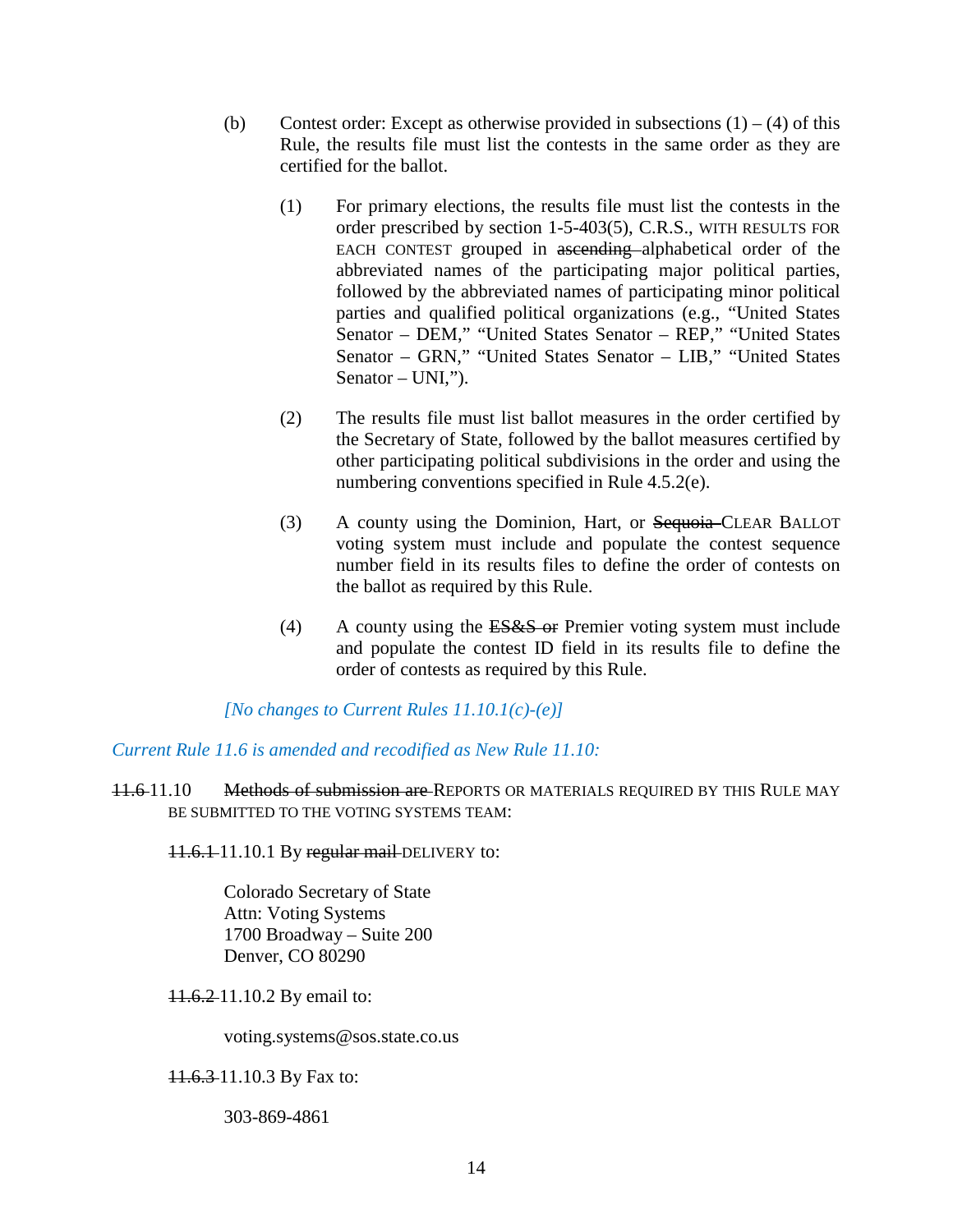(b) Contest order: Except as otherwise provided in subsections (1) – (4) of this Rule, the results file must list the contests in the same order as they are certified for the ballot.

(1) For primary elections, the results file must list the contests in the order prescribed by section 1-5-403(5), C.R.S., WITH RESULTS FOR EACH CONTEST grouped in ~~ascending~~ alphabetical order of the abbreviated names of the participating major political parties, followed by the abbreviated names of participating minor political parties and qualified political organizations (e.g., "United States Senator – DEM," "United States Senator – REP," "United States Senator – GRN," "United States Senator – LIB," "United States Senator – UNI,").

(2) The results file must list ballot measures in the order certified by the Secretary of State, followed by the ballot measures certified by other participating political subdivisions in the order and using the numbering conventions specified in Rule 4.5.2(e).

(3) A county using the Dominion, Hart, or ~~Sequoia~~ CLEAR BALLOT voting system must include and populate the contest sequence number field in its results files to define the order of contests on the ballot as required by this Rule.

(4) A county using the ~~ES&S or~~ Premier voting system must include and populate the contest ID field in its results file to define the order of contests as required by this Rule.

*[No changes to Current Rules 11.10.1(c)-(e)]*

*Current Rule 11.6 is amended and recodified as New Rule 11.10:*

~~11.6~~ 11.10 ~~Methods of submission are~~ REPORTS OR MATERIALS REQUIRED BY THIS RULE MAY BE SUBMITTED TO THE VOTING SYSTEMS TEAM:

~~11.6.1~~ 11.10.1 By ~~regular mail~~ DELIVERY to:

Colorado Secretary of State
Attn: Voting Systems
1700 Broadway – Suite 200
Denver, CO 80290

~~11.6.2~~ 11.10.2 By email to:

voting.systems@sos.state.co.us

~~11.6.3~~ 11.10.3 By Fax to:

303-869-4861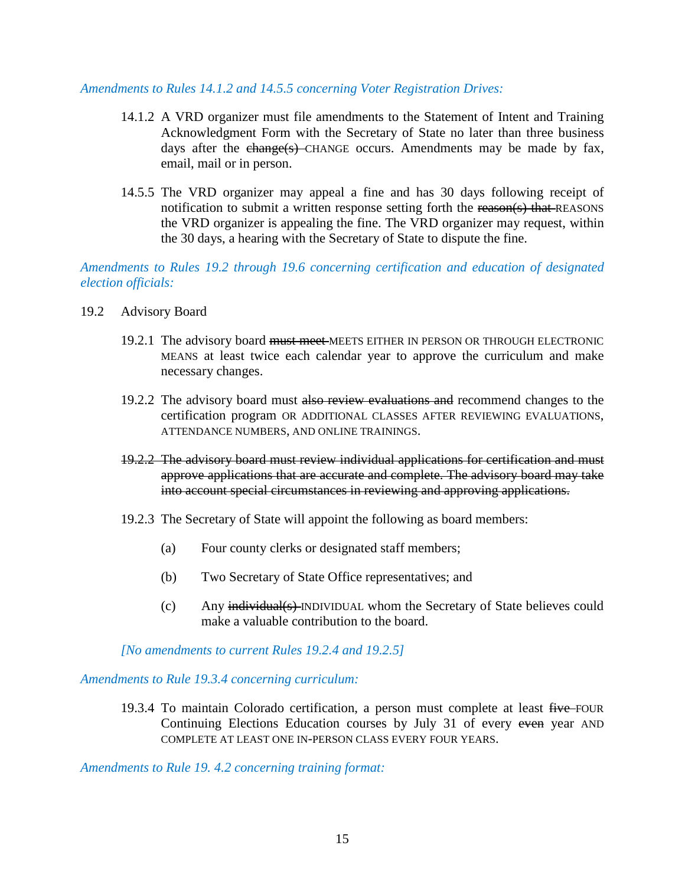*Amendments to Rules 14.1.2 and 14.5.5 concerning Voter Registration Drives:*

14.1.2 A VRD organizer must file amendments to the Statement of Intent and Training Acknowledgment Form with the Secretary of State no later than three business days after the ~~change(s)~~ CHANGE occurs. Amendments may be made by fax, email, mail or in person.

14.5.5 The VRD organizer may appeal a fine and has 30 days following receipt of notification to submit a written response setting forth the ~~reason(s) that~~ REASONS the VRD organizer is appealing the fine. The VRD organizer may request, within the 30 days, a hearing with the Secretary of State to dispute the fine.

*Amendments to Rules 19.2 through 19.6 concerning certification and education of designated election officials:*

19.2 Advisory Board

19.2.1 The advisory board ~~must meet~~ MEETS EITHER IN PERSON OR THROUGH ELECTRONIC MEANS at least twice each calendar year to approve the curriculum and make necessary changes.

19.2.2 The advisory board must ~~also review evaluations and~~ recommend changes to the certification program OR ADDITIONAL CLASSES AFTER REVIEWING EVALUATIONS, ATTENDANCE NUMBERS, AND ONLINE TRAININGS.

~~19.2.2 The advisory board must review individual applications for certification and must approve applications that are accurate and complete. The advisory board may take into account special circumstances in reviewing and approving applications.~~

19.2.3 The Secretary of State will appoint the following as board members:

(a) Four county clerks or designated staff members;

(b) Two Secretary of State Office representatives; and

(c) Any ~~individual(s)~~ INDIVIDUAL whom the Secretary of State believes could make a valuable contribution to the board.

*[No amendments to current Rules 19.2.4 and 19.2.5]*

*Amendments to Rule 19.3.4 concerning curriculum:*

19.3.4 To maintain Colorado certification, a person must complete at least ~~five~~ FOUR Continuing Elections Education courses by July 31 of every ~~even~~ year AND COMPLETE AT LEAST ONE IN-PERSON CLASS EVERY FOUR YEARS.

*Amendments to Rule 19. 4.2 concerning training format:*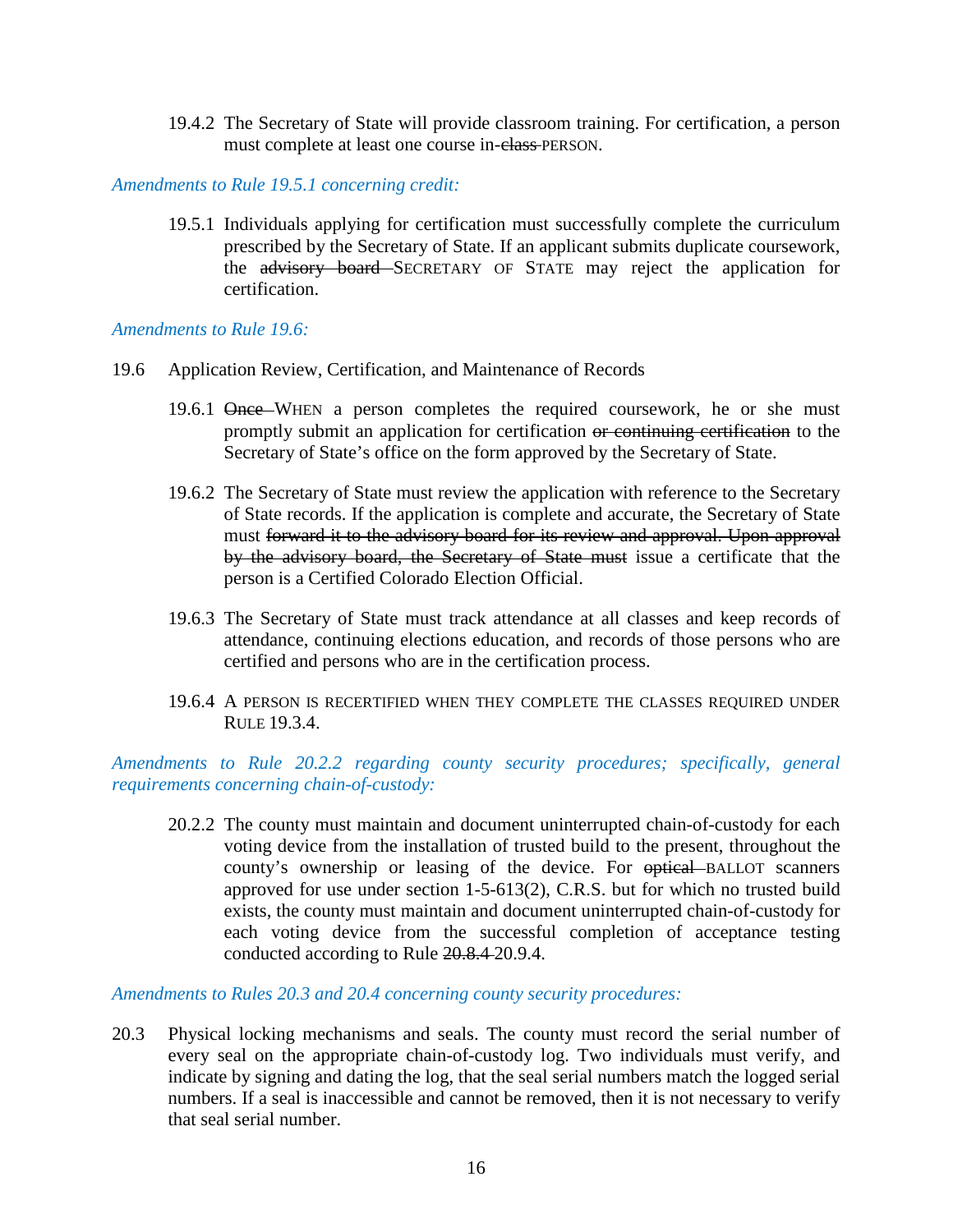19.4.2 The Secretary of State will provide classroom training. For certification, a person must complete at least one course in-~~class~~ PERSON.

*Amendments to Rule 19.5.1 concerning credit:*

19.5.1 Individuals applying for certification must successfully complete the curriculum prescribed by the Secretary of State. If an applicant submits duplicate coursework, the ~~advisory board~~ SECRETARY OF STATE may reject the application for certification.

*Amendments to Rule 19.6:*

19.6 Application Review, Certification, and Maintenance of Records

19.6.1 ~~Once~~ WHEN a person completes the required coursework, he or she must promptly submit an application for certification ~~or continuing certification~~ to the Secretary of State's office on the form approved by the Secretary of State.

19.6.2 The Secretary of State must review the application with reference to the Secretary of State records. If the application is complete and accurate, the Secretary of State must ~~forward it to the advisory board for its review and approval. Upon approval by the advisory board, the Secretary of State must~~ issue a certificate that the person is a Certified Colorado Election Official.

19.6.3 The Secretary of State must track attendance at all classes and keep records of attendance, continuing elections education, and records of those persons who are certified and persons who are in the certification process.

19.6.4 A PERSON IS RECERTIFIED WHEN THEY COMPLETE THE CLASSES REQUIRED UNDER RULE 19.3.4.

*Amendments to Rule 20.2.2 regarding county security procedures; specifically, general requirements concerning chain-of-custody:*

20.2.2 The county must maintain and document uninterrupted chain-of-custody for each voting device from the installation of trusted build to the present, throughout the county's ownership or leasing of the device. For ~~optical~~ BALLOT scanners approved for use under section 1-5-613(2), C.R.S. but for which no trusted build exists, the county must maintain and document uninterrupted chain-of-custody for each voting device from the successful completion of acceptance testing conducted according to Rule ~~20.8.4~~ 20.9.4.

*Amendments to Rules 20.3 and 20.4 concerning county security procedures:*

20.3 Physical locking mechanisms and seals. The county must record the serial number of every seal on the appropriate chain-of-custody log. Two individuals must verify, and indicate by signing and dating the log, that the seal serial numbers match the logged serial numbers. If a seal is inaccessible and cannot be removed, then it is not necessary to verify that seal serial number.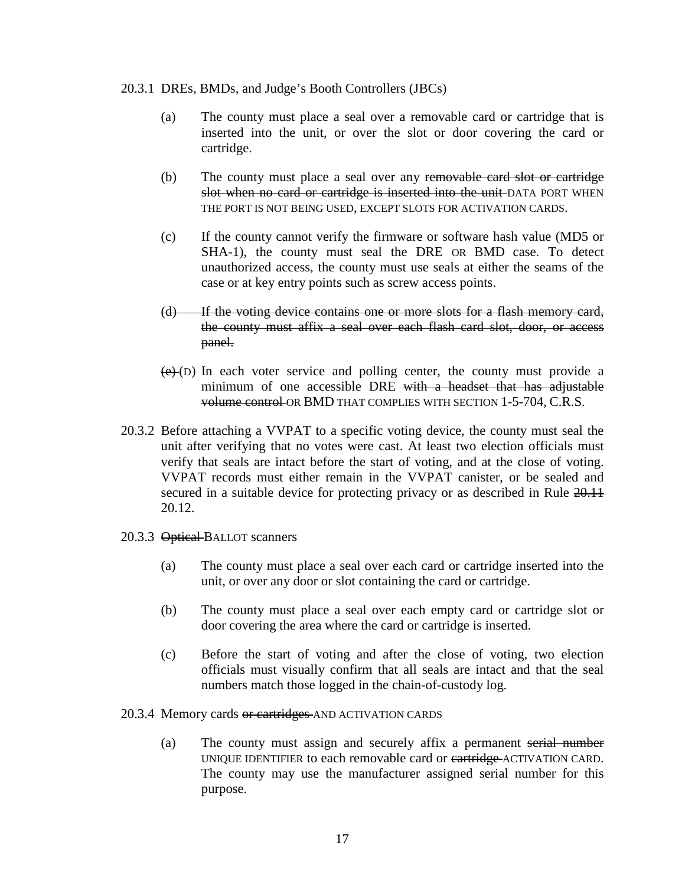20.3.1 DREs, BMDs, and Judge's Booth Controllers (JBCs)

(a) The county must place a seal over a removable card or cartridge that is inserted into the unit, or over the slot or door covering the card or cartridge.

(b) The county must place a seal over any ~~removable card slot or cartridge slot when no card or cartridge is inserted into the unit~~ DATA PORT WHEN THE PORT IS NOT BEING USED, EXCEPT SLOTS FOR ACTIVATION CARDS.

(c) If the county cannot verify the firmware or software hash value (MD5 or SHA-1), the county must seal the DRE OR BMD case. To detect unauthorized access, the county must use seals at either the seams of the case or at key entry points such as screw access points.

~~(d) If the voting device contains one or more slots for a flash memory card, the county must affix a seal over each flash card slot, door, or access panel.~~

~~(e)~~ (D) In each voter service and polling center, the county must provide a minimum of one accessible DRE ~~with a headset that has adjustable volume control~~ OR BMD THAT COMPLIES WITH SECTION 1-5-704, C.R.S.

20.3.2 Before attaching a VVPAT to a specific voting device, the county must seal the unit after verifying that no votes were cast. At least two election officials must verify that seals are intact before the start of voting, and at the close of voting. VVPAT records must either remain in the VVPAT canister, or be sealed and secured in a suitable device for protecting privacy or as described in Rule ~~20.11~~ 20.12.

20.3.3 ~~Optical~~ BALLOT scanners

(a) The county must place a seal over each card or cartridge inserted into the unit, or over any door or slot containing the card or cartridge.

(b) The county must place a seal over each empty card or cartridge slot or door covering the area where the card or cartridge is inserted.

(c) Before the start of voting and after the close of voting, two election officials must visually confirm that all seals are intact and that the seal numbers match those logged in the chain-of-custody log.

20.3.4 Memory cards ~~or cartridges~~ AND ACTIVATION CARDS

(a) The county must assign and securely affix a permanent ~~serial number~~ UNIQUE IDENTIFIER to each removable card or ~~cartridge~~ ACTIVATION CARD. The county may use the manufacturer assigned serial number for this purpose.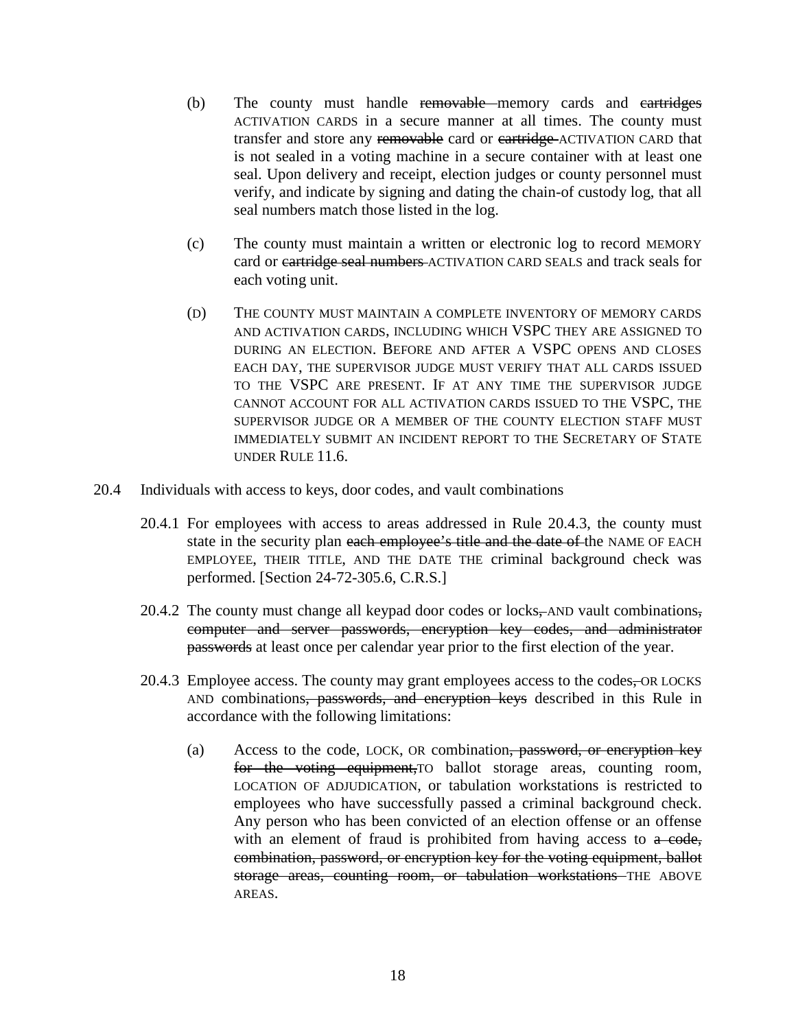(b) The county must handle ~~removable~~ memory cards and ~~cartridges~~ ACTIVATION CARDS in a secure manner at all times. The county must transfer and store any ~~removable~~ card or ~~cartridge~~ ACTIVATION CARD that is not sealed in a voting machine in a secure container with at least one seal. Upon delivery and receipt, election judges or county personnel must verify, and indicate by signing and dating the chain-of custody log, that all seal numbers match those listed in the log.

(c) The county must maintain a written or electronic log to record MEMORY card or ~~cartridge seal numbers~~ ACTIVATION CARD SEALS and track seals for each voting unit.

(D) THE COUNTY MUST MAINTAIN A COMPLETE INVENTORY OF MEMORY CARDS AND ACTIVATION CARDS, INCLUDING WHICH VSPC THEY ARE ASSIGNED TO DURING AN ELECTION. BEFORE AND AFTER A VSPC OPENS AND CLOSES EACH DAY, THE SUPERVISOR JUDGE MUST VERIFY THAT ALL CARDS ISSUED TO THE VSPC ARE PRESENT. IF AT ANY TIME THE SUPERVISOR JUDGE CANNOT ACCOUNT FOR ALL ACTIVATION CARDS ISSUED TO THE VSPC, THE SUPERVISOR JUDGE OR A MEMBER OF THE COUNTY ELECTION STAFF MUST IMMEDIATELY SUBMIT AN INCIDENT REPORT TO THE SECRETARY OF STATE UNDER RULE 11.6.

20.4 Individuals with access to keys, door codes, and vault combinations

20.4.1 For employees with access to areas addressed in Rule 20.4.3, the county must state in the security plan ~~each employee's title and the date of~~ the NAME OF EACH EMPLOYEE, THEIR TITLE, AND THE DATE THE criminal background check was performed. [Section 24-72-305.6, C.R.S.]

20.4.2 The county must change all keypad door codes or locks~~,~~ AND vault combinations~~, computer and server passwords, encryption key codes, and administrator passwords~~ at least once per calendar year prior to the first election of the year.

20.4.3 Employee access. The county may grant employees access to the codes~~,~~ OR LOCKS AND combinations~~, passwords, and encryption keys~~ described in this Rule in accordance with the following limitations:

(a) Access to the code, LOCK, OR combination~~, password, or encryption key for the voting equipment,~~ TO ballot storage areas, counting room, LOCATION OF ADJUDICATION, or tabulation workstations is restricted to employees who have successfully passed a criminal background check. Any person who has been convicted of an election offense or an offense with an element of fraud is prohibited from having access to ~~a code, combination, password, or encryption key for the voting equipment, ballot storage areas, counting room, or tabulation workstations~~ THE ABOVE AREAS.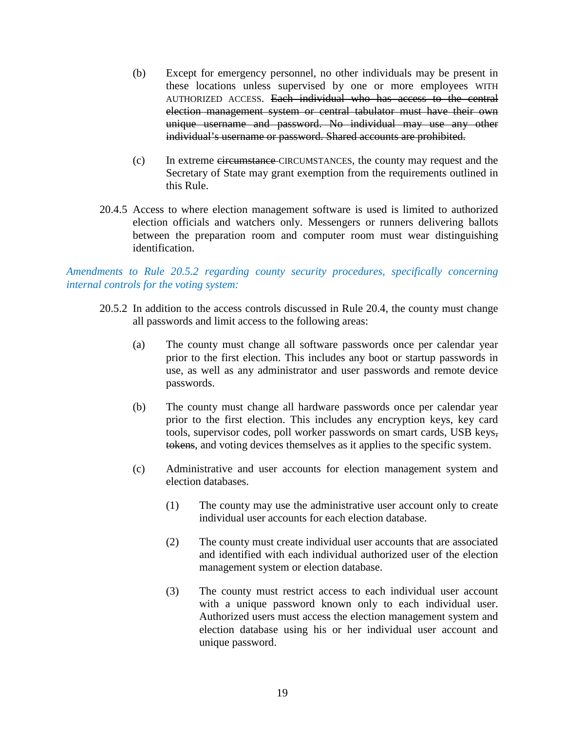(b) Except for emergency personnel, no other individuals may be present in these locations unless supervised by one or more employees WITH AUTHORIZED ACCESS. ~~Each individual who has access to the central election management system or central tabulator must have their own unique username and password. No individual may use any other individual's username or password. Shared accounts are prohibited.~~

(c) In extreme ~~circumstance~~ CIRCUMSTANCES, the county may request and the Secretary of State may grant exemption from the requirements outlined in this Rule.

20.4.5 Access to where election management software is used is limited to authorized election officials and watchers only. Messengers or runners delivering ballots between the preparation room and computer room must wear distinguishing identification.

*Amendments to Rule 20.5.2 regarding county security procedures, specifically concerning internal controls for the voting system:*

20.5.2 In addition to the access controls discussed in Rule 20.4, the county must change all passwords and limit access to the following areas:

(a) The county must change all software passwords once per calendar year prior to the first election. This includes any boot or startup passwords in use, as well as any administrator and user passwords and remote device passwords.

(b) The county must change all hardware passwords once per calendar year prior to the first election. This includes any encryption keys, key card tools, supervisor codes, poll worker passwords on smart cards, USB keys~~, tokens~~, and voting devices themselves as it applies to the specific system.

(c) Administrative and user accounts for election management system and election databases.

(1) The county may use the administrative user account only to create individual user accounts for each election database.

(2) The county must create individual user accounts that are associated and identified with each individual authorized user of the election management system or election database.

(3) The county must restrict access to each individual user account with a unique password known only to each individual user. Authorized users must access the election management system and election database using his or her individual user account and unique password.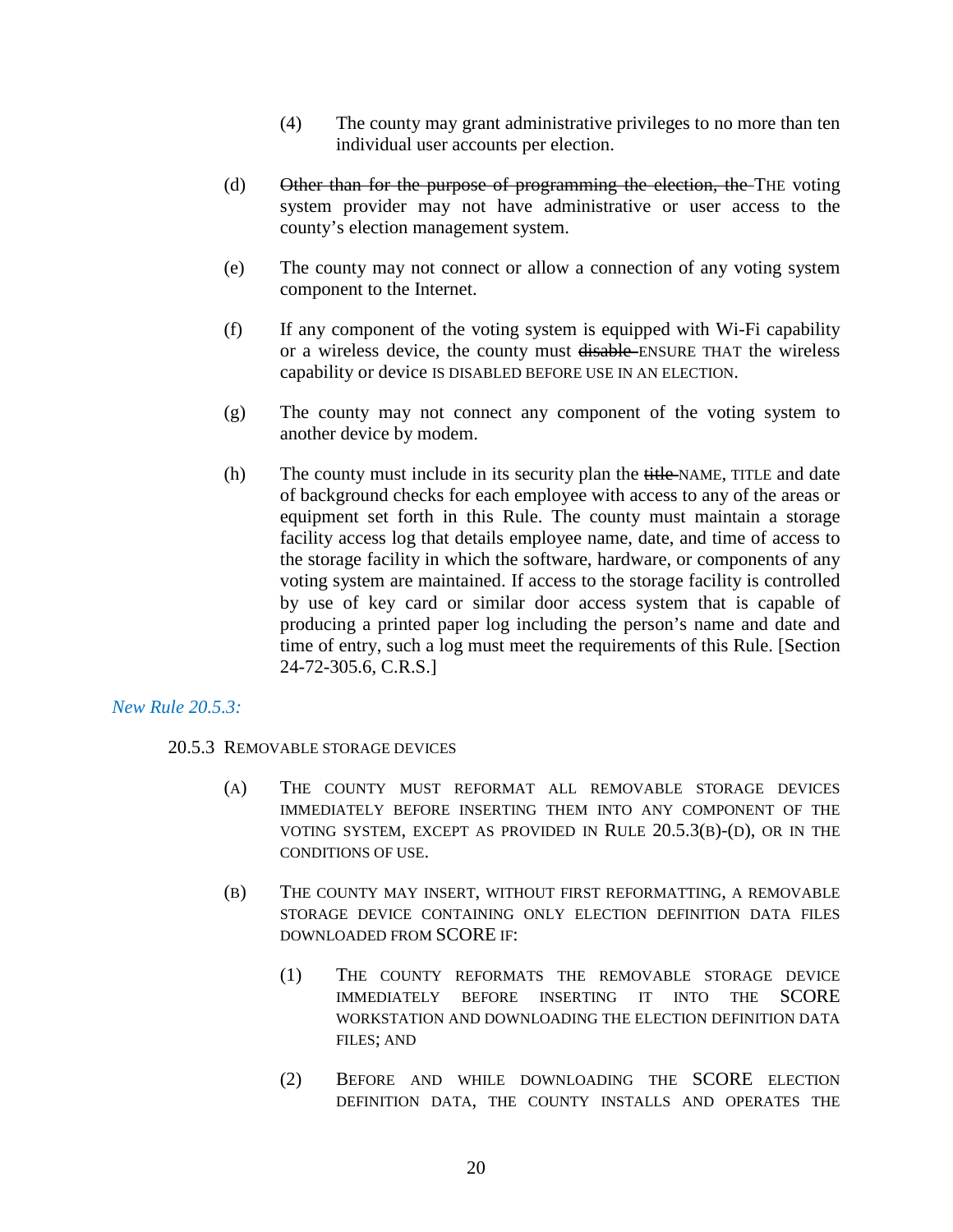(4) The county may grant administrative privileges to no more than ten individual user accounts per election.

(d) ~~Other than for the purpose of programming the election, the~~ THE voting system provider may not have administrative or user access to the county's election management system.

(e) The county may not connect or allow a connection of any voting system component to the Internet.

(f) If any component of the voting system is equipped with Wi-Fi capability or a wireless device, the county must ~~disable~~ ENSURE THAT the wireless capability or device IS DISABLED BEFORE USE IN AN ELECTION.

(g) The county may not connect any component of the voting system to another device by modem.

(h) The county must include in its security plan the ~~title~~ NAME, TITLE and date of background checks for each employee with access to any of the areas or equipment set forth in this Rule. The county must maintain a storage facility access log that details employee name, date, and time of access to the storage facility in which the software, hardware, or components of any voting system are maintained. If access to the storage facility is controlled by use of key card or similar door access system that is capable of producing a printed paper log including the person's name and date and time of entry, such a log must meet the requirements of this Rule. [Section 24-72-305.6, C.R.S.]

*New Rule 20.5.3:*

20.5.3 REMOVABLE STORAGE DEVICES

(A) THE COUNTY MUST REFORMAT ALL REMOVABLE STORAGE DEVICES IMMEDIATELY BEFORE INSERTING THEM INTO ANY COMPONENT OF THE VOTING SYSTEM, EXCEPT AS PROVIDED IN RULE 20.5.3(B)-(D), OR IN THE CONDITIONS OF USE.

(B) THE COUNTY MAY INSERT, WITHOUT FIRST REFORMATTING, A REMOVABLE STORAGE DEVICE CONTAINING ONLY ELECTION DEFINITION DATA FILES DOWNLOADED FROM SCORE IF:

(1) THE COUNTY REFORMATS THE REMOVABLE STORAGE DEVICE IMMEDIATELY BEFORE INSERTING IT INTO THE SCORE WORKSTATION AND DOWNLOADING THE ELECTION DEFINITION DATA FILES; AND

(2) BEFORE AND WHILE DOWNLOADING THE SCORE ELECTION DEFINITION DATA, THE COUNTY INSTALLS AND OPERATES THE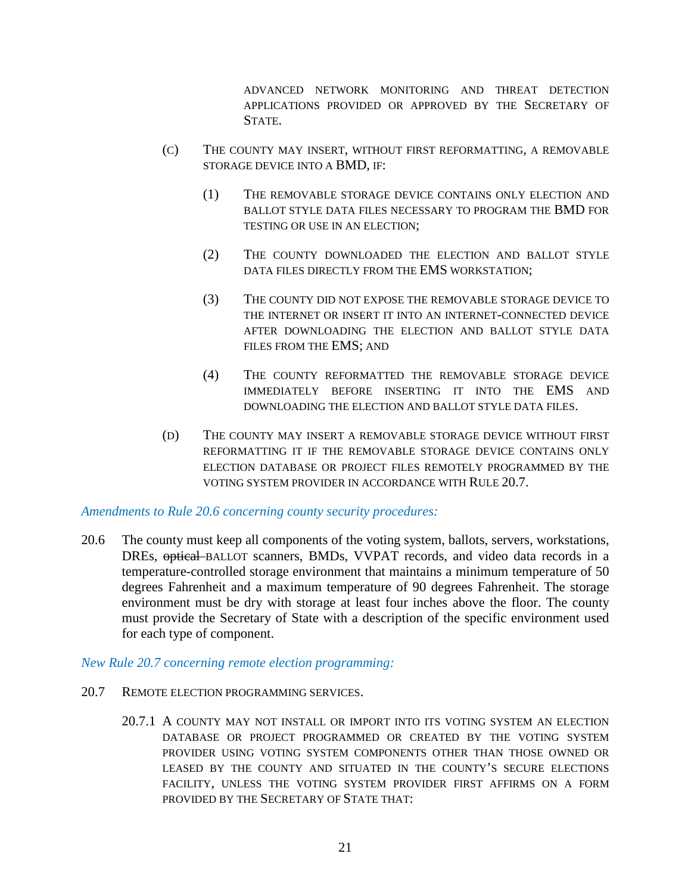ADVANCED NETWORK MONITORING AND THREAT DETECTION APPLICATIONS PROVIDED OR APPROVED BY THE SECRETARY OF STATE.

(C) THE COUNTY MAY INSERT, WITHOUT FIRST REFORMATTING, A REMOVABLE STORAGE DEVICE INTO A BMD, IF:

(1) THE REMOVABLE STORAGE DEVICE CONTAINS ONLY ELECTION AND BALLOT STYLE DATA FILES NECESSARY TO PROGRAM THE BMD FOR TESTING OR USE IN AN ELECTION;

(2) THE COUNTY DOWNLOADED THE ELECTION AND BALLOT STYLE DATA FILES DIRECTLY FROM THE EMS WORKSTATION;

(3) THE COUNTY DID NOT EXPOSE THE REMOVABLE STORAGE DEVICE TO THE INTERNET OR INSERT IT INTO AN INTERNET-CONNECTED DEVICE AFTER DOWNLOADING THE ELECTION AND BALLOT STYLE DATA FILES FROM THE EMS; AND

(4) THE COUNTY REFORMATTED THE REMOVABLE STORAGE DEVICE IMMEDIATELY BEFORE INSERTING IT INTO THE EMS AND DOWNLOADING THE ELECTION AND BALLOT STYLE DATA FILES.

(D) THE COUNTY MAY INSERT A REMOVABLE STORAGE DEVICE WITHOUT FIRST REFORMATTING IT IF THE REMOVABLE STORAGE DEVICE CONTAINS ONLY ELECTION DATABASE OR PROJECT FILES REMOTELY PROGRAMMED BY THE VOTING SYSTEM PROVIDER IN ACCORDANCE WITH RULE 20.7.

*Amendments to Rule 20.6 concerning county security procedures:*

20.6 The county must keep all components of the voting system, ballots, servers, workstations, DREs, ~~optical~~ BALLOT scanners, BMDs, VVPAT records, and video data records in a temperature-controlled storage environment that maintains a minimum temperature of 50 degrees Fahrenheit and a maximum temperature of 90 degrees Fahrenheit. The storage environment must be dry with storage at least four inches above the floor. The county must provide the Secretary of State with a description of the specific environment used for each type of component.

*New Rule 20.7 concerning remote election programming:*

20.7 REMOTE ELECTION PROGRAMMING SERVICES.

20.7.1 A COUNTY MAY NOT INSTALL OR IMPORT INTO ITS VOTING SYSTEM AN ELECTION DATABASE OR PROJECT PROGRAMMED OR CREATED BY THE VOTING SYSTEM PROVIDER USING VOTING SYSTEM COMPONENTS OTHER THAN THOSE OWNED OR LEASED BY THE COUNTY AND SITUATED IN THE COUNTY'S SECURE ELECTIONS FACILITY, UNLESS THE VOTING SYSTEM PROVIDER FIRST AFFIRMS ON A FORM PROVIDED BY THE SECRETARY OF STATE THAT: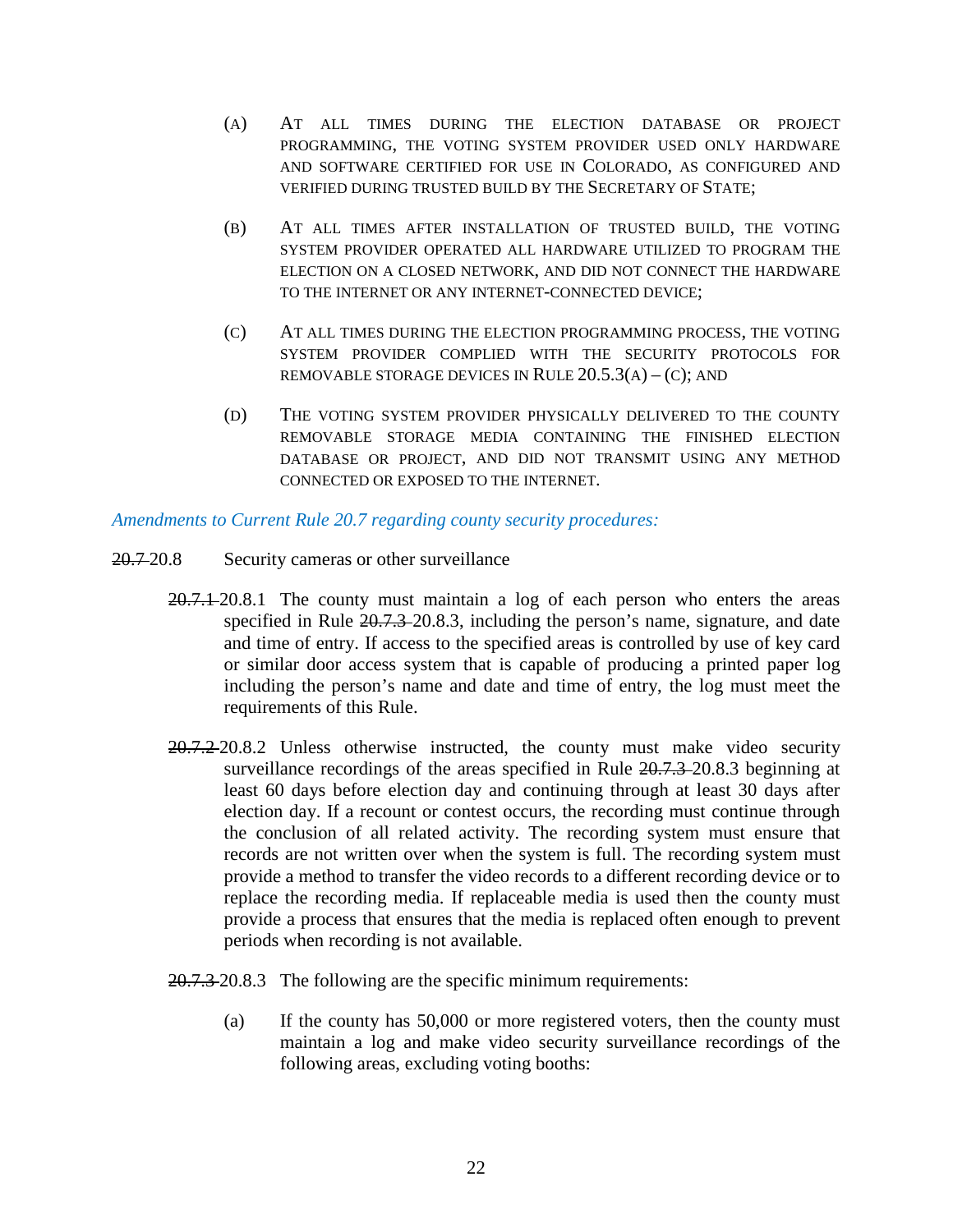(A) AT ALL TIMES DURING THE ELECTION DATABASE OR PROJECT PROGRAMMING, THE VOTING SYSTEM PROVIDER USED ONLY HARDWARE AND SOFTWARE CERTIFIED FOR USE IN COLORADO, AS CONFIGURED AND VERIFIED DURING TRUSTED BUILD BY THE SECRETARY OF STATE;

(B) AT ALL TIMES AFTER INSTALLATION OF TRUSTED BUILD, THE VOTING SYSTEM PROVIDER OPERATED ALL HARDWARE UTILIZED TO PROGRAM THE ELECTION ON A CLOSED NETWORK, AND DID NOT CONNECT THE HARDWARE TO THE INTERNET OR ANY INTERNET-CONNECTED DEVICE;

(C) AT ALL TIMES DURING THE ELECTION PROGRAMMING PROCESS, THE VOTING SYSTEM PROVIDER COMPLIED WITH THE SECURITY PROTOCOLS FOR REMOVABLE STORAGE DEVICES IN RULE 20.5.3(A) – (C); AND

(D) THE VOTING SYSTEM PROVIDER PHYSICALLY DELIVERED TO THE COUNTY REMOVABLE STORAGE MEDIA CONTAINING THE FINISHED ELECTION DATABASE OR PROJECT, AND DID NOT TRANSMIT USING ANY METHOD CONNECTED OR EXPOSED TO THE INTERNET.

*Amendments to Current Rule 20.7 regarding county security procedures:*

~~20.7~~ 20.8 Security cameras or other surveillance

~~20.7.1~~ 20.8.1 The county must maintain a log of each person who enters the areas specified in Rule ~~20.7.3~~ 20.8.3, including the person's name, signature, and date and time of entry. If access to the specified areas is controlled by use of key card or similar door access system that is capable of producing a printed paper log including the person's name and date and time of entry, the log must meet the requirements of this Rule.

~~20.7.2~~ 20.8.2 Unless otherwise instructed, the county must make video security surveillance recordings of the areas specified in Rule ~~20.7.3~~ 20.8.3 beginning at least 60 days before election day and continuing through at least 30 days after election day. If a recount or contest occurs, the recording must continue through the conclusion of all related activity. The recording system must ensure that records are not written over when the system is full. The recording system must provide a method to transfer the video records to a different recording device or to replace the recording media. If replaceable media is used then the county must provide a process that ensures that the media is replaced often enough to prevent periods when recording is not available.

~~20.7.3~~ 20.8.3 The following are the specific minimum requirements:

(a) If the county has 50,000 or more registered voters, then the county must maintain a log and make video security surveillance recordings of the following areas, excluding voting booths: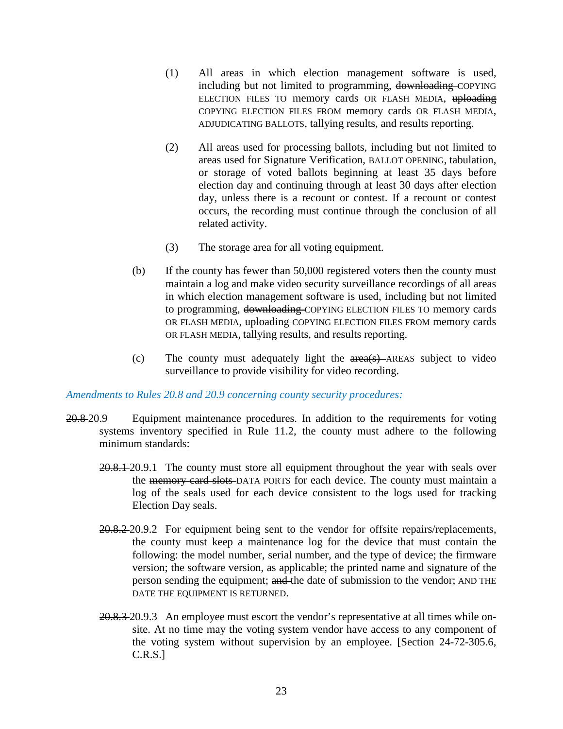(1) All areas in which election management software is used, including but not limited to programming, ~~downloading~~ COPYING ELECTION FILES TO memory cards OR FLASH MEDIA, ~~uploading~~ COPYING ELECTION FILES FROM memory cards OR FLASH MEDIA, ADJUDICATING BALLOTS, tallying results, and results reporting.

(2) All areas used for processing ballots, including but not limited to areas used for Signature Verification, BALLOT OPENING, tabulation, or storage of voted ballots beginning at least 35 days before election day and continuing through at least 30 days after election day, unless there is a recount or contest. If a recount or contest occurs, the recording must continue through the conclusion of all related activity.

(3) The storage area for all voting equipment.

(b) If the county has fewer than 50,000 registered voters then the county must maintain a log and make video security surveillance recordings of all areas in which election management software is used, including but not limited to programming, ~~downloading~~ COPYING ELECTION FILES TO memory cards OR FLASH MEDIA, ~~uploading~~ COPYING ELECTION FILES FROM memory cards OR FLASH MEDIA, tallying results, and results reporting.

(c) The county must adequately light the ~~area(s)~~ AREAS subject to video surveillance to provide visibility for video recording.

*Amendments to Rules 20.8 and 20.9 concerning county security procedures:*

~~20.8~~ 20.9 Equipment maintenance procedures. In addition to the requirements for voting systems inventory specified in Rule 11.2, the county must adhere to the following minimum standards:

~~20.8.1~~ 20.9.1 The county must store all equipment throughout the year with seals over the ~~memory card slots~~ DATA PORTS for each device. The county must maintain a log of the seals used for each device consistent to the logs used for tracking Election Day seals.

~~20.8.2~~ 20.9.2 For equipment being sent to the vendor for offsite repairs/replacements, the county must keep a maintenance log for the device that must contain the following: the model number, serial number, and the type of device; the firmware version; the software version, as applicable; the printed name and signature of the person sending the equipment; ~~and~~ the date of submission to the vendor; AND THE DATE THE EQUIPMENT IS RETURNED.

~~20.8.3~~ 20.9.3 An employee must escort the vendor's representative at all times while on-site. At no time may the voting system vendor have access to any component of the voting system without supervision by an employee. [Section 24-72-305.6, C.R.S.]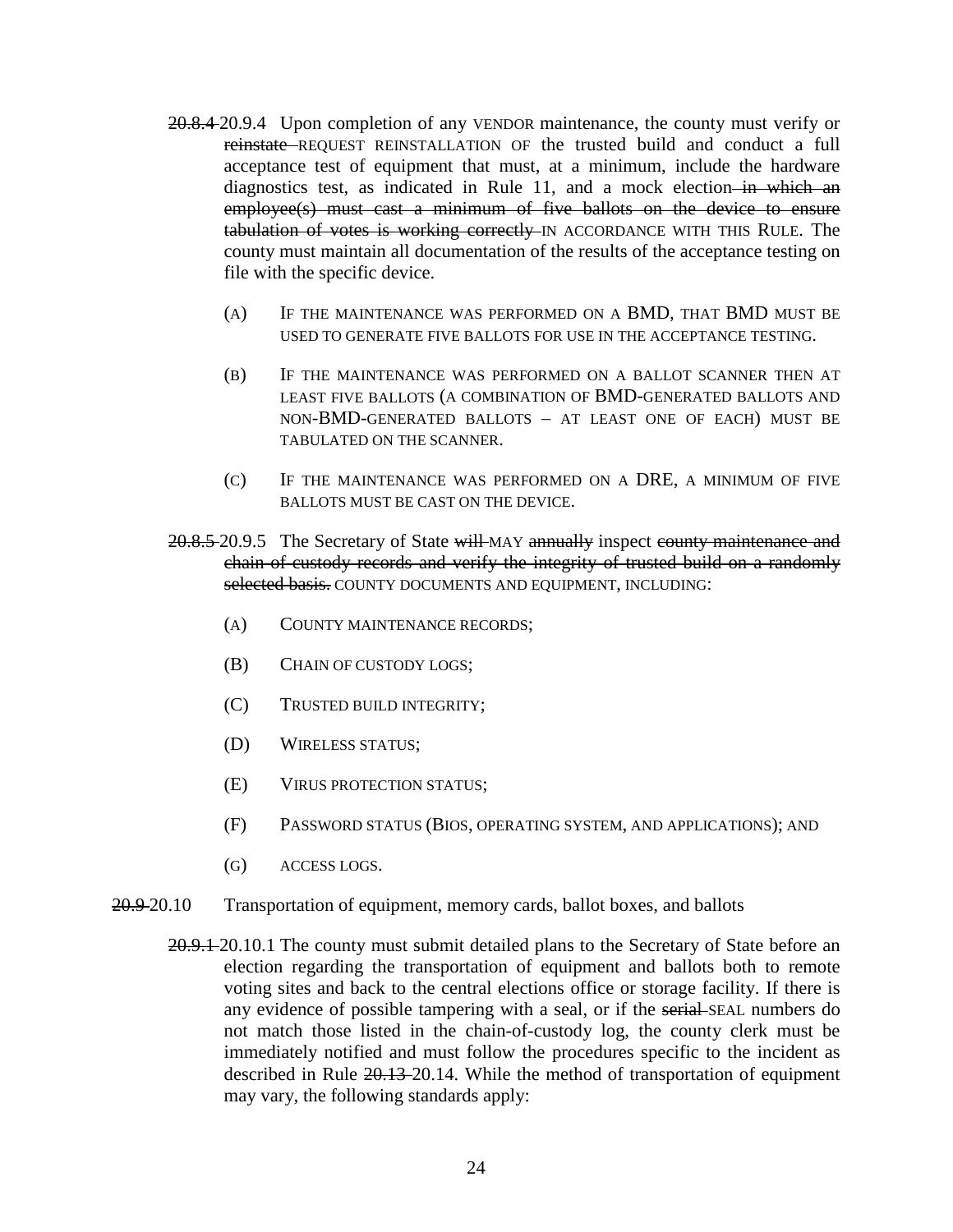~~20.8.4~~ 20.9.4 Upon completion of any VENDOR maintenance, the county must verify or ~~reinstate~~ REQUEST REINSTALLATION OF the trusted build and conduct a full acceptance test of equipment that must, at a minimum, include the hardware diagnostics test, as indicated in Rule 11, and a mock election ~~in which an employee(s) must cast a minimum of five ballots on the device to ensure tabulation of votes is working correctly~~ IN ACCORDANCE WITH THIS RULE. The county must maintain all documentation of the results of the acceptance testing on file with the specific device.

(A) IF THE MAINTENANCE WAS PERFORMED ON A BMD, THAT BMD MUST BE USED TO GENERATE FIVE BALLOTS FOR USE IN THE ACCEPTANCE TESTING.

(B) IF THE MAINTENANCE WAS PERFORMED ON A BALLOT SCANNER THEN AT LEAST FIVE BALLOTS (A COMBINATION OF BMD-GENERATED BALLOTS AND NON-BMD-GENERATED BALLOTS – AT LEAST ONE OF EACH) MUST BE TABULATED ON THE SCANNER.

(C) IF THE MAINTENANCE WAS PERFORMED ON A DRE, A MINIMUM OF FIVE BALLOTS MUST BE CAST ON THE DEVICE.

~~20.8.5~~ 20.9.5 The Secretary of State ~~will~~ MAY ~~annually~~ inspect ~~county maintenance and chain-of-custody records and verify the integrity of trusted build on a randomly selected basis.~~ COUNTY DOCUMENTS AND EQUIPMENT, INCLUDING:

(A) COUNTY MAINTENANCE RECORDS;

(B) CHAIN OF CUSTODY LOGS;

(C) TRUSTED BUILD INTEGRITY;

(D) WIRELESS STATUS;

(E) VIRUS PROTECTION STATUS;

(F) PASSWORD STATUS (BIOS, OPERATING SYSTEM, AND APPLICATIONS); AND

(G) ACCESS LOGS.

~~20.9~~ 20.10 Transportation of equipment, memory cards, ballot boxes, and ballots

~~20.9.1~~ 20.10.1 The county must submit detailed plans to the Secretary of State before an election regarding the transportation of equipment and ballots both to remote voting sites and back to the central elections office or storage facility. If there is any evidence of possible tampering with a seal, or if the ~~serial~~ SEAL numbers do not match those listed in the chain-of-custody log, the county clerk must be immediately notified and must follow the procedures specific to the incident as described in Rule ~~20.13~~ 20.14. While the method of transportation of equipment may vary, the following standards apply: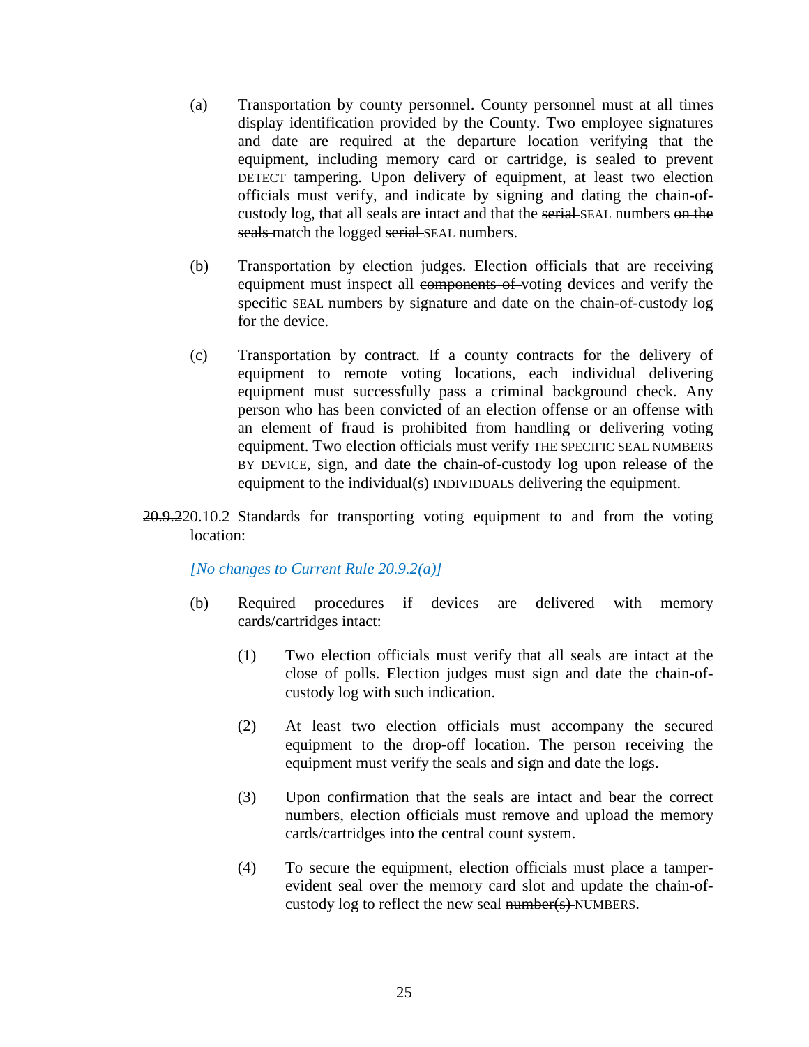(a) Transportation by county personnel. County personnel must at all times display identification provided by the County. Two employee signatures and date are required at the departure location verifying that the equipment, including memory card or cartridge, is sealed to ~~prevent~~ DETECT tampering. Upon delivery of equipment, at least two election officials must verify, and indicate by signing and dating the chain-of-custody log, that all seals are intact and that the ~~serial~~ SEAL numbers ~~on the seals~~ match the logged ~~serial~~ SEAL numbers.

(b) Transportation by election judges. Election officials that are receiving equipment must inspect all ~~components of~~ voting devices and verify the specific SEAL numbers by signature and date on the chain-of-custody log for the device.

(c) Transportation by contract. If a county contracts for the delivery of equipment to remote voting locations, each individual delivering equipment must successfully pass a criminal background check. Any person who has been convicted of an election offense or an offense with an element of fraud is prohibited from handling or delivering voting equipment. Two election officials must verify THE SPECIFIC SEAL NUMBERS BY DEVICE, sign, and date the chain-of-custody log upon release of the equipment to the ~~individual(s)~~ INDIVIDUALS delivering the equipment.

~~20.9.2~~20.10.2 Standards for transporting voting equipment to and from the voting location:

*[No changes to Current Rule 20.9.2(a)]*

(b) Required procedures if devices are delivered with memory cards/cartridges intact:

(1) Two election officials must verify that all seals are intact at the close of polls. Election judges must sign and date the chain-of-custody log with such indication.

(2) At least two election officials must accompany the secured equipment to the drop-off location. The person receiving the equipment must verify the seals and sign and date the logs.

(3) Upon confirmation that the seals are intact and bear the correct numbers, election officials must remove and upload the memory cards/cartridges into the central count system.

(4) To secure the equipment, election officials must place a tamper-evident seal over the memory card slot and update the chain-of-custody log to reflect the new seal ~~number(s)~~ NUMBERS.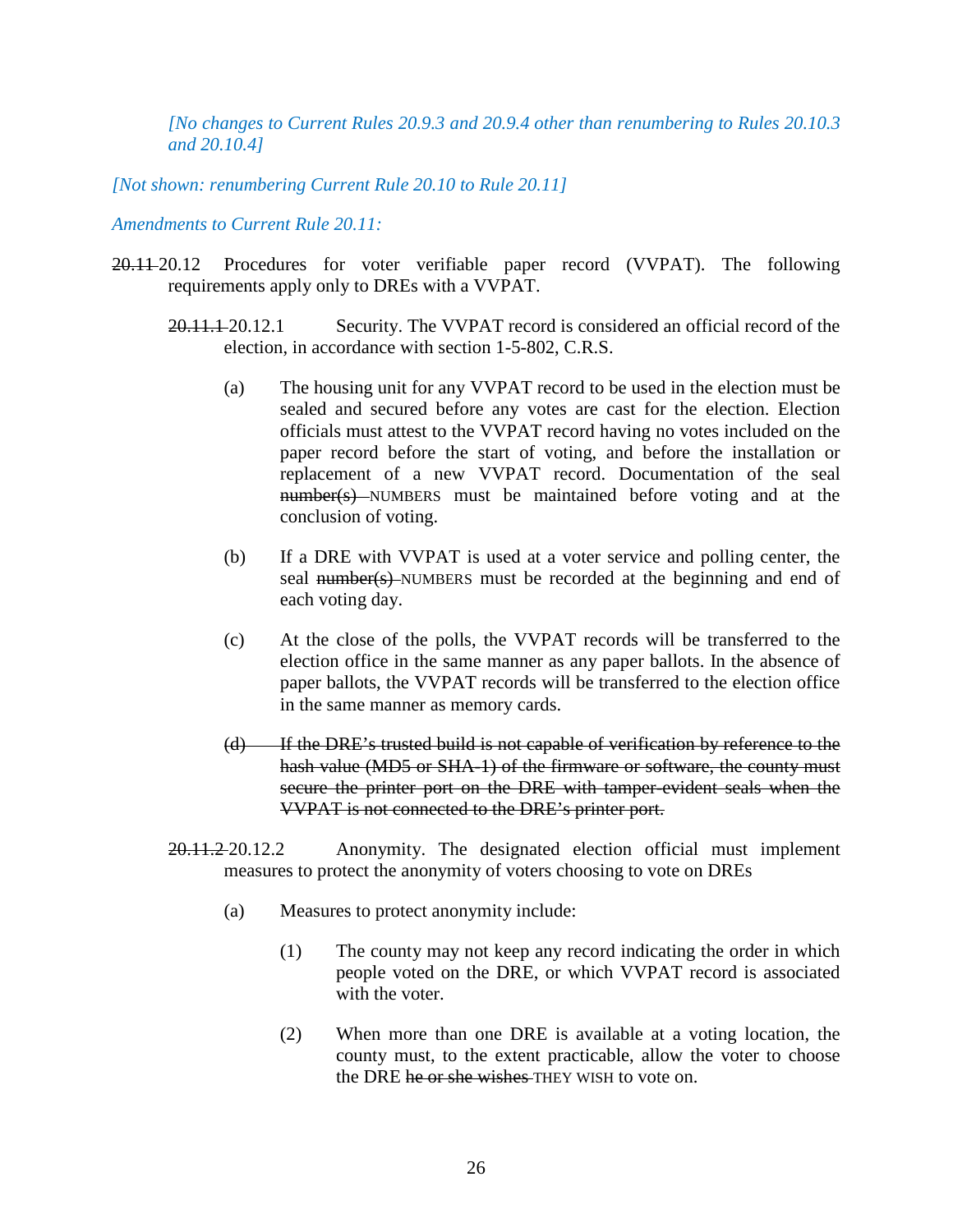*[No changes to Current Rules 20.9.3 and 20.9.4 other than renumbering to Rules 20.10.3 and 20.10.4]*

*[Not shown: renumbering Current Rule 20.10 to Rule 20.11]*

*Amendments to Current Rule 20.11:*

~~20.11~~ 20.12 Procedures for voter verifiable paper record (VVPAT). The following requirements apply only to DREs with a VVPAT.

~~20.11.1~~ 20.12.1 Security. The VVPAT record is considered an official record of the election, in accordance with section 1-5-802, C.R.S.

(a) The housing unit for any VVPAT record to be used in the election must be sealed and secured before any votes are cast for the election. Election officials must attest to the VVPAT record having no votes included on the paper record before the start of voting, and before the installation or replacement of a new VVPAT record. Documentation of the seal ~~number(s)~~ NUMBERS must be maintained before voting and at the conclusion of voting.

(b) If a DRE with VVPAT is used at a voter service and polling center, the seal ~~number(s)~~ NUMBERS must be recorded at the beginning and end of each voting day.

(c) At the close of the polls, the VVPAT records will be transferred to the election office in the same manner as any paper ballots. In the absence of paper ballots, the VVPAT records will be transferred to the election office in the same manner as memory cards.

~~(d) If the DRE's trusted build is not capable of verification by reference to the hash value (MD5 or SHA-1) of the firmware or software, the county must secure the printer port on the DRE with tamper-evident seals when the VVPAT is not connected to the DRE's printer port.~~

~~20.11.2~~ 20.12.2 Anonymity. The designated election official must implement measures to protect the anonymity of voters choosing to vote on DREs

(a) Measures to protect anonymity include:

(1) The county may not keep any record indicating the order in which people voted on the DRE, or which VVPAT record is associated with the voter.

(2) When more than one DRE is available at a voting location, the county must, to the extent practicable, allow the voter to choose the DRE ~~he or she wishes~~ THEY WISH to vote on.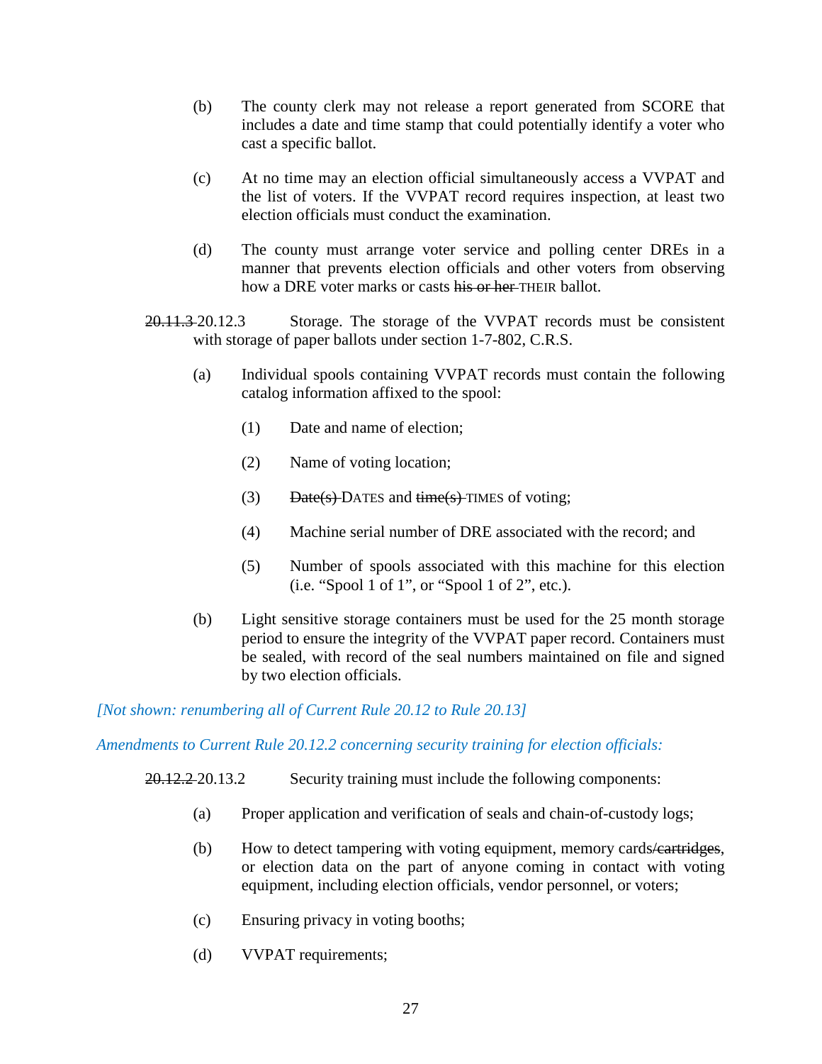(b) The county clerk may not release a report generated from SCORE that includes a date and time stamp that could potentially identify a voter who cast a specific ballot.

(c) At no time may an election official simultaneously access a VVPAT and the list of voters. If the VVPAT record requires inspection, at least two election officials must conduct the examination.

(d) The county must arrange voter service and polling center DREs in a manner that prevents election officials and other voters from observing how a DRE voter marks or casts ~~his or her~~ THEIR ballot.

~~20.11.3~~ 20.12.3 Storage. The storage of the VVPAT records must be consistent with storage of paper ballots under section 1-7-802, C.R.S.

(a) Individual spools containing VVPAT records must contain the following catalog information affixed to the spool:

(1) Date and name of election;

(2) Name of voting location;

(3) ~~Date(s)~~ DATES and ~~time(s)~~ TIMES of voting;

(4) Machine serial number of DRE associated with the record; and

(5) Number of spools associated with this machine for this election (i.e. "Spool 1 of 1", or "Spool 1 of 2", etc.).

(b) Light sensitive storage containers must be used for the 25 month storage period to ensure the integrity of the VVPAT paper record. Containers must be sealed, with record of the seal numbers maintained on file and signed by two election officials.

*[Not shown: renumbering all of Current Rule 20.12 to Rule 20.13]*

*Amendments to Current Rule 20.12.2 concerning security training for election officials:*

~~20.12.2~~ 20.13.2 Security training must include the following components:

(a) Proper application and verification of seals and chain-of-custody logs;

(b) How to detect tampering with voting equipment, memory cards~~/cartridges~~, or election data on the part of anyone coming in contact with voting equipment, including election officials, vendor personnel, or voters;

(c) Ensuring privacy in voting booths;

(d) VVPAT requirements;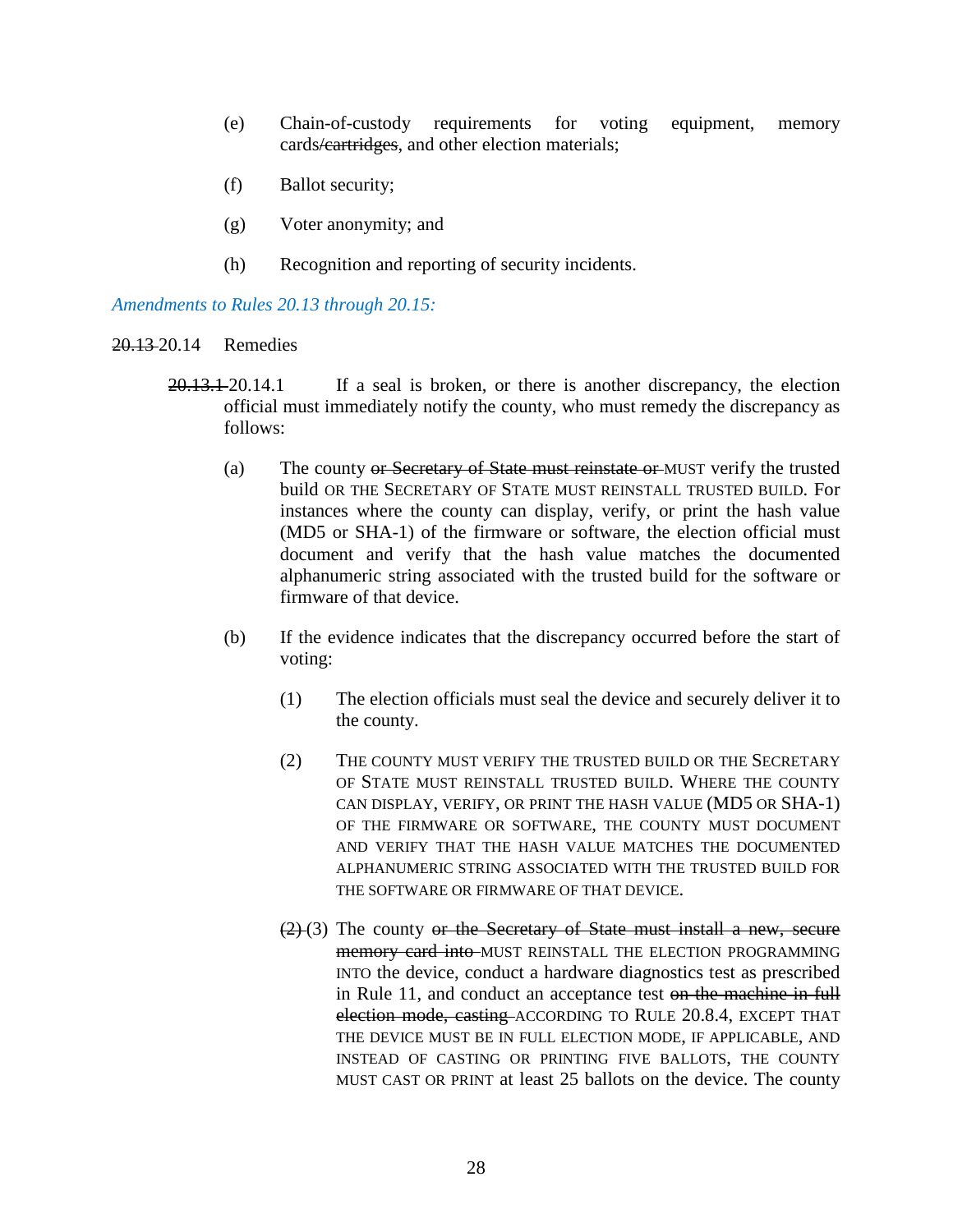(e) Chain-of-custody requirements for voting equipment, memory cards~~/cartridges~~, and other election materials;

(f) Ballot security;

(g) Voter anonymity; and

(h) Recognition and reporting of security incidents.

*Amendments to Rules 20.13 through 20.15:*

~~20.13~~ 20.14 Remedies

~~20.13.1~~ 20.14.1 If a seal is broken, or there is another discrepancy, the election official must immediately notify the county, who must remedy the discrepancy as follows:

(a) The county ~~or Secretary of State must reinstate or~~ MUST verify the trusted build OR THE SECRETARY OF STATE MUST REINSTALL TRUSTED BUILD. For instances where the county can display, verify, or print the hash value (MD5 or SHA-1) of the firmware or software, the election official must document and verify that the hash value matches the documented alphanumeric string associated with the trusted build for the software or firmware of that device.

(b) If the evidence indicates that the discrepancy occurred before the start of voting:

(1) The election officials must seal the device and securely deliver it to the county.

(2) THE COUNTY MUST VERIFY THE TRUSTED BUILD OR THE SECRETARY OF STATE MUST REINSTALL TRUSTED BUILD. WHERE THE COUNTY CAN DISPLAY, VERIFY, OR PRINT THE HASH VALUE (MD5 OR SHA-1) OF THE FIRMWARE OR SOFTWARE, THE COUNTY MUST DOCUMENT AND VERIFY THAT THE HASH VALUE MATCHES THE DOCUMENTED ALPHANUMERIC STRING ASSOCIATED WITH THE TRUSTED BUILD FOR THE SOFTWARE OR FIRMWARE OF THAT DEVICE.

~~(2)~~ (3) The county ~~or the Secretary of State must install a new, secure memory card into~~ MUST REINSTALL THE ELECTION PROGRAMMING INTO the device, conduct a hardware diagnostics test as prescribed in Rule 11, and conduct an acceptance test ~~on the machine in full election mode, casting~~ ACCORDING TO RULE 20.8.4, EXCEPT THAT THE DEVICE MUST BE IN FULL ELECTION MODE, IF APPLICABLE, AND INSTEAD OF CASTING OR PRINTING FIVE BALLOTS, THE COUNTY MUST CAST OR PRINT at least 25 ballots on the device. The county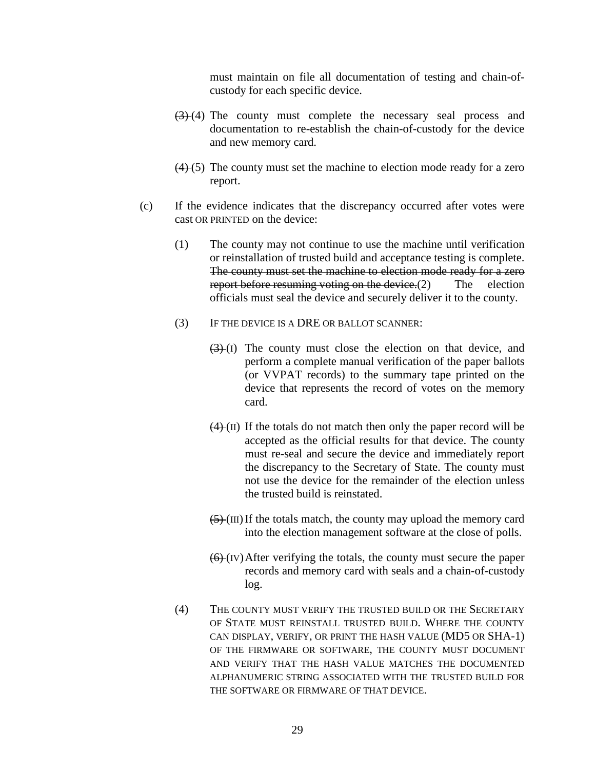must maintain on file all documentation of testing and chain-of-custody for each specific device.

~~(3)~~ (4) The county must complete the necessary seal process and documentation to re-establish the chain-of-custody for the device and new memory card.

~~(4)~~ (5) The county must set the machine to election mode ready for a zero report.

(c) If the evidence indicates that the discrepancy occurred after votes were cast OR PRINTED on the device:

(1) The county may not continue to use the machine until verification or reinstallation of trusted build and acceptance testing is complete. ~~The county must set the machine to election mode ready for a zero report before resuming voting on the device.~~(2) The election officials must seal the device and securely deliver it to the county.

(3) IF THE DEVICE IS A DRE OR BALLOT SCANNER:

~~(3)~~ (I) The county must close the election on that device, and perform a complete manual verification of the paper ballots (or VVPAT records) to the summary tape printed on the device that represents the record of votes on the memory card.

~~(4)~~ (II) If the totals do not match then only the paper record will be accepted as the official results for that device. The county must re-seal and secure the device and immediately report the discrepancy to the Secretary of State. The county must not use the device for the remainder of the election unless the trusted build is reinstated.

~~(5)~~ (III) If the totals match, the county may upload the memory card into the election management software at the close of polls.

~~(6)~~ (IV) After verifying the totals, the county must secure the paper records and memory card with seals and a chain-of-custody log.

(4) THE COUNTY MUST VERIFY THE TRUSTED BUILD OR THE SECRETARY OF STATE MUST REINSTALL TRUSTED BUILD. WHERE THE COUNTY CAN DISPLAY, VERIFY, OR PRINT THE HASH VALUE (MD5 OR SHA-1) OF THE FIRMWARE OR SOFTWARE, THE COUNTY MUST DOCUMENT AND VERIFY THAT THE HASH VALUE MATCHES THE DOCUMENTED ALPHANUMERIC STRING ASSOCIATED WITH THE TRUSTED BUILD FOR THE SOFTWARE OR FIRMWARE OF THAT DEVICE.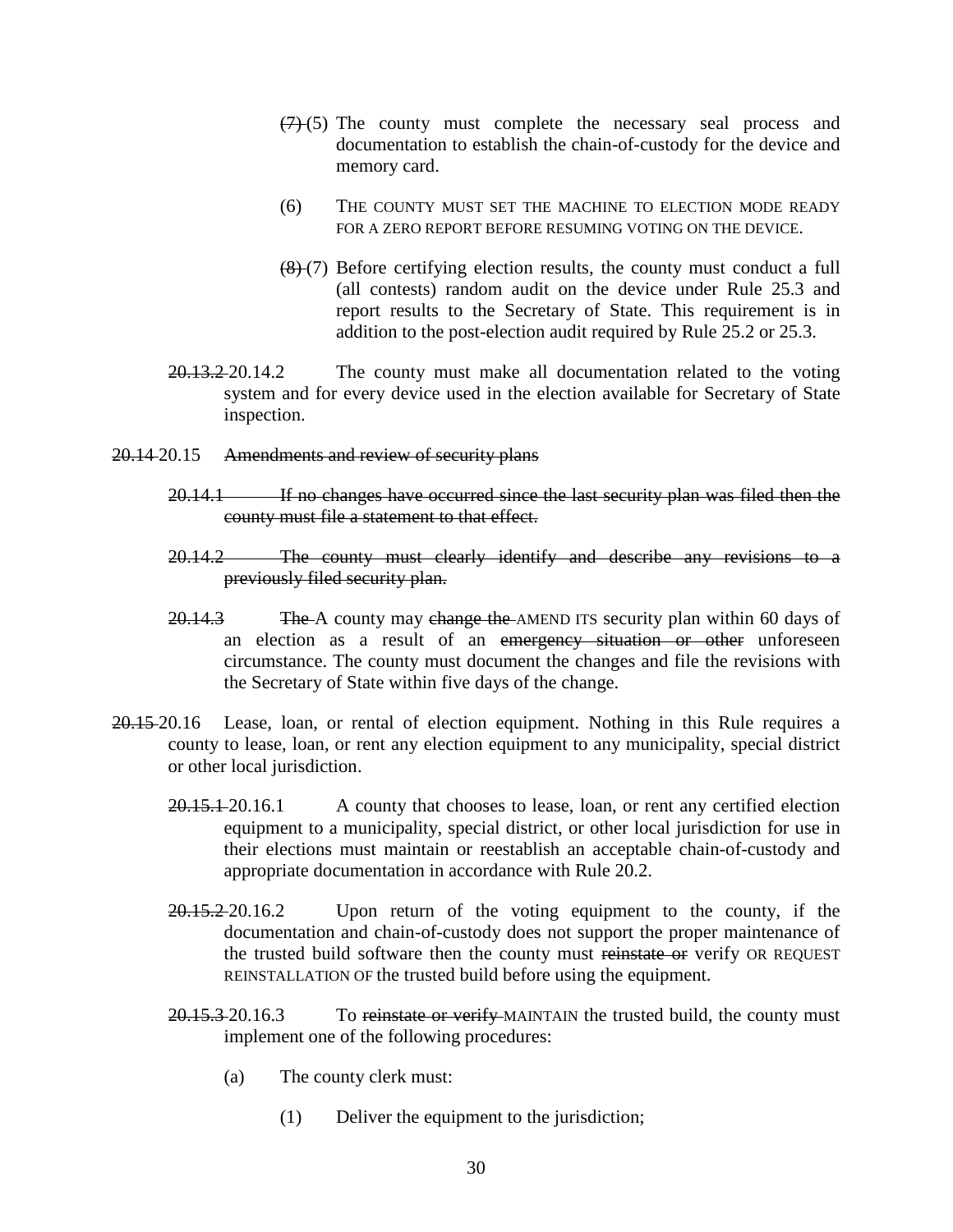~~(7)~~ (5) The county must complete the necessary seal process and documentation to establish the chain-of-custody for the device and memory card.

(6) THE COUNTY MUST SET THE MACHINE TO ELECTION MODE READY FOR A ZERO REPORT BEFORE RESUMING VOTING ON THE DEVICE.

~~(8)~~ (7) Before certifying election results, the county must conduct a full (all contests) random audit on the device under Rule 25.3 and report results to the Secretary of State. This requirement is in addition to the post-election audit required by Rule 25.2 or 25.3.

~~20.13.2~~ 20.14.2 The county must make all documentation related to the voting system and for every device used in the election available for Secretary of State inspection.

~~20.14~~ 20.15 ~~Amendments and review of security plans~~

~~20.14.1 If no changes have occurred since the last security plan was filed then the county must file a statement to that effect.~~

~~20.14.2 The county must clearly identify and describe any revisions to a previously filed security plan.~~

~~20.14.3~~ ~~The~~ A county may ~~change the~~ AMEND ITS security plan within 60 days of an election as a result of an ~~emergency situation or other~~ unforeseen circumstance. The county must document the changes and file the revisions with the Secretary of State within five days of the change.

~~20.15~~ 20.16 Lease, loan, or rental of election equipment. Nothing in this Rule requires a county to lease, loan, or rent any election equipment to any municipality, special district or other local jurisdiction.

~~20.15.1~~ 20.16.1 A county that chooses to lease, loan, or rent any certified election equipment to a municipality, special district, or other local jurisdiction for use in their elections must maintain or reestablish an acceptable chain-of-custody and appropriate documentation in accordance with Rule 20.2.

~~20.15.2~~ 20.16.2 Upon return of the voting equipment to the county, if the documentation and chain-of-custody does not support the proper maintenance of the trusted build software then the county must ~~reinstate or~~ verify OR REQUEST REINSTALLATION OF the trusted build before using the equipment.

~~20.15.3~~ 20.16.3 To ~~reinstate or verify~~ MAINTAIN the trusted build, the county must implement one of the following procedures:

(a) The county clerk must:

(1) Deliver the equipment to the jurisdiction;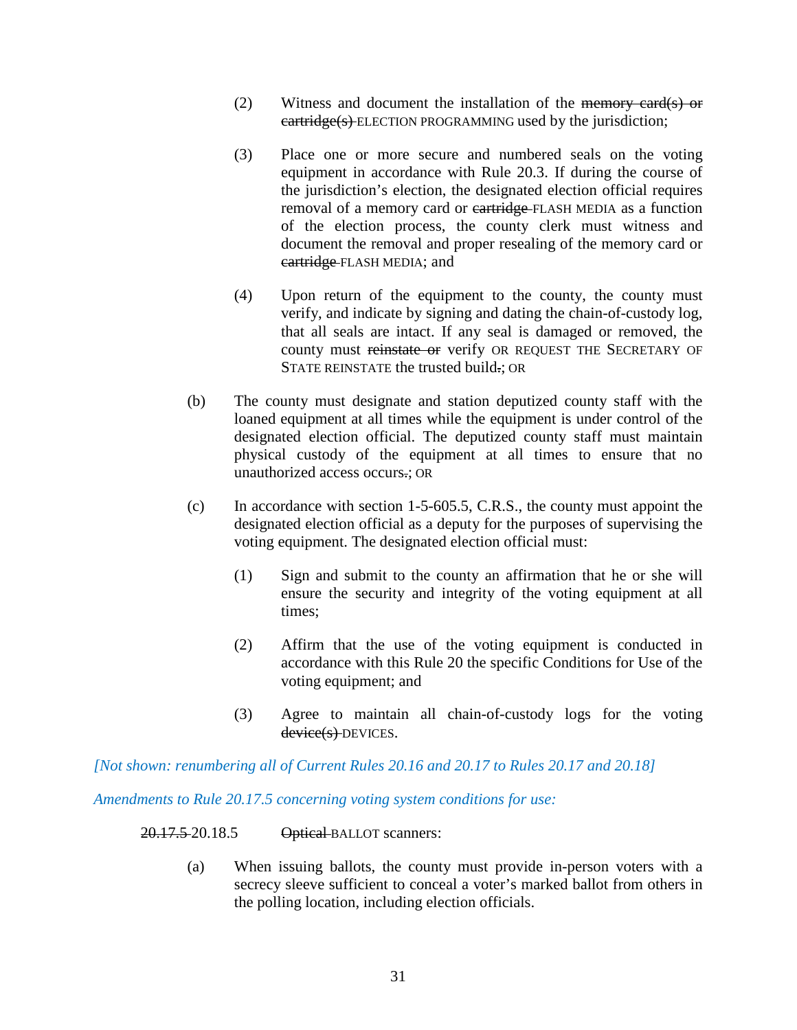(2) Witness and document the installation of the ~~memory card(s) or cartridge(s)~~ ELECTION PROGRAMMING used by the jurisdiction;

(3) Place one or more secure and numbered seals on the voting equipment in accordance with Rule 20.3. If during the course of the jurisdiction's election, the designated election official requires removal of a memory card or ~~cartridge~~ FLASH MEDIA as a function of the election process, the county clerk must witness and document the removal and proper resealing of the memory card or ~~cartridge~~ FLASH MEDIA; and

(4) Upon return of the equipment to the county, the county must verify, and indicate by signing and dating the chain-of-custody log, that all seals are intact. If any seal is damaged or removed, the county must ~~reinstate or~~ verify OR REQUEST THE SECRETARY OF STATE REINSTATE the trusted build~~.~~; OR

(b) The county must designate and station deputized county staff with the loaned equipment at all times while the equipment is under control of the designated election official. The deputized county staff must maintain physical custody of the equipment at all times to ensure that no unauthorized access occurs~~.~~; OR

(c) In accordance with section 1-5-605.5, C.R.S., the county must appoint the designated election official as a deputy for the purposes of supervising the voting equipment. The designated election official must:

(1) Sign and submit to the county an affirmation that he or she will ensure the security and integrity of the voting equipment at all times;

(2) Affirm that the use of the voting equipment is conducted in accordance with this Rule 20 the specific Conditions for Use of the voting equipment; and

(3) Agree to maintain all chain-of-custody logs for the voting ~~device(s)~~ DEVICES.

*[Not shown: renumbering all of Current Rules 20.16 and 20.17 to Rules 20.17 and 20.18]*

*Amendments to Rule 20.17.5 concerning voting system conditions for use:*

~~20.17.5~~ 20.18.5 ~~Optical~~ BALLOT scanners:

(a) When issuing ballots, the county must provide in-person voters with a secrecy sleeve sufficient to conceal a voter's marked ballot from others in the polling location, including election officials.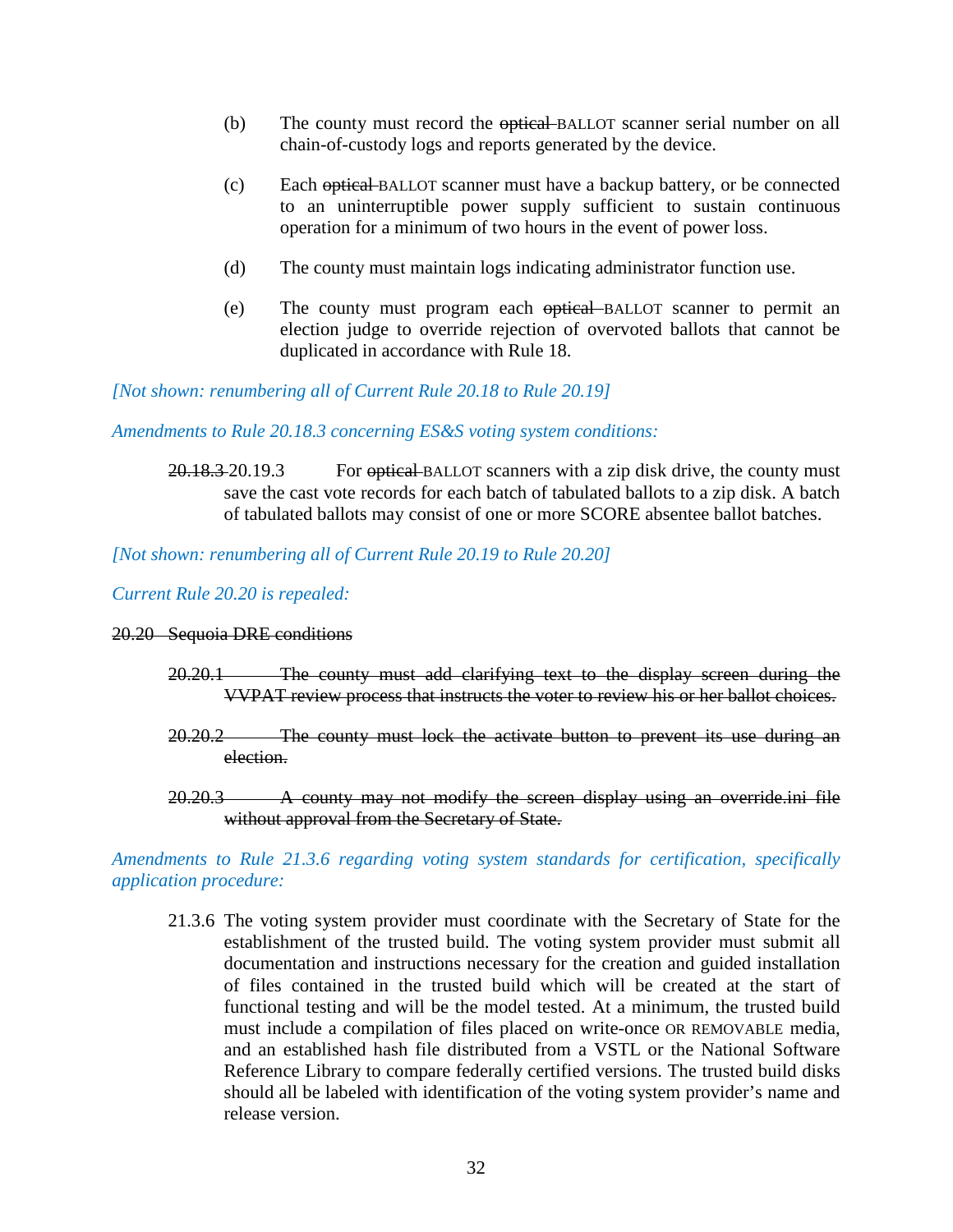(b) The county must record the ~~optical~~ BALLOT scanner serial number on all chain-of-custody logs and reports generated by the device.

(c) Each ~~optical~~ BALLOT scanner must have a backup battery, or be connected to an uninterruptible power supply sufficient to sustain continuous operation for a minimum of two hours in the event of power loss.

(d) The county must maintain logs indicating administrator function use.

(e) The county must program each ~~optical~~ BALLOT scanner to permit an election judge to override rejection of overvoted ballots that cannot be duplicated in accordance with Rule 18.

*[Not shown: renumbering all of Current Rule 20.18 to Rule 20.19]*

*Amendments to Rule 20.18.3 concerning ES&S voting system conditions:*

~~20.18.3~~ 20.19.3 For ~~optical~~ BALLOT scanners with a zip disk drive, the county must save the cast vote records for each batch of tabulated ballots to a zip disk. A batch of tabulated ballots may consist of one or more SCORE absentee ballot batches.

*[Not shown: renumbering all of Current Rule 20.19 to Rule 20.20]*

*Current Rule 20.20 is repealed:*

~~20.20 Sequoia DRE conditions~~

~~20.20.1 The county must add clarifying text to the display screen during the VVPAT review process that instructs the voter to review his or her ballot choices.~~

~~20.20.2 The county must lock the activate button to prevent its use during an election.~~

~~20.20.3 A county may not modify the screen display using an override.ini file without approval from the Secretary of State.~~

*Amendments to Rule 21.3.6 regarding voting system standards for certification, specifically application procedure:*

21.3.6 The voting system provider must coordinate with the Secretary of State for the establishment of the trusted build. The voting system provider must submit all documentation and instructions necessary for the creation and guided installation of files contained in the trusted build which will be created at the start of functional testing and will be the model tested. At a minimum, the trusted build must include a compilation of files placed on write-once OR REMOVABLE media, and an established hash file distributed from a VSTL or the National Software Reference Library to compare federally certified versions. The trusted build disks should all be labeled with identification of the voting system provider's name and release version.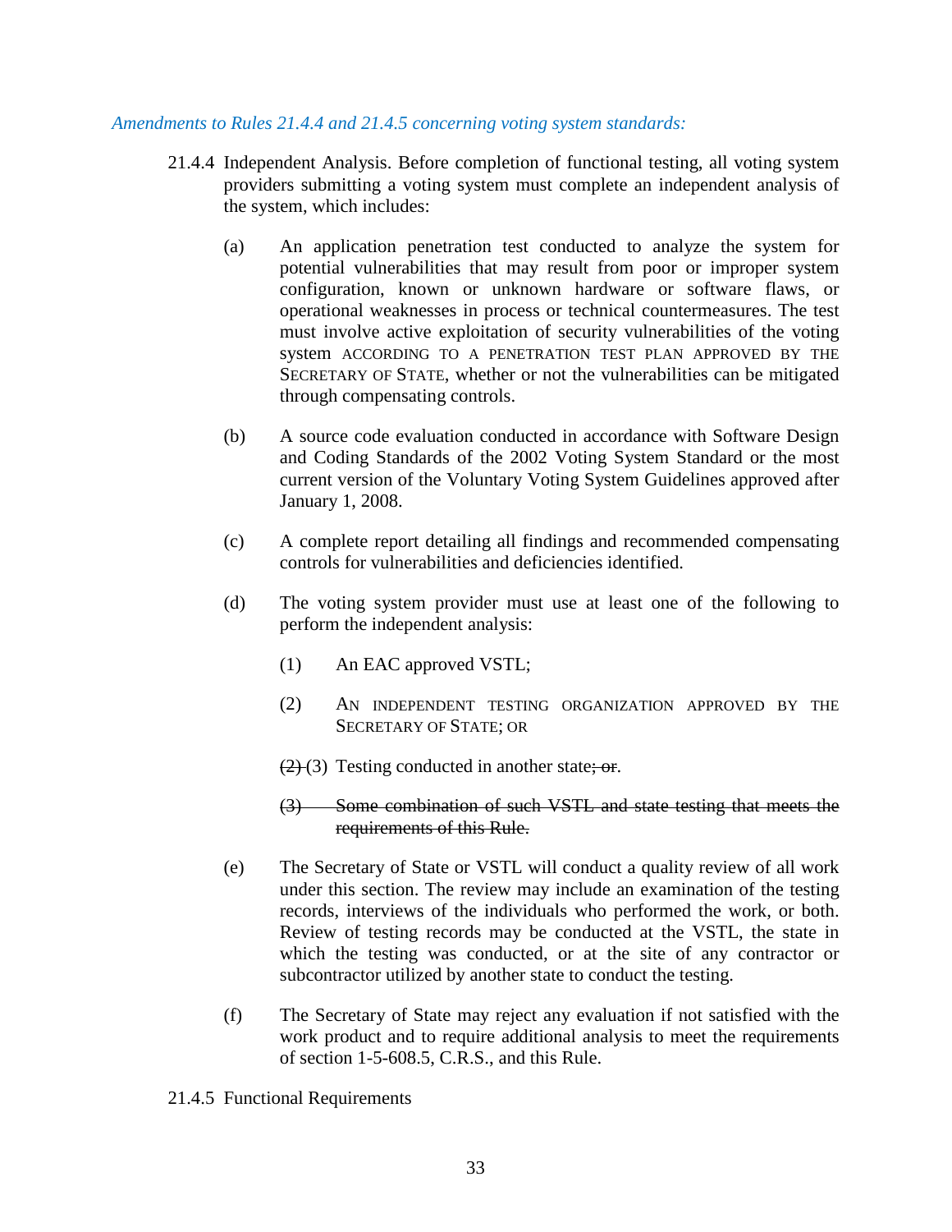*Amendments to Rules 21.4.4 and 21.4.5 concerning voting system standards:*

21.4.4 Independent Analysis. Before completion of functional testing, all voting system providers submitting a voting system must complete an independent analysis of the system, which includes:

(a) An application penetration test conducted to analyze the system for potential vulnerabilities that may result from poor or improper system configuration, known or unknown hardware or software flaws, or operational weaknesses in process or technical countermeasures. The test must involve active exploitation of security vulnerabilities of the voting system ACCORDING TO A PENETRATION TEST PLAN APPROVED BY THE SECRETARY OF STATE, whether or not the vulnerabilities can be mitigated through compensating controls.

(b) A source code evaluation conducted in accordance with Software Design and Coding Standards of the 2002 Voting System Standard or the most current version of the Voluntary Voting System Guidelines approved after January 1, 2008.

(c) A complete report detailing all findings and recommended compensating controls for vulnerabilities and deficiencies identified.

(d) The voting system provider must use at least one of the following to perform the independent analysis:

(1) An EAC approved VSTL;

(2) AN INDEPENDENT TESTING ORGANIZATION APPROVED BY THE SECRETARY OF STATE; OR

~~(2)~~ (3) Testing conducted in another state~~; or~~.

~~(3) Some combination of such VSTL and state testing that meets the requirements of this Rule.~~

(e) The Secretary of State or VSTL will conduct a quality review of all work under this section. The review may include an examination of the testing records, interviews of the individuals who performed the work, or both. Review of testing records may be conducted at the VSTL, the state in which the testing was conducted, or at the site of any contractor or subcontractor utilized by another state to conduct the testing.

(f) The Secretary of State may reject any evaluation if not satisfied with the work product and to require additional analysis to meet the requirements of section 1-5-608.5, C.R.S., and this Rule.

21.4.5 Functional Requirements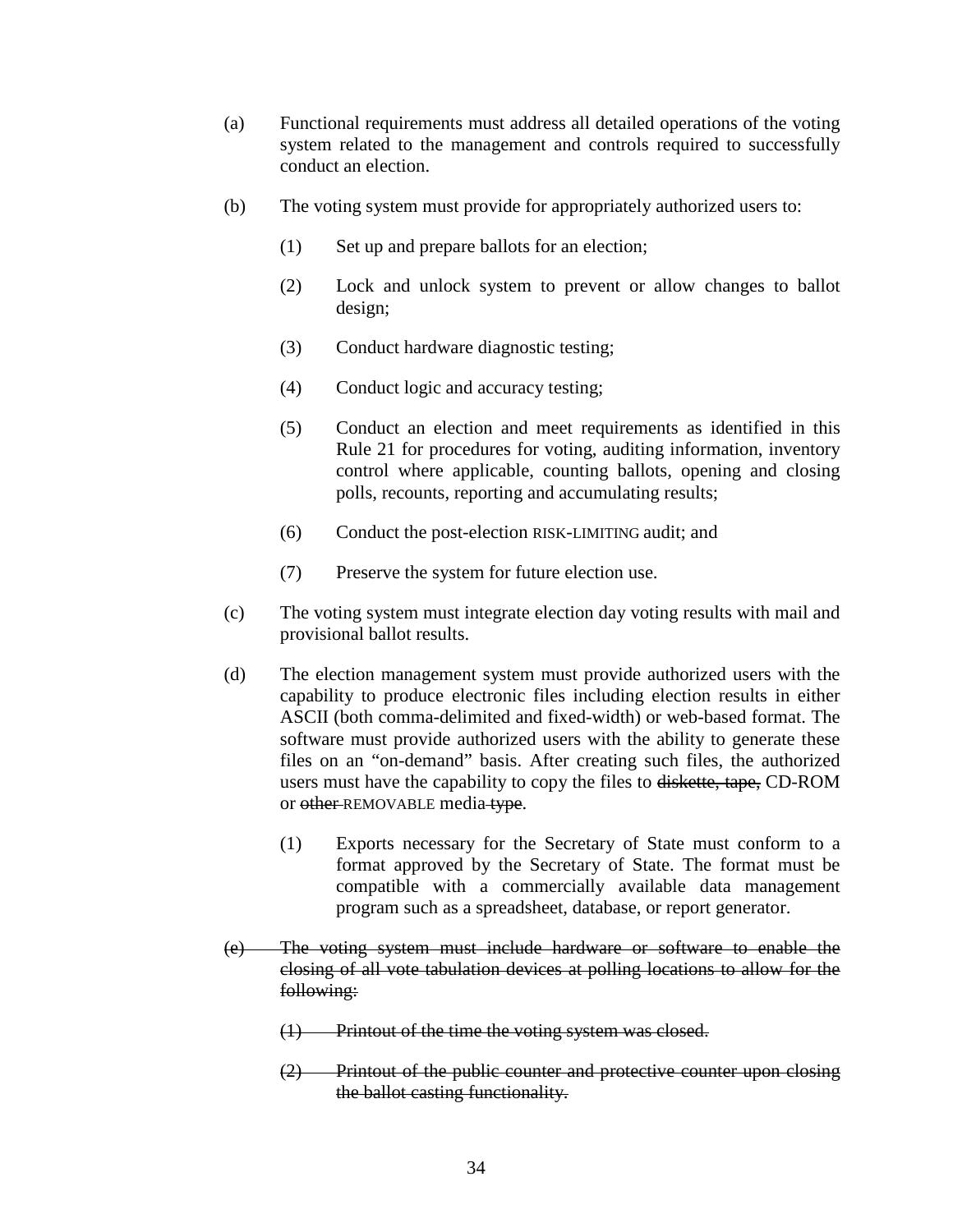(a) Functional requirements must address all detailed operations of the voting system related to the management and controls required to successfully conduct an election.

(b) The voting system must provide for appropriately authorized users to:

   (1) Set up and prepare ballots for an election;

   (2) Lock and unlock system to prevent or allow changes to ballot design;

   (3) Conduct hardware diagnostic testing;

   (4) Conduct logic and accuracy testing;

   (5) Conduct an election and meet requirements as identified in this Rule 21 for procedures for voting, auditing information, inventory control where applicable, counting ballots, opening and closing polls, recounts, reporting and accumulating results;

   (6) Conduct the post-election RISK-LIMITING audit; and

   (7) Preserve the system for future election use.

(c) The voting system must integrate election day voting results with mail and provisional ballot results.

(d) The election management system must provide authorized users with the capability to produce electronic files including election results in either ASCII (both comma-delimited and fixed-width) or web-based format. The software must provide authorized users with the ability to generate these files on an "on-demand" basis. After creating such files, the authorized users must have the capability to copy the files to ~~diskette, tape,~~ CD-ROM or ~~other~~ REMOVABLE media ~~type~~.

   (1) Exports necessary for the Secretary of State must conform to a format approved by the Secretary of State. The format must be compatible with a commercially available data management program such as a spreadsheet, database, or report generator.

~~(e) The voting system must include hardware or software to enable the closing of all vote tabulation devices at polling locations to allow for the following:~~

   ~~(1) Printout of the time the voting system was closed.~~

   ~~(2) Printout of the public counter and protective counter upon closing the ballot casting functionality.~~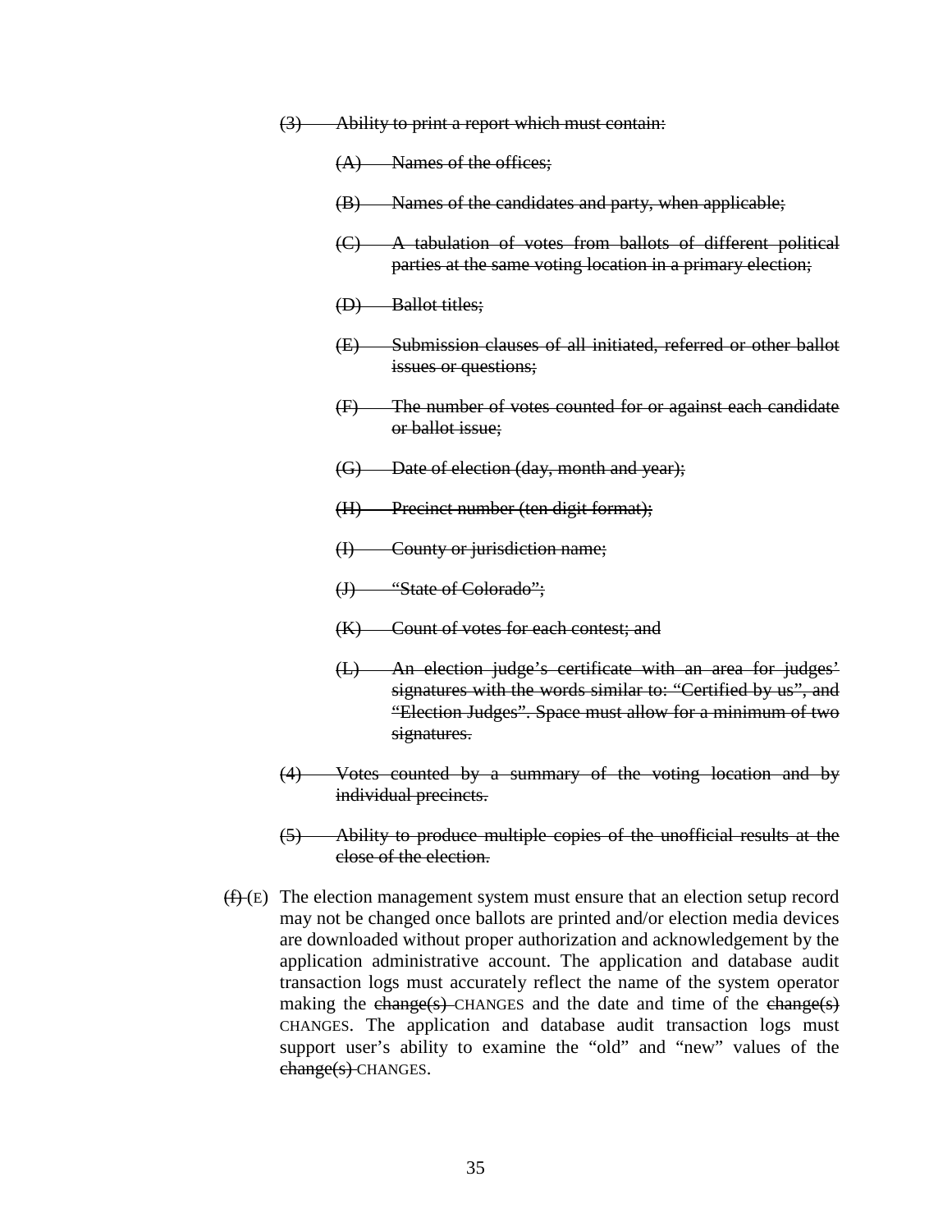~~(3) Ability to print a report which must contain:~~

~~(A) Names of the offices;~~

~~(B) Names of the candidates and party, when applicable;~~

~~(C) A tabulation of votes from ballots of different political parties at the same voting location in a primary election;~~

~~(D) Ballot titles;~~

~~(E) Submission clauses of all initiated, referred or other ballot issues or questions;~~

~~(F) The number of votes counted for or against each candidate or ballot issue;~~

~~(G) Date of election (day, month and year);~~

~~(H) Precinct number (ten digit format);~~

~~(I) County or jurisdiction name;~~

~~(J) "State of Colorado";~~

~~(K) Count of votes for each contest; and~~

~~(L) An election judge's certificate with an area for judges' signatures with the words similar to: "Certified by us", and "Election Judges". Space must allow for a minimum of two signatures.~~

~~(4) Votes counted by a summary of the voting location and by individual precincts.~~

~~(5) Ability to produce multiple copies of the unofficial results at the close of the election.~~

~~(f)~~ (E) The election management system must ensure that an election setup record may not be changed once ballots are printed and/or election media devices are downloaded without proper authorization and acknowledgement by the application administrative account. The application and database audit transaction logs must accurately reflect the name of the system operator making the ~~change(s)~~ CHANGES and the date and time of the ~~change(s)~~ CHANGES. The application and database audit transaction logs must support user's ability to examine the "old" and "new" values of the ~~change(s)~~ CHANGES.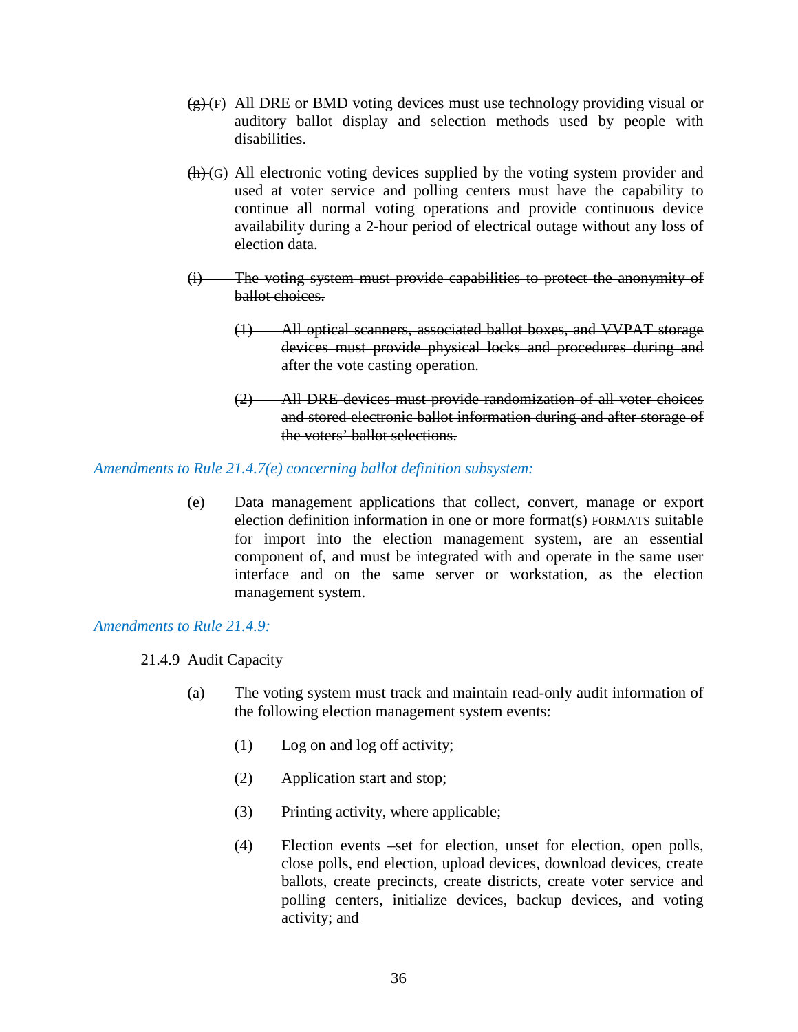~~(g)~~ (F) All DRE or BMD voting devices must use technology providing visual or auditory ballot display and selection methods used by people with disabilities.

~~(h)~~ (G) All electronic voting devices supplied by the voting system provider and used at voter service and polling centers must have the capability to continue all normal voting operations and provide continuous device availability during a 2-hour period of electrical outage without any loss of election data.

~~(i) The voting system must provide capabilities to protect the anonymity of ballot choices.~~

~~(1) All optical scanners, associated ballot boxes, and VVPAT storage devices must provide physical locks and procedures during and after the vote casting operation.~~

~~(2) All DRE devices must provide randomization of all voter choices and stored electronic ballot information during and after storage of the voters' ballot selections.~~

*Amendments to Rule 21.4.7(e) concerning ballot definition subsystem:*

(e) Data management applications that collect, convert, manage or export election definition information in one or more ~~format(s)~~ FORMATS suitable for import into the election management system, are an essential component of, and must be integrated with and operate in the same user interface and on the same server or workstation, as the election management system.

*Amendments to Rule 21.4.9:*

21.4.9 Audit Capacity

(a) The voting system must track and maintain read-only audit information of the following election management system events:

(1) Log on and log off activity;

(2) Application start and stop;

(3) Printing activity, where applicable;

(4) Election events –set for election, unset for election, open polls, close polls, end election, upload devices, download devices, create ballots, create precincts, create districts, create voter service and polling centers, initialize devices, backup devices, and voting activity; and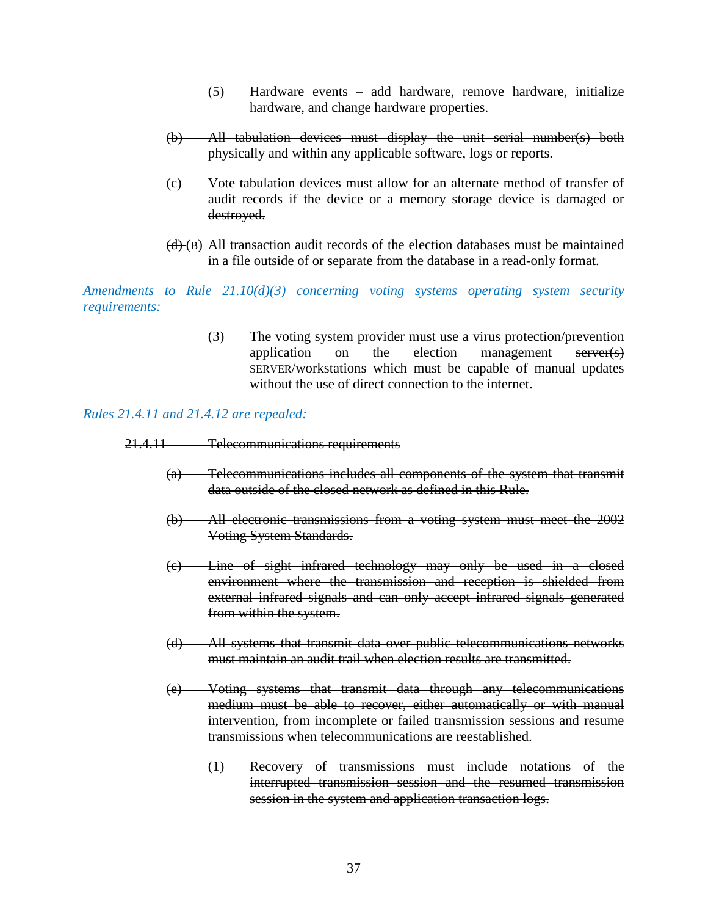(5) Hardware events – add hardware, remove hardware, initialize hardware, and change hardware properties.

~~(b) All tabulation devices must display the unit serial number(s) both physically and within any applicable software, logs or reports.~~

~~(c) Vote tabulation devices must allow for an alternate method of transfer of audit records if the device or a memory storage device is damaged or destroyed.~~

~~(d)~~ (B) All transaction audit records of the election databases must be maintained in a file outside of or separate from the database in a read-only format.

*Amendments to Rule 21.10(d)(3) concerning voting systems operating system security requirements:*

(3) The voting system provider must use a virus protection/prevention application on the election management ~~server(s)~~ SERVER/workstations which must be capable of manual updates without the use of direct connection to the internet.

*Rules 21.4.11 and 21.4.12 are repealed:*

~~21.4.11 Telecommunications requirements~~

~~(a) Telecommunications includes all components of the system that transmit data outside of the closed network as defined in this Rule.~~

~~(b) All electronic transmissions from a voting system must meet the 2002 Voting System Standards.~~

~~(c) Line of sight infrared technology may only be used in a closed environment where the transmission and reception is shielded from external infrared signals and can only accept infrared signals generated from within the system.~~

~~(d) All systems that transmit data over public telecommunications networks must maintain an audit trail when election results are transmitted.~~

~~(e) Voting systems that transmit data through any telecommunications medium must be able to recover, either automatically or with manual intervention, from incomplete or failed transmission sessions and resume transmissions when telecommunications are reestablished.~~

~~(1) Recovery of transmissions must include notations of the interrupted transmission session and the resumed transmission session in the system and application transaction logs.~~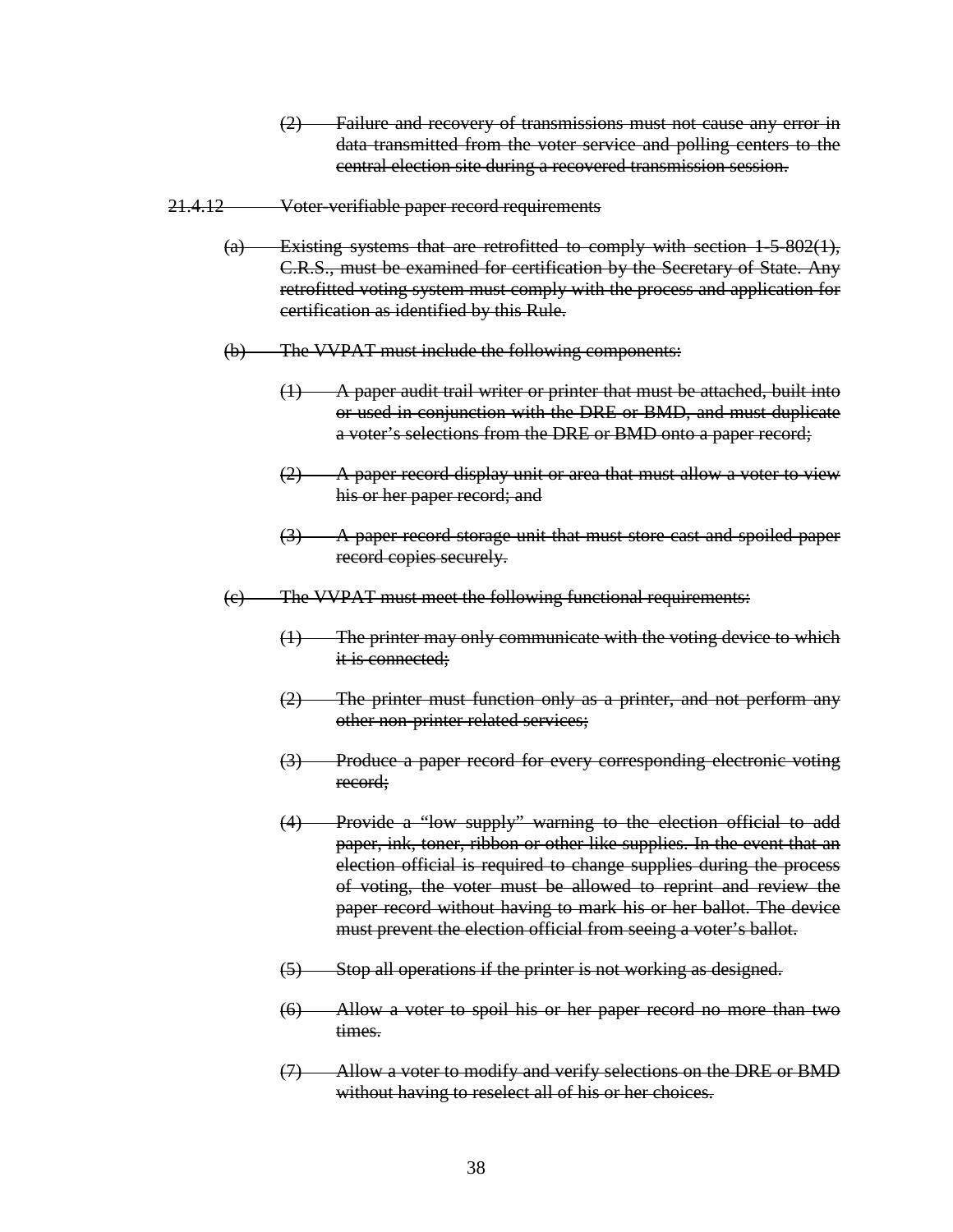~~(2) Failure and recovery of transmissions must not cause any error in data transmitted from the voter service and polling centers to the central election site during a recovered transmission session.~~

~~21.4.12 Voter-verifiable paper record requirements~~

~~(a) Existing systems that are retrofitted to comply with section 1-5-802(1), C.R.S., must be examined for certification by the Secretary of State. Any retrofitted voting system must comply with the process and application for certification as identified by this Rule.~~

~~(b) The VVPAT must include the following components:~~

~~(1) A paper audit trail writer or printer that must be attached, built into or used in conjunction with the DRE or BMD, and must duplicate a voter's selections from the DRE or BMD onto a paper record;~~

~~(2) A paper record display unit or area that must allow a voter to view his or her paper record; and~~

~~(3) A paper record storage unit that must store cast and spoiled paper record copies securely.~~

~~(c) The VVPAT must meet the following functional requirements:~~

~~(1) The printer may only communicate with the voting device to which it is connected;~~

~~(2) The printer must function only as a printer, and not perform any other non-printer related services;~~

~~(3) Produce a paper record for every corresponding electronic voting record;~~

~~(4) Provide a "low supply" warning to the election official to add paper, ink, toner, ribbon or other like supplies. In the event that an election official is required to change supplies during the process of voting, the voter must be allowed to reprint and review the paper record without having to mark his or her ballot. The device must prevent the election official from seeing a voter's ballot.~~

~~(5) Stop all operations if the printer is not working as designed.~~

~~(6) Allow a voter to spoil his or her paper record no more than two times.~~

~~(7) Allow a voter to modify and verify selections on the DRE or BMD without having to reselect all of his or her choices.~~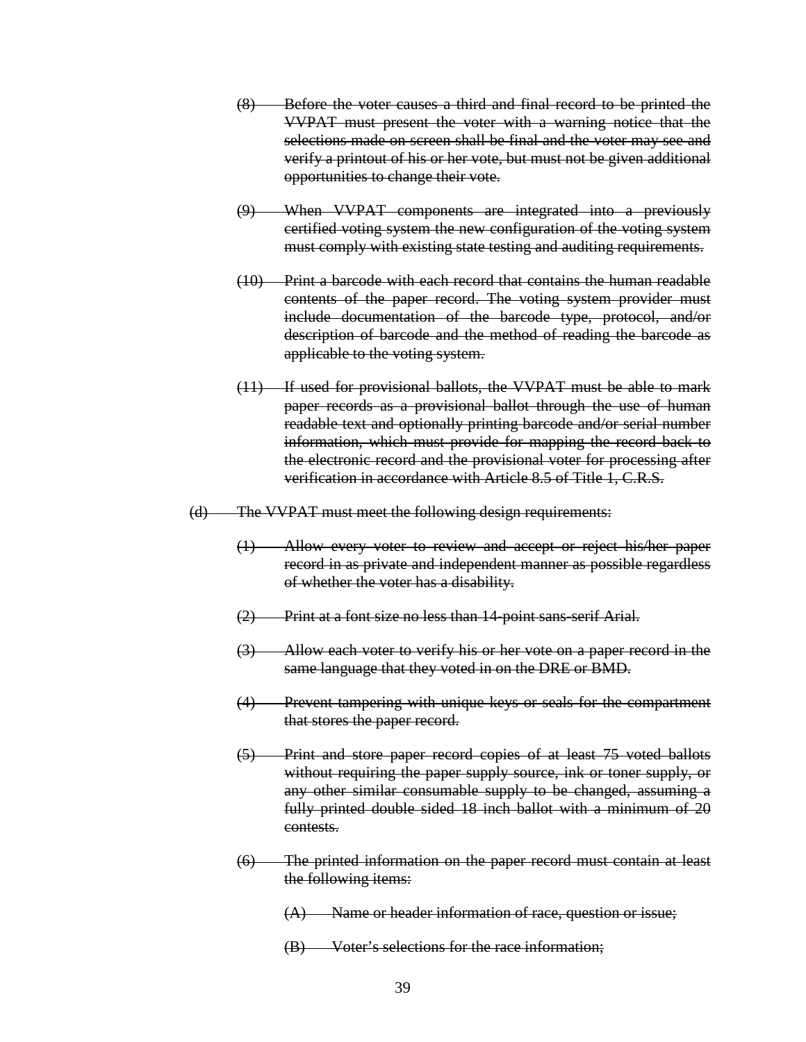~~(8) Before the voter causes a third and final record to be printed the VVPAT must present the voter with a warning notice that the selections made on screen shall be final and the voter may see and verify a printout of his or her vote, but must not be given additional opportunities to change their vote.~~

~~(9) When VVPAT components are integrated into a previously certified voting system the new configuration of the voting system must comply with existing state testing and auditing requirements.~~

~~(10) Print a barcode with each record that contains the human readable contents of the paper record. The voting system provider must include documentation of the barcode type, protocol, and/or description of barcode and the method of reading the barcode as applicable to the voting system.~~

~~(11) If used for provisional ballots, the VVPAT must be able to mark paper records as a provisional ballot through the use of human readable text and optionally printing barcode and/or serial number information, which must provide for mapping the record back to the electronic record and the provisional voter for processing after verification in accordance with Article 8.5 of Title 1, C.R.S.~~

~~(d) The VVPAT must meet the following design requirements:~~

~~(1) Allow every voter to review and accept or reject his/her paper record in as private and independent manner as possible regardless of whether the voter has a disability.~~

~~(2) Print at a font size no less than 14-point sans-serif Arial.~~

~~(3) Allow each voter to verify his or her vote on a paper record in the same language that they voted in on the DRE or BMD.~~

~~(4) Prevent tampering with unique keys or seals for the compartment that stores the paper record.~~

~~(5) Print and store paper record copies of at least 75 voted ballots without requiring the paper supply source, ink or toner supply, or any other similar consumable supply to be changed, assuming a fully printed double sided 18 inch ballot with a minimum of 20 contests.~~

~~(6) The printed information on the paper record must contain at least the following items:~~

~~(A) Name or header information of race, question or issue;~~

~~(B) Voter's selections for the race information;~~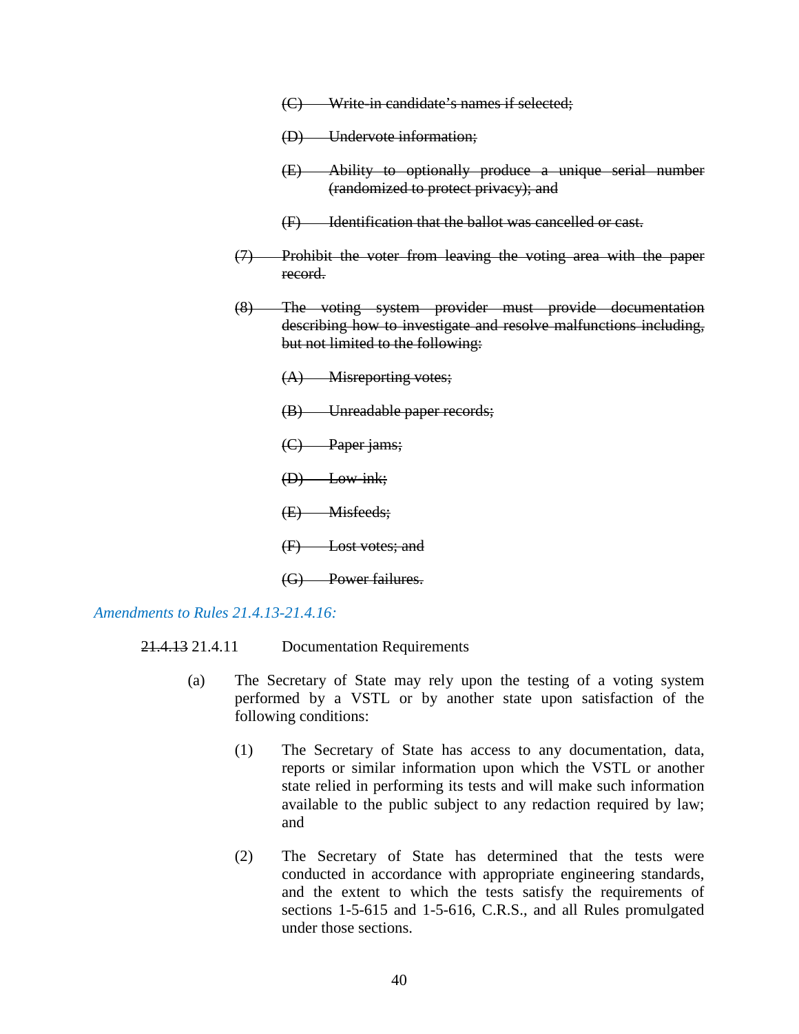~~(C) Write-in candidate's names if selected;~~

~~(D) Undervote information;~~

~~(E) Ability to optionally produce a unique serial number (randomized to protect privacy); and~~

~~(F) Identification that the ballot was cancelled or cast.~~

~~(7) Prohibit the voter from leaving the voting area with the paper record.~~

~~(8) The voting system provider must provide documentation describing how to investigate and resolve malfunctions including, but not limited to the following:~~

~~(A) Misreporting votes;~~

~~(B) Unreadable paper records;~~

~~(C) Paper jams;~~

~~(D) Low ink;~~

~~(E) Misfeeds;~~

~~(F) Lost votes; and~~

~~(G) Power failures.~~

*Amendments to Rules 21.4.13-21.4.16:*

~~21.4.13~~ 21.4.11 Documentation Requirements

(a) The Secretary of State may rely upon the testing of a voting system performed by a VSTL or by another state upon satisfaction of the following conditions:

(1) The Secretary of State has access to any documentation, data, reports or similar information upon which the VSTL or another state relied in performing its tests and will make such information available to the public subject to any redaction required by law; and

(2) The Secretary of State has determined that the tests were conducted in accordance with appropriate engineering standards, and the extent to which the tests satisfy the requirements of sections 1-5-615 and 1-5-616, C.R.S., and all Rules promulgated under those sections.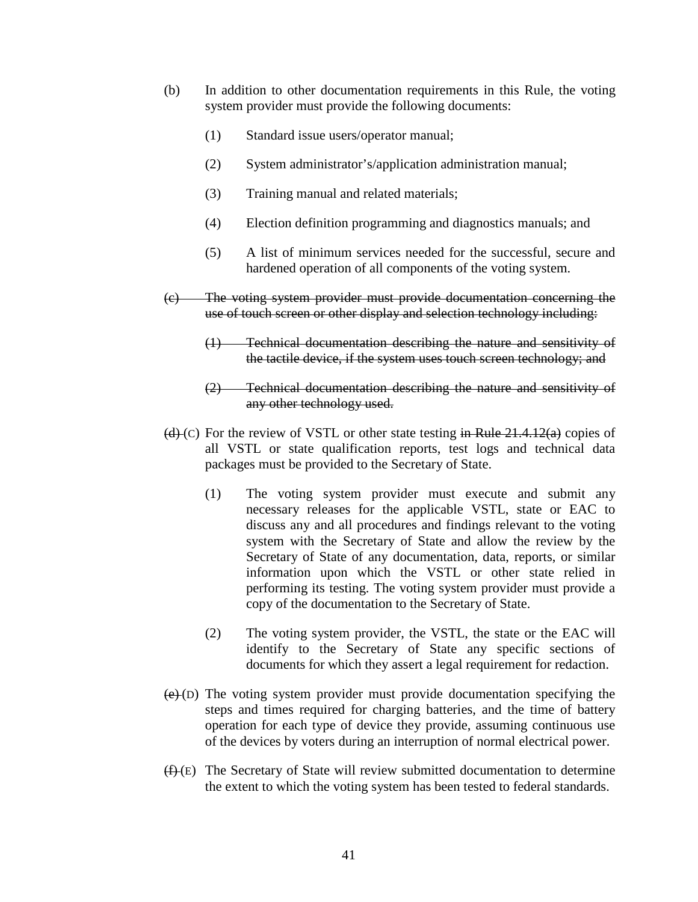(b) In addition to other documentation requirements in this Rule, the voting system provider must provide the following documents:

(1) Standard issue users/operator manual;

(2) System administrator's/application administration manual;

(3) Training manual and related materials;

(4) Election definition programming and diagnostics manuals; and

(5) A list of minimum services needed for the successful, secure and hardened operation of all components of the voting system.

~~(c) The voting system provider must provide documentation concerning the use of touch screen or other display and selection technology including:~~

~~(1) Technical documentation describing the nature and sensitivity of the tactile device, if the system uses touch screen technology; and~~

~~(2) Technical documentation describing the nature and sensitivity of any other technology used.~~

~~(d)~~ (C) For the review of VSTL or other state testing ~~in Rule 21.4.12(a)~~ copies of all VSTL or state qualification reports, test logs and technical data packages must be provided to the Secretary of State.

(1) The voting system provider must execute and submit any necessary releases for the applicable VSTL, state or EAC to discuss any and all procedures and findings relevant to the voting system with the Secretary of State and allow the review by the Secretary of State of any documentation, data, reports, or similar information upon which the VSTL or other state relied in performing its testing. The voting system provider must provide a copy of the documentation to the Secretary of State.

(2) The voting system provider, the VSTL, the state or the EAC will identify to the Secretary of State any specific sections of documents for which they assert a legal requirement for redaction.

~~(e)~~ (D) The voting system provider must provide documentation specifying the steps and times required for charging batteries, and the time of battery operation for each type of device they provide, assuming continuous use of the devices by voters during an interruption of normal electrical power.

~~(f)~~ (E) The Secretary of State will review submitted documentation to determine the extent to which the voting system has been tested to federal standards.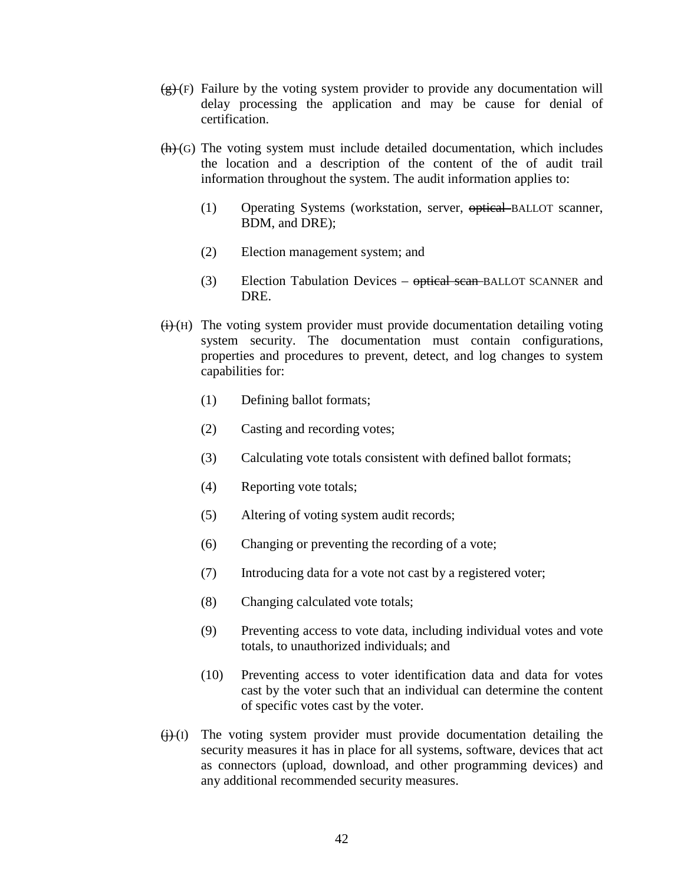~~(g)~~ (F) Failure by the voting system provider to provide any documentation will delay processing the application and may be cause for denial of certification.

~~(h)~~ (G) The voting system must include detailed documentation, which includes the location and a description of the content of the of audit trail information throughout the system. The audit information applies to:

   (1) Operating Systems (workstation, server, ~~optical~~ BALLOT scanner, BDM, and DRE);

   (2) Election management system; and

   (3) Election Tabulation Devices – ~~optical scan~~ BALLOT SCANNER and DRE.

~~(i)~~ (H) The voting system provider must provide documentation detailing voting system security. The documentation must contain configurations, properties and procedures to prevent, detect, and log changes to system capabilities for:

   (1) Defining ballot formats;

   (2) Casting and recording votes;

   (3) Calculating vote totals consistent with defined ballot formats;

   (4) Reporting vote totals;

   (5) Altering of voting system audit records;

   (6) Changing or preventing the recording of a vote;

   (7) Introducing data for a vote not cast by a registered voter;

   (8) Changing calculated vote totals;

   (9) Preventing access to vote data, including individual votes and vote totals, to unauthorized individuals; and

   (10) Preventing access to voter identification data and data for votes cast by the voter such that an individual can determine the content of specific votes cast by the voter.

~~(j)~~ (I) The voting system provider must provide documentation detailing the security measures it has in place for all systems, software, devices that act as connectors (upload, download, and other programming devices) and any additional recommended security measures.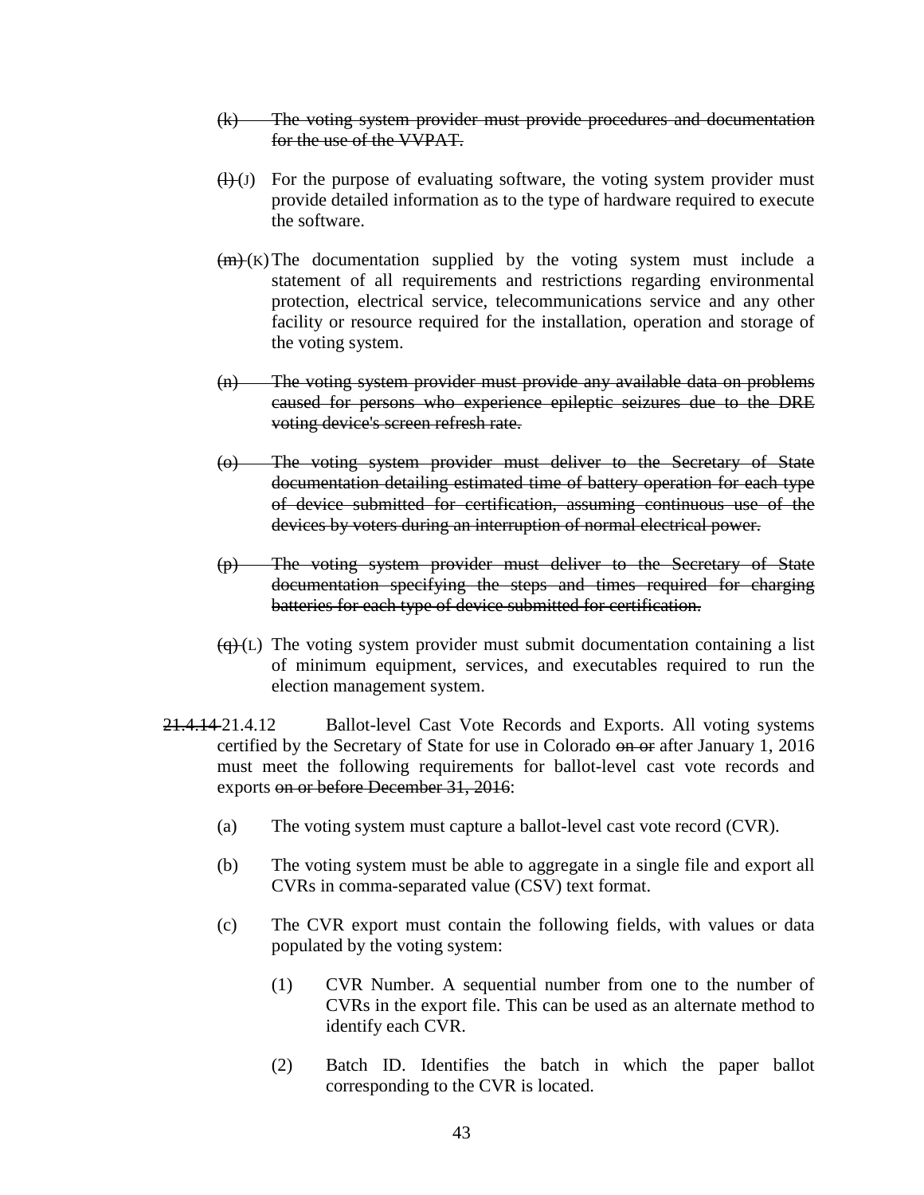~~(k) The voting system provider must provide procedures and documentation for the use of the VVPAT.~~

~~(l)~~ (J) For the purpose of evaluating software, the voting system provider must provide detailed information as to the type of hardware required to execute the software.

~~(m)~~ (K) The documentation supplied by the voting system must include a statement of all requirements and restrictions regarding environmental protection, electrical service, telecommunications service and any other facility or resource required for the installation, operation and storage of the voting system.

~~(n) The voting system provider must provide any available data on problems caused for persons who experience epileptic seizures due to the DRE voting device's screen refresh rate.~~

~~(o) The voting system provider must deliver to the Secretary of State documentation detailing estimated time of battery operation for each type of device submitted for certification, assuming continuous use of the devices by voters during an interruption of normal electrical power.~~

~~(p) The voting system provider must deliver to the Secretary of State documentation specifying the steps and times required for charging batteries for each type of device submitted for certification.~~

~~(q)~~ (L) The voting system provider must submit documentation containing a list of minimum equipment, services, and executables required to run the election management system.

~~21.4.14~~ 21.4.12 Ballot-level Cast Vote Records and Exports. All voting systems certified by the Secretary of State for use in Colorado ~~on or~~ after January 1, 2016 must meet the following requirements for ballot-level cast vote records and exports ~~on or before December 31, 2016~~:

(a) The voting system must capture a ballot-level cast vote record (CVR).

(b) The voting system must be able to aggregate in a single file and export all CVRs in comma-separated value (CSV) text format.

(c) The CVR export must contain the following fields, with values or data populated by the voting system:

(1) CVR Number. A sequential number from one to the number of CVRs in the export file. This can be used as an alternate method to identify each CVR.

(2) Batch ID. Identifies the batch in which the paper ballot corresponding to the CVR is located.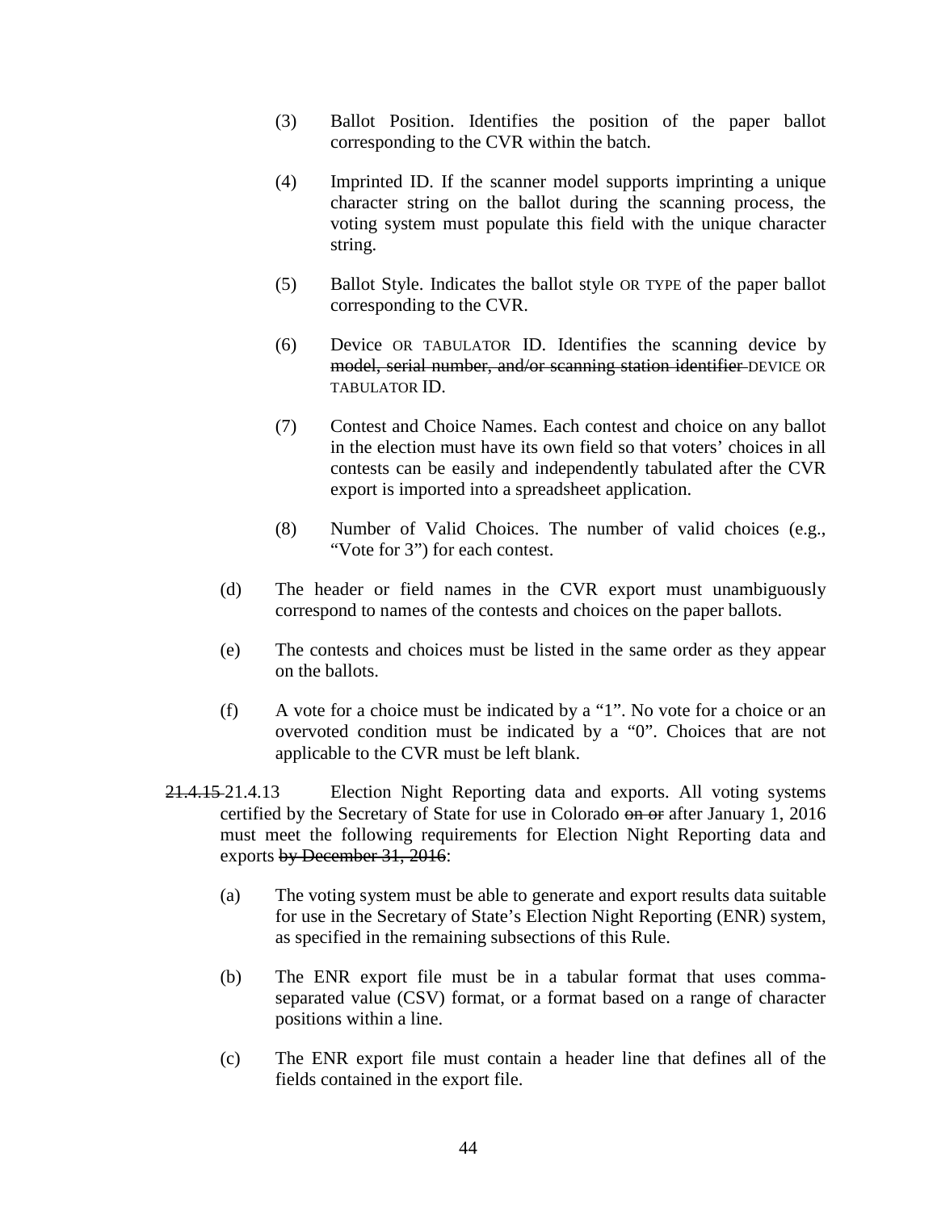(3) Ballot Position. Identifies the position of the paper ballot corresponding to the CVR within the batch.

(4) Imprinted ID. If the scanner model supports imprinting a unique character string on the ballot during the scanning process, the voting system must populate this field with the unique character string.

(5) Ballot Style. Indicates the ballot style OR TYPE of the paper ballot corresponding to the CVR.

(6) Device OR TABULATOR ID. Identifies the scanning device by ~~model, serial number, and/or scanning station identifier~~ DEVICE OR TABULATOR ID.

(7) Contest and Choice Names. Each contest and choice on any ballot in the election must have its own field so that voters' choices in all contests can be easily and independently tabulated after the CVR export is imported into a spreadsheet application.

(8) Number of Valid Choices. The number of valid choices (e.g., "Vote for 3") for each contest.

(d) The header or field names in the CVR export must unambiguously correspond to names of the contests and choices on the paper ballots.

(e) The contests and choices must be listed in the same order as they appear on the ballots.

(f) A vote for a choice must be indicated by a "1". No vote for a choice or an overvoted condition must be indicated by a "0". Choices that are not applicable to the CVR must be left blank.

~~21.4.15~~ 21.4.13 Election Night Reporting data and exports. All voting systems certified by the Secretary of State for use in Colorado ~~on or~~ after January 1, 2016 must meet the following requirements for Election Night Reporting data and exports ~~by December 31, 2016~~:

(a) The voting system must be able to generate and export results data suitable for use in the Secretary of State's Election Night Reporting (ENR) system, as specified in the remaining subsections of this Rule.

(b) The ENR export file must be in a tabular format that uses comma-separated value (CSV) format, or a format based on a range of character positions within a line.

(c) The ENR export file must contain a header line that defines all of the fields contained in the export file.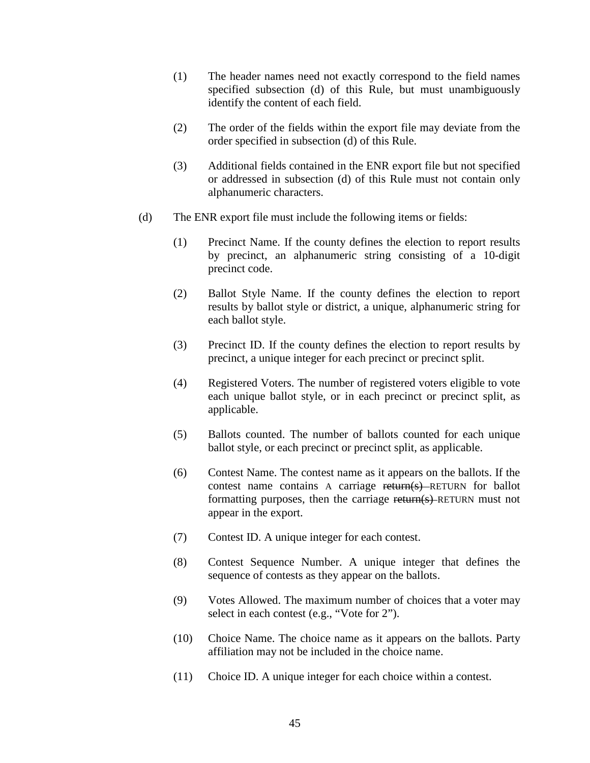(1) The header names need not exactly correspond to the field names specified subsection (d) of this Rule, but must unambiguously identify the content of each field.

(2) The order of the fields within the export file may deviate from the order specified in subsection (d) of this Rule.

(3) Additional fields contained in the ENR export file but not specified or addressed in subsection (d) of this Rule must not contain only alphanumeric characters.

(d) The ENR export file must include the following items or fields:

(1) Precinct Name. If the county defines the election to report results by precinct, an alphanumeric string consisting of a 10-digit precinct code.

(2) Ballot Style Name. If the county defines the election to report results by ballot style or district, a unique, alphanumeric string for each ballot style.

(3) Precinct ID. If the county defines the election to report results by precinct, a unique integer for each precinct or precinct split.

(4) Registered Voters. The number of registered voters eligible to vote each unique ballot style, or in each precinct or precinct split, as applicable.

(5) Ballots counted. The number of ballots counted for each unique ballot style, or each precinct or precinct split, as applicable.

(6) Contest Name. The contest name as it appears on the ballots. If the contest name contains A carriage ~~return(s)~~ RETURN for ballot formatting purposes, then the carriage ~~return(s)~~ RETURN must not appear in the export.

(7) Contest ID. A unique integer for each contest.

(8) Contest Sequence Number. A unique integer that defines the sequence of contests as they appear on the ballots.

(9) Votes Allowed. The maximum number of choices that a voter may select in each contest (e.g., "Vote for 2").

(10) Choice Name. The choice name as it appears on the ballots. Party affiliation may not be included in the choice name.

(11) Choice ID. A unique integer for each choice within a contest.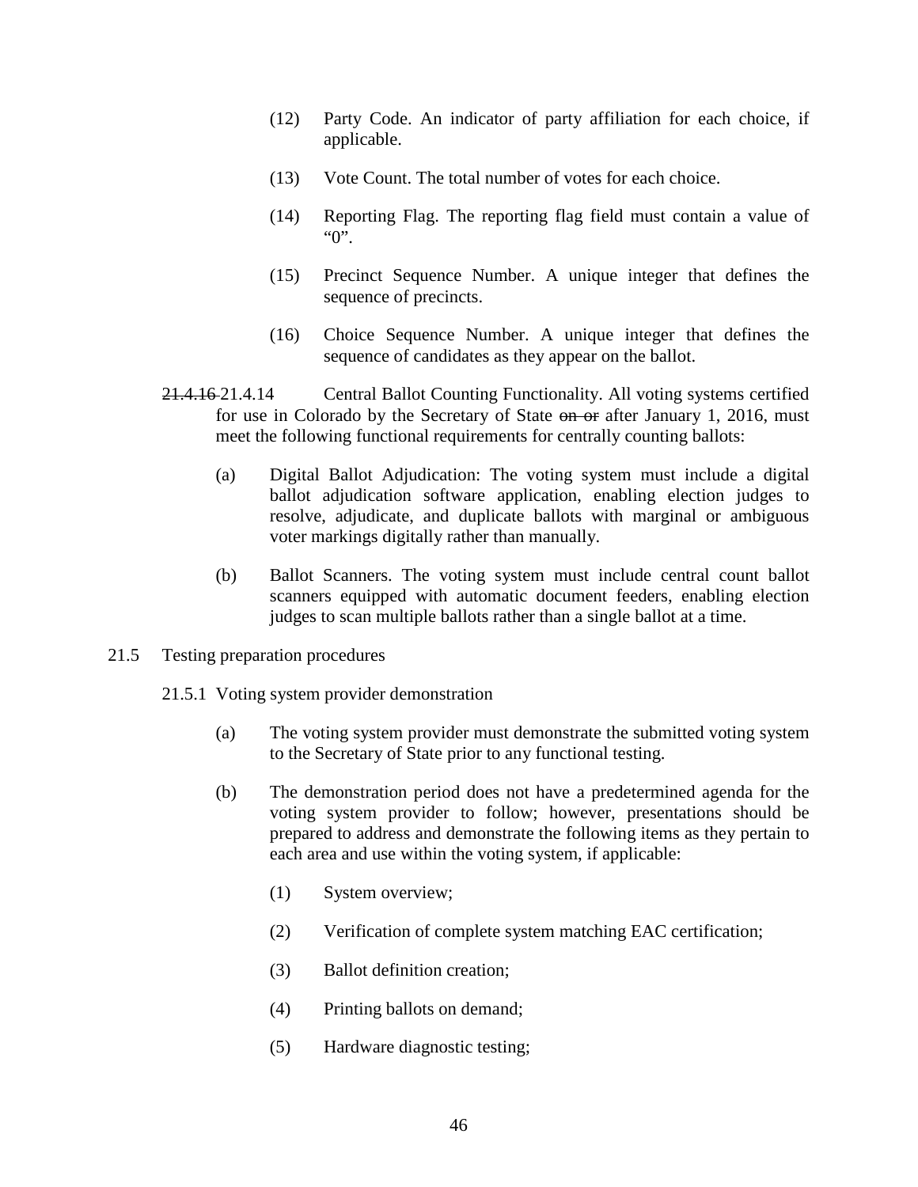(12) Party Code. An indicator of party affiliation for each choice, if applicable.

(13) Vote Count. The total number of votes for each choice.

(14) Reporting Flag. The reporting flag field must contain a value of "0".

(15) Precinct Sequence Number. A unique integer that defines the sequence of precincts.

(16) Choice Sequence Number. A unique integer that defines the sequence of candidates as they appear on the ballot.

~~21.4.16~~ 21.4.14 Central Ballot Counting Functionality. All voting systems certified for use in Colorado by the Secretary of State ~~on or~~ after January 1, 2016, must meet the following functional requirements for centrally counting ballots:

(a) Digital Ballot Adjudication: The voting system must include a digital ballot adjudication software application, enabling election judges to resolve, adjudicate, and duplicate ballots with marginal or ambiguous voter markings digitally rather than manually.

(b) Ballot Scanners. The voting system must include central count ballot scanners equipped with automatic document feeders, enabling election judges to scan multiple ballots rather than a single ballot at a time.

21.5 Testing preparation procedures

21.5.1 Voting system provider demonstration

(a) The voting system provider must demonstrate the submitted voting system to the Secretary of State prior to any functional testing.

(b) The demonstration period does not have a predetermined agenda for the voting system provider to follow; however, presentations should be prepared to address and demonstrate the following items as they pertain to each area and use within the voting system, if applicable:

(1) System overview;

(2) Verification of complete system matching EAC certification;

(3) Ballot definition creation;

(4) Printing ballots on demand;

(5) Hardware diagnostic testing;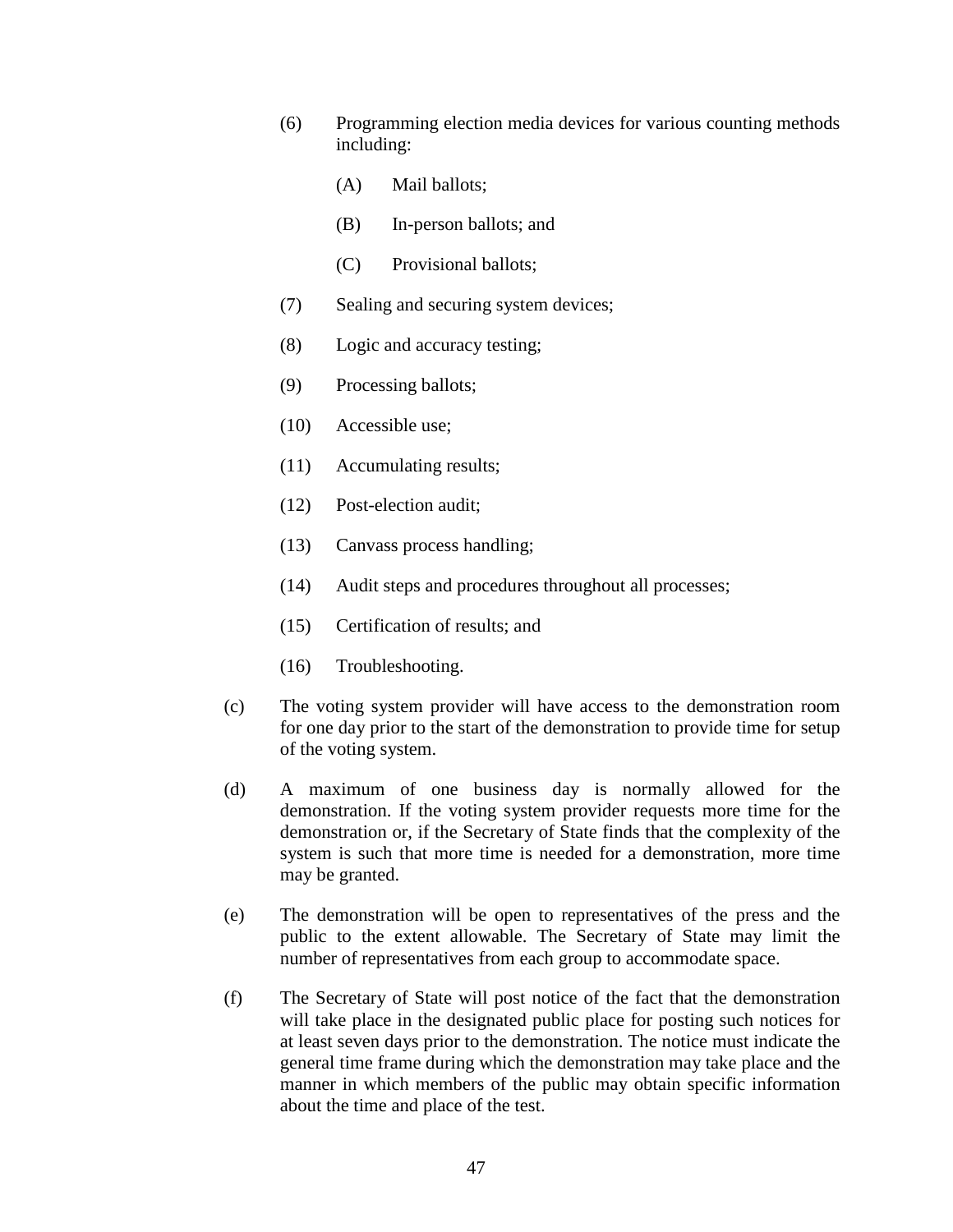(6) Programming election media devices for various counting methods including:

  (A) Mail ballots;

  (B) In-person ballots; and

  (C) Provisional ballots;

(7) Sealing and securing system devices;

(8) Logic and accuracy testing;

(9) Processing ballots;

(10) Accessible use;

(11) Accumulating results;

(12) Post-election audit;

(13) Canvass process handling;

(14) Audit steps and procedures throughout all processes;

(15) Certification of results; and

(16) Troubleshooting.

(c) The voting system provider will have access to the demonstration room for one day prior to the start of the demonstration to provide time for setup of the voting system.

(d) A maximum of one business day is normally allowed for the demonstration. If the voting system provider requests more time for the demonstration or, if the Secretary of State finds that the complexity of the system is such that more time is needed for a demonstration, more time may be granted.

(e) The demonstration will be open to representatives of the press and the public to the extent allowable. The Secretary of State may limit the number of representatives from each group to accommodate space.

(f) The Secretary of State will post notice of the fact that the demonstration will take place in the designated public place for posting such notices for at least seven days prior to the demonstration. The notice must indicate the general time frame during which the demonstration may take place and the manner in which members of the public may obtain specific information about the time and place of the test.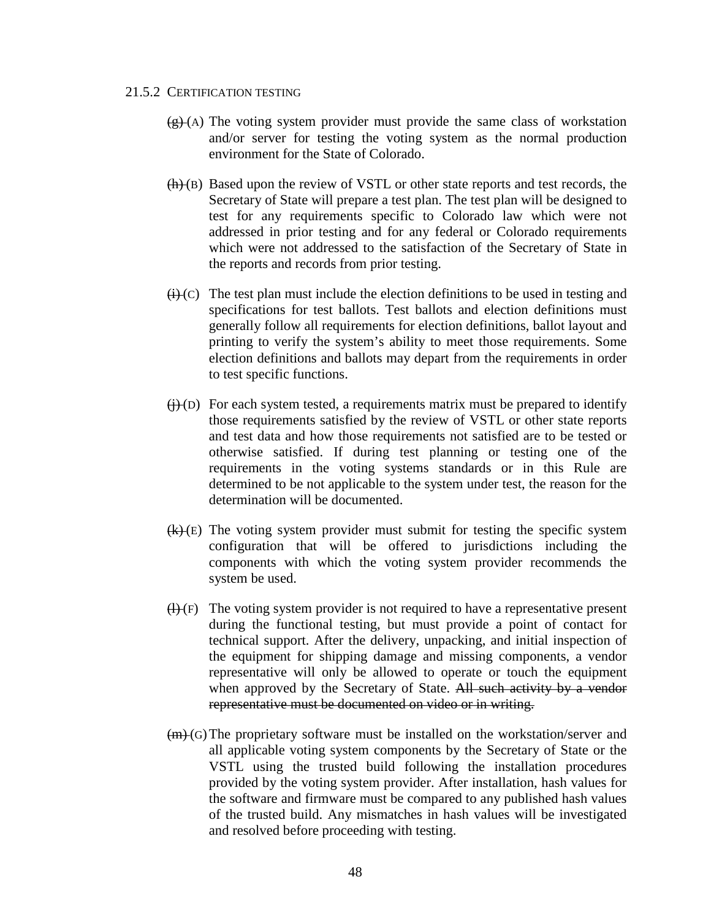21.5.2 CERTIFICATION TESTING

~~(g)~~ (A) The voting system provider must provide the same class of workstation and/or server for testing the voting system as the normal production environment for the State of Colorado.

~~(h)~~ (B) Based upon the review of VSTL or other state reports and test records, the Secretary of State will prepare a test plan. The test plan will be designed to test for any requirements specific to Colorado law which were not addressed in prior testing and for any federal or Colorado requirements which were not addressed to the satisfaction of the Secretary of State in the reports and records from prior testing.

~~(i)~~ (C) The test plan must include the election definitions to be used in testing and specifications for test ballots. Test ballots and election definitions must generally follow all requirements for election definitions, ballot layout and printing to verify the system's ability to meet those requirements. Some election definitions and ballots may depart from the requirements in order to test specific functions.

~~(j)~~ (D) For each system tested, a requirements matrix must be prepared to identify those requirements satisfied by the review of VSTL or other state reports and test data and how those requirements not satisfied are to be tested or otherwise satisfied. If during test planning or testing one of the requirements in the voting systems standards or in this Rule are determined to be not applicable to the system under test, the reason for the determination will be documented.

~~(k)~~ (E) The voting system provider must submit for testing the specific system configuration that will be offered to jurisdictions including the components with which the voting system provider recommends the system be used.

~~(l)~~ (F) The voting system provider is not required to have a representative present during the functional testing, but must provide a point of contact for technical support. After the delivery, unpacking, and initial inspection of the equipment for shipping damage and missing components, a vendor representative will only be allowed to operate or touch the equipment when approved by the Secretary of State. ~~All such activity by a vendor representative must be documented on video or in writing.~~

~~(m)~~ (G) The proprietary software must be installed on the workstation/server and all applicable voting system components by the Secretary of State or the VSTL using the trusted build following the installation procedures provided by the voting system provider. After installation, hash values for the software and firmware must be compared to any published hash values of the trusted build. Any mismatches in hash values will be investigated and resolved before proceeding with testing.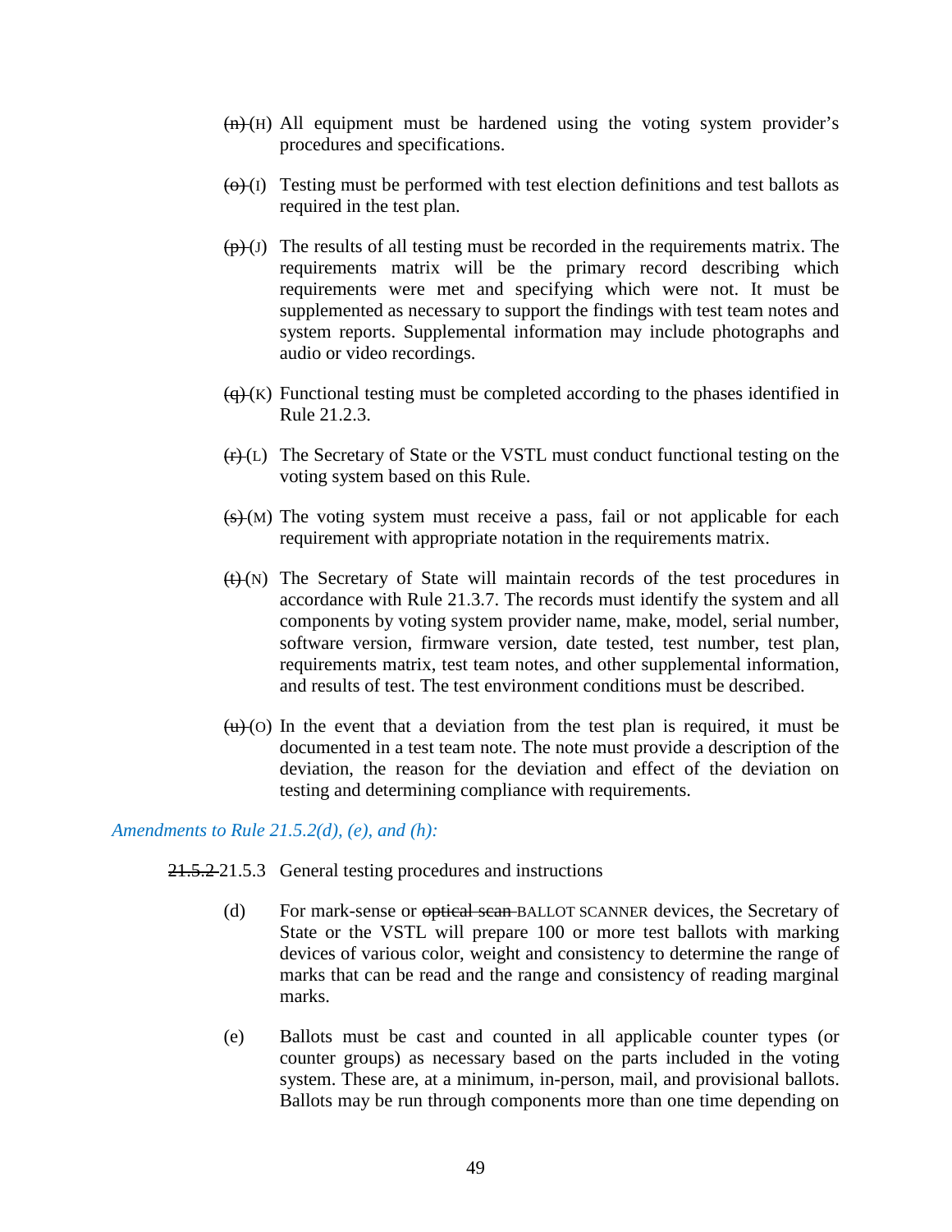~~(n)~~ (H) All equipment must be hardened using the voting system provider's procedures and specifications.

~~(o)~~ (I) Testing must be performed with test election definitions and test ballots as required in the test plan.

~~(p)~~ (J) The results of all testing must be recorded in the requirements matrix. The requirements matrix will be the primary record describing which requirements were met and specifying which were not. It must be supplemented as necessary to support the findings with test team notes and system reports. Supplemental information may include photographs and audio or video recordings.

~~(q)~~ (K) Functional testing must be completed according to the phases identified in Rule 21.2.3.

~~(r)~~ (L) The Secretary of State or the VSTL must conduct functional testing on the voting system based on this Rule.

~~(s)~~ (M) The voting system must receive a pass, fail or not applicable for each requirement with appropriate notation in the requirements matrix.

~~(t)~~ (N) The Secretary of State will maintain records of the test procedures in accordance with Rule 21.3.7. The records must identify the system and all components by voting system provider name, make, model, serial number, software version, firmware version, date tested, test number, test plan, requirements matrix, test team notes, and other supplemental information, and results of test. The test environment conditions must be described.

~~(u)~~ (O) In the event that a deviation from the test plan is required, it must be documented in a test team note. The note must provide a description of the deviation, the reason for the deviation and effect of the deviation on testing and determining compliance with requirements.

*Amendments to Rule 21.5.2(d), (e), and (h):*

~~21.5.2~~ 21.5.3 General testing procedures and instructions

(d) For mark-sense or ~~optical scan~~ BALLOT SCANNER devices, the Secretary of State or the VSTL will prepare 100 or more test ballots with marking devices of various color, weight and consistency to determine the range of marks that can be read and the range and consistency of reading marginal marks.

(e) Ballots must be cast and counted in all applicable counter types (or counter groups) as necessary based on the parts included in the voting system. These are, at a minimum, in-person, mail, and provisional ballots. Ballots may be run through components more than one time depending on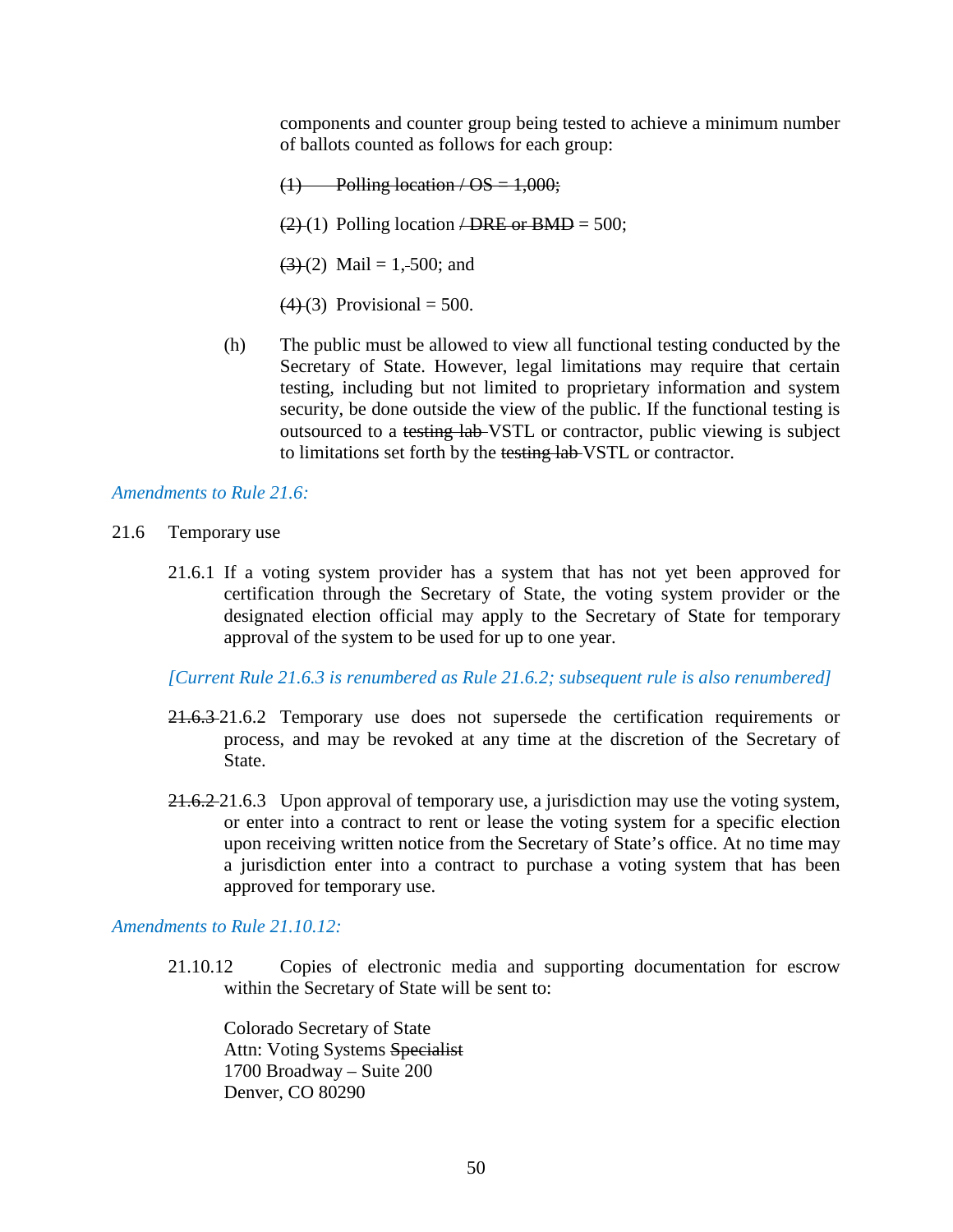components and counter group being tested to achieve a minimum number of ballots counted as follows for each group:

~~(1) Polling location / OS = 1,000;~~

~~(2)~~ (1) Polling location ~~/ DRE or BMD~~ = 500;

~~(3)~~ (2) Mail = 1,~~,~~500; and

~~(4)~~ (3) Provisional = 500.

(h) The public must be allowed to view all functional testing conducted by the Secretary of State. However, legal limitations may require that certain testing, including but not limited to proprietary information and system security, be done outside the view of the public. If the functional testing is outsourced to a ~~testing lab~~ VSTL or contractor, public viewing is subject to limitations set forth by the ~~testing lab~~ VSTL or contractor.

*Amendments to Rule 21.6:*

21.6 Temporary use

21.6.1 If a voting system provider has a system that has not yet been approved for certification through the Secretary of State, the voting system provider or the designated election official may apply to the Secretary of State for temporary approval of the system to be used for up to one year.

*[Current Rule 21.6.3 is renumbered as Rule 21.6.2; subsequent rule is also renumbered]*

~~21.6.3~~ 21.6.2 Temporary use does not supersede the certification requirements or process, and may be revoked at any time at the discretion of the Secretary of State.

~~21.6.2~~ 21.6.3 Upon approval of temporary use, a jurisdiction may use the voting system, or enter into a contract to rent or lease the voting system for a specific election upon receiving written notice from the Secretary of State's office. At no time may a jurisdiction enter into a contract to purchase a voting system that has been approved for temporary use.

*Amendments to Rule 21.10.12:*

21.10.12 Copies of electronic media and supporting documentation for escrow within the Secretary of State will be sent to:

Colorado Secretary of State
Attn: Voting Systems ~~Specialist~~
1700 Broadway – Suite 200
Denver, CO 80290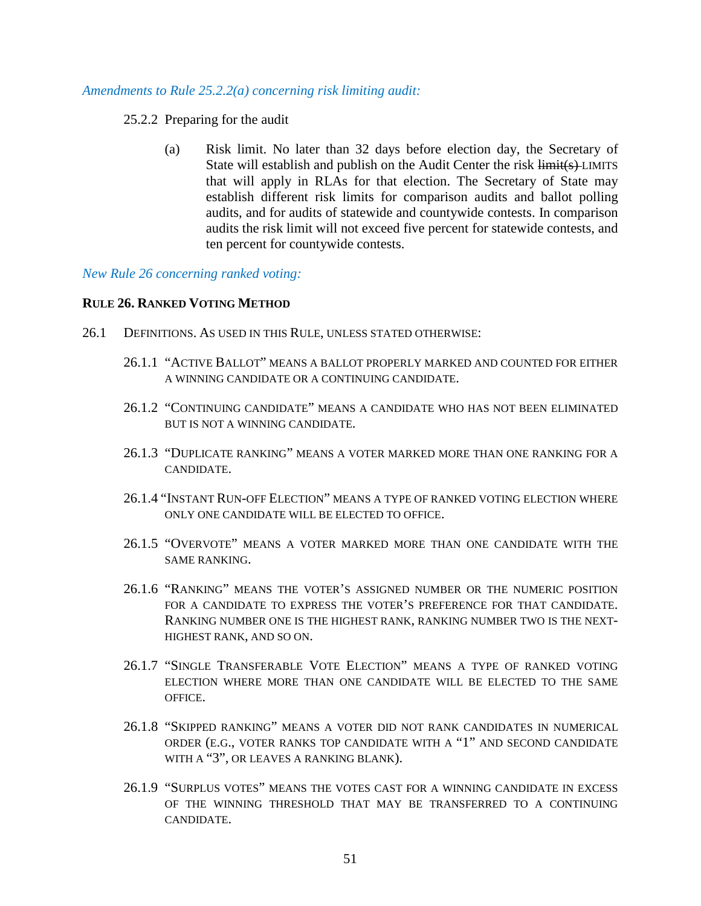*Amendments to Rule 25.2.2(a) concerning risk limiting audit:*

25.2.2 Preparing for the audit

(a) Risk limit. No later than 32 days before election day, the Secretary of State will establish and publish on the Audit Center the risk ~~limit(s)~~ LIMITS that will apply in RLAs for that election. The Secretary of State may establish different risk limits for comparison audits and ballot polling audits, and for audits of statewide and countywide contests. In comparison audits the risk limit will not exceed five percent for statewide contests, and ten percent for countywide contests.

*New Rule 26 concerning ranked voting:*

**RULE 26. RANKED VOTING METHOD**

26.1 DEFINITIONS. AS USED IN THIS RULE, UNLESS STATED OTHERWISE:

26.1.1 "ACTIVE BALLOT" MEANS A BALLOT PROPERLY MARKED AND COUNTED FOR EITHER A WINNING CANDIDATE OR A CONTINUING CANDIDATE.

26.1.2 "CONTINUING CANDIDATE" MEANS A CANDIDATE WHO HAS NOT BEEN ELIMINATED BUT IS NOT A WINNING CANDIDATE.

26.1.3 "DUPLICATE RANKING" MEANS A VOTER MARKED MORE THAN ONE RANKING FOR A CANDIDATE.

26.1.4 "INSTANT RUN-OFF ELECTION" MEANS A TYPE OF RANKED VOTING ELECTION WHERE ONLY ONE CANDIDATE WILL BE ELECTED TO OFFICE.

26.1.5 "OVERVOTE" MEANS A VOTER MARKED MORE THAN ONE CANDIDATE WITH THE SAME RANKING.

26.1.6 "RANKING" MEANS THE VOTER'S ASSIGNED NUMBER OR THE NUMERIC POSITION FOR A CANDIDATE TO EXPRESS THE VOTER'S PREFERENCE FOR THAT CANDIDATE. RANKING NUMBER ONE IS THE HIGHEST RANK, RANKING NUMBER TWO IS THE NEXT-HIGHEST RANK, AND SO ON.

26.1.7 "SINGLE TRANSFERABLE VOTE ELECTION" MEANS A TYPE OF RANKED VOTING ELECTION WHERE MORE THAN ONE CANDIDATE WILL BE ELECTED TO THE SAME OFFICE.

26.1.8 "SKIPPED RANKING" MEANS A VOTER DID NOT RANK CANDIDATES IN NUMERICAL ORDER (E.G., VOTER RANKS TOP CANDIDATE WITH A "1" AND SECOND CANDIDATE WITH A "3", OR LEAVES A RANKING BLANK).

26.1.9 "SURPLUS VOTES" MEANS THE VOTES CAST FOR A WINNING CANDIDATE IN EXCESS OF THE WINNING THRESHOLD THAT MAY BE TRANSFERRED TO A CONTINUING CANDIDATE.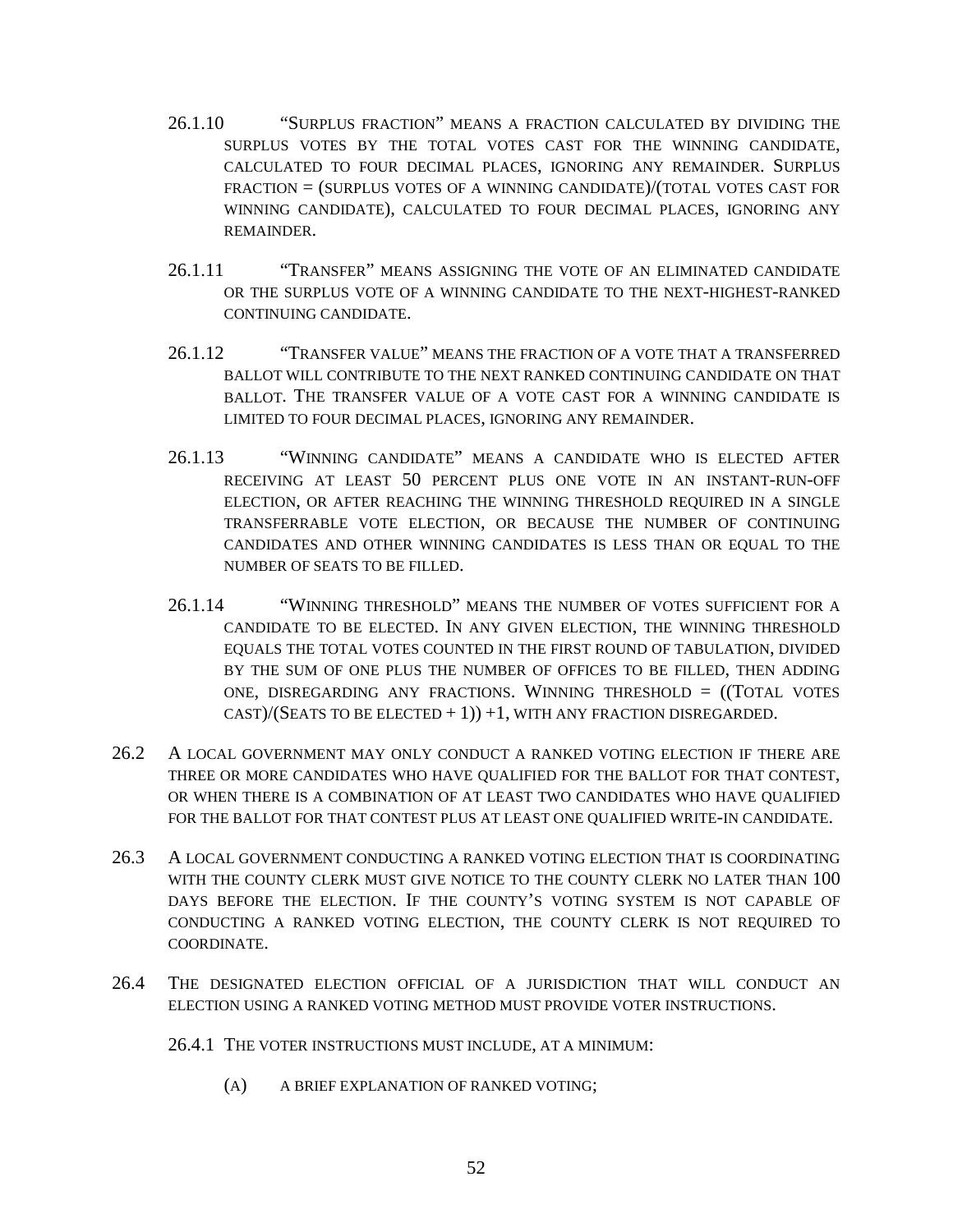26.1.10 "Surplus fraction" means a fraction calculated by dividing the surplus votes by the total votes cast for the winning candidate, calculated to four decimal places, ignoring any remainder. Surplus fraction = (surplus votes of a winning candidate)/(total votes cast for winning candidate), calculated to four decimal places, ignoring any remainder.

26.1.11 "Transfer" means assigning the vote of an eliminated candidate or the surplus vote of a winning candidate to the next-highest-ranked continuing candidate.

26.1.12 "Transfer value" means the fraction of a vote that a transferred ballot will contribute to the next ranked continuing candidate on that ballot. The transfer value of a vote cast for a winning candidate is limited to four decimal places, ignoring any remainder.

26.1.13 "Winning candidate" means a candidate who is elected after receiving at least 50 percent plus one vote in an instant-run-off election, or after reaching the winning threshold required in a single transferrable vote election, or because the number of continuing candidates and other winning candidates is less than or equal to the number of seats to be filled.

26.1.14 "Winning threshold" means the number of votes sufficient for a candidate to be elected. In any given election, the winning threshold equals the total votes counted in the first round of tabulation, divided by the sum of one plus the number of offices to be filled, then adding one, disregarding any fractions. Winning threshold = ((Total votes cast)/(Seats to be elected + 1)) +1, with any fraction disregarded.

26.2 A local government may only conduct a ranked voting election if there are three or more candidates who have qualified for the ballot for that contest, or when there is a combination of at least two candidates who have qualified for the ballot for that contest plus at least one qualified write-in candidate.

26.3 A local government conducting a ranked voting election that is coordinating with the county clerk must give notice to the county clerk no later than 100 days before the election. If the county's voting system is not capable of conducting a ranked voting election, the county clerk is not required to coordinate.

26.4 The designated election official of a jurisdiction that will conduct an election using a ranked voting method must provide voter instructions.

26.4.1 The voter instructions must include, at a minimum:

(A) A brief explanation of ranked voting;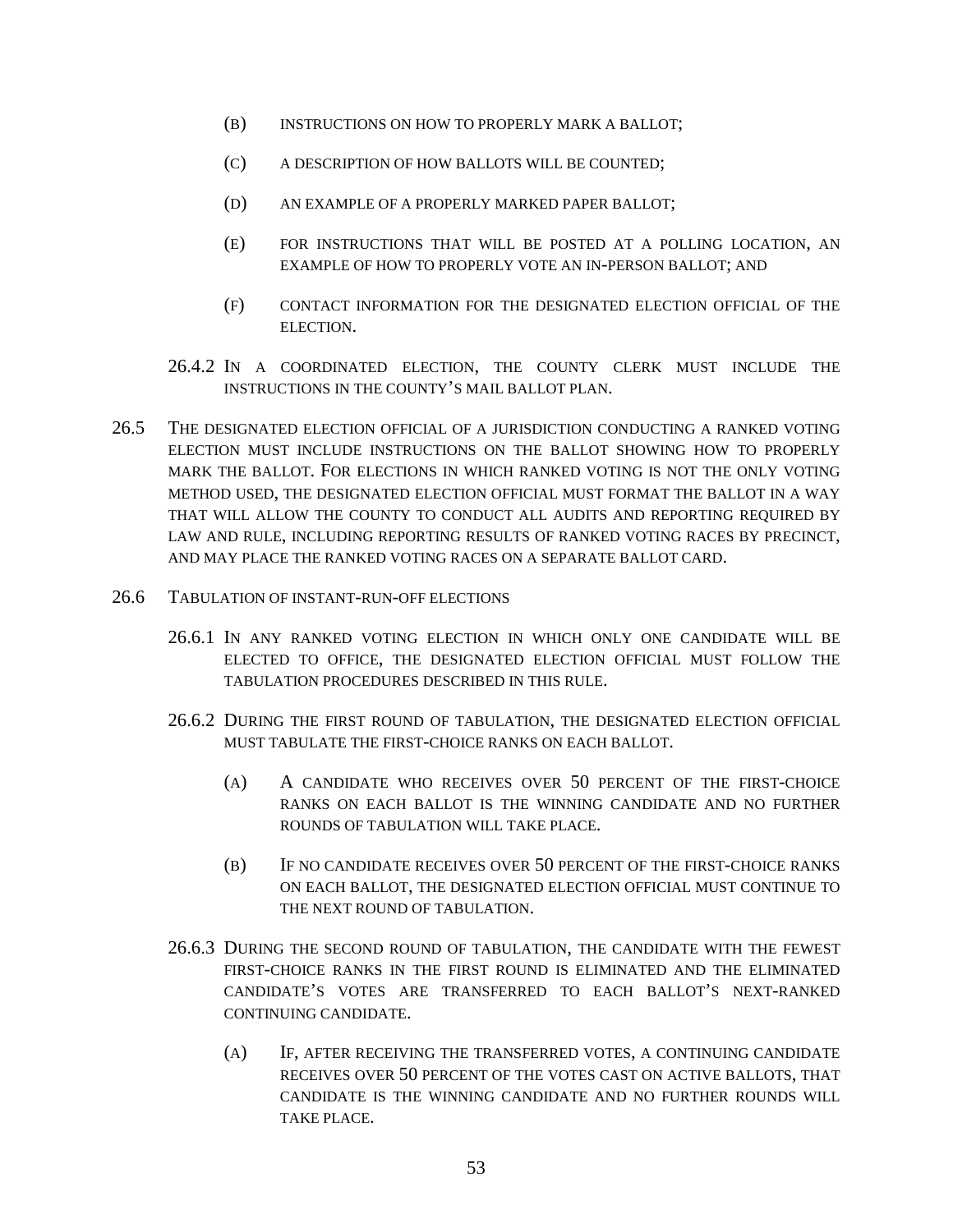(B) INSTRUCTIONS ON HOW TO PROPERLY MARK A BALLOT;

(C) A DESCRIPTION OF HOW BALLOTS WILL BE COUNTED;

(D) AN EXAMPLE OF A PROPERLY MARKED PAPER BALLOT;

(E) FOR INSTRUCTIONS THAT WILL BE POSTED AT A POLLING LOCATION, AN EXAMPLE OF HOW TO PROPERLY VOTE AN IN-PERSON BALLOT; AND

(F) CONTACT INFORMATION FOR THE DESIGNATED ELECTION OFFICIAL OF THE ELECTION.

26.4.2 IN A COORDINATED ELECTION, THE COUNTY CLERK MUST INCLUDE THE INSTRUCTIONS IN THE COUNTY'S MAIL BALLOT PLAN.

26.5 THE DESIGNATED ELECTION OFFICIAL OF A JURISDICTION CONDUCTING A RANKED VOTING ELECTION MUST INCLUDE INSTRUCTIONS ON THE BALLOT SHOWING HOW TO PROPERLY MARK THE BALLOT. FOR ELECTIONS IN WHICH RANKED VOTING IS NOT THE ONLY VOTING METHOD USED, THE DESIGNATED ELECTION OFFICIAL MUST FORMAT THE BALLOT IN A WAY THAT WILL ALLOW THE COUNTY TO CONDUCT ALL AUDITS AND REPORTING REQUIRED BY LAW AND RULE, INCLUDING REPORTING RESULTS OF RANKED VOTING RACES BY PRECINCT, AND MAY PLACE THE RANKED VOTING RACES ON A SEPARATE BALLOT CARD.

26.6 TABULATION OF INSTANT-RUN-OFF ELECTIONS

26.6.1 IN ANY RANKED VOTING ELECTION IN WHICH ONLY ONE CANDIDATE WILL BE ELECTED TO OFFICE, THE DESIGNATED ELECTION OFFICIAL MUST FOLLOW THE TABULATION PROCEDURES DESCRIBED IN THIS RULE.

26.6.2 DURING THE FIRST ROUND OF TABULATION, THE DESIGNATED ELECTION OFFICIAL MUST TABULATE THE FIRST-CHOICE RANKS ON EACH BALLOT.

(A) A CANDIDATE WHO RECEIVES OVER 50 PERCENT OF THE FIRST-CHOICE RANKS ON EACH BALLOT IS THE WINNING CANDIDATE AND NO FURTHER ROUNDS OF TABULATION WILL TAKE PLACE.

(B) IF NO CANDIDATE RECEIVES OVER 50 PERCENT OF THE FIRST-CHOICE RANKS ON EACH BALLOT, THE DESIGNATED ELECTION OFFICIAL MUST CONTINUE TO THE NEXT ROUND OF TABULATION.

26.6.3 DURING THE SECOND ROUND OF TABULATION, THE CANDIDATE WITH THE FEWEST FIRST-CHOICE RANKS IN THE FIRST ROUND IS ELIMINATED AND THE ELIMINATED CANDIDATE'S VOTES ARE TRANSFERRED TO EACH BALLOT'S NEXT-RANKED CONTINUING CANDIDATE.

(A) IF, AFTER RECEIVING THE TRANSFERRED VOTES, A CONTINUING CANDIDATE RECEIVES OVER 50 PERCENT OF THE VOTES CAST ON ACTIVE BALLOTS, THAT CANDIDATE IS THE WINNING CANDIDATE AND NO FURTHER ROUNDS WILL TAKE PLACE.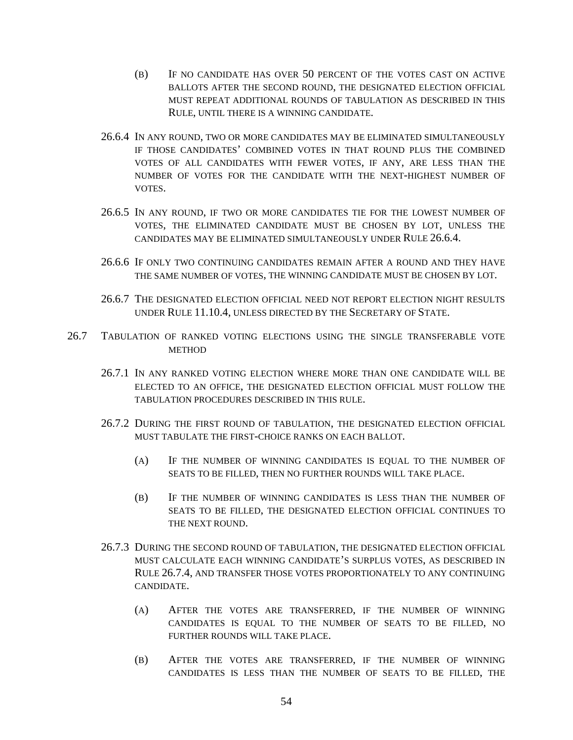(B) IF NO CANDIDATE HAS OVER 50 PERCENT OF THE VOTES CAST ON ACTIVE BALLOTS AFTER THE SECOND ROUND, THE DESIGNATED ELECTION OFFICIAL MUST REPEAT ADDITIONAL ROUNDS OF TABULATION AS DESCRIBED IN THIS RULE, UNTIL THERE IS A WINNING CANDIDATE.

26.6.4 IN ANY ROUND, TWO OR MORE CANDIDATES MAY BE ELIMINATED SIMULTANEOUSLY IF THOSE CANDIDATES' COMBINED VOTES IN THAT ROUND PLUS THE COMBINED VOTES OF ALL CANDIDATES WITH FEWER VOTES, IF ANY, ARE LESS THAN THE NUMBER OF VOTES FOR THE CANDIDATE WITH THE NEXT-HIGHEST NUMBER OF VOTES.

26.6.5 IN ANY ROUND, IF TWO OR MORE CANDIDATES TIE FOR THE LOWEST NUMBER OF VOTES, THE ELIMINATED CANDIDATE MUST BE CHOSEN BY LOT, UNLESS THE CANDIDATES MAY BE ELIMINATED SIMULTANEOUSLY UNDER RULE 26.6.4.

26.6.6 IF ONLY TWO CONTINUING CANDIDATES REMAIN AFTER A ROUND AND THEY HAVE THE SAME NUMBER OF VOTES, THE WINNING CANDIDATE MUST BE CHOSEN BY LOT.

26.6.7 THE DESIGNATED ELECTION OFFICIAL NEED NOT REPORT ELECTION NIGHT RESULTS UNDER RULE 11.10.4, UNLESS DIRECTED BY THE SECRETARY OF STATE.

26.7 TABULATION OF RANKED VOTING ELECTIONS USING THE SINGLE TRANSFERABLE VOTE METHOD

26.7.1 IN ANY RANKED VOTING ELECTION WHERE MORE THAN ONE CANDIDATE WILL BE ELECTED TO AN OFFICE, THE DESIGNATED ELECTION OFFICIAL MUST FOLLOW THE TABULATION PROCEDURES DESCRIBED IN THIS RULE.

26.7.2 DURING THE FIRST ROUND OF TABULATION, THE DESIGNATED ELECTION OFFICIAL MUST TABULATE THE FIRST-CHOICE RANKS ON EACH BALLOT.

(A) IF THE NUMBER OF WINNING CANDIDATES IS EQUAL TO THE NUMBER OF SEATS TO BE FILLED, THEN NO FURTHER ROUNDS WILL TAKE PLACE.

(B) IF THE NUMBER OF WINNING CANDIDATES IS LESS THAN THE NUMBER OF SEATS TO BE FILLED, THE DESIGNATED ELECTION OFFICIAL CONTINUES TO THE NEXT ROUND.

26.7.3 DURING THE SECOND ROUND OF TABULATION, THE DESIGNATED ELECTION OFFICIAL MUST CALCULATE EACH WINNING CANDIDATE'S SURPLUS VOTES, AS DESCRIBED IN RULE 26.7.4, AND TRANSFER THOSE VOTES PROPORTIONATELY TO ANY CONTINUING CANDIDATE.

(A) AFTER THE VOTES ARE TRANSFERRED, IF THE NUMBER OF WINNING CANDIDATES IS EQUAL TO THE NUMBER OF SEATS TO BE FILLED, NO FURTHER ROUNDS WILL TAKE PLACE.

(B) AFTER THE VOTES ARE TRANSFERRED, IF THE NUMBER OF WINNING CANDIDATES IS LESS THAN THE NUMBER OF SEATS TO BE FILLED, THE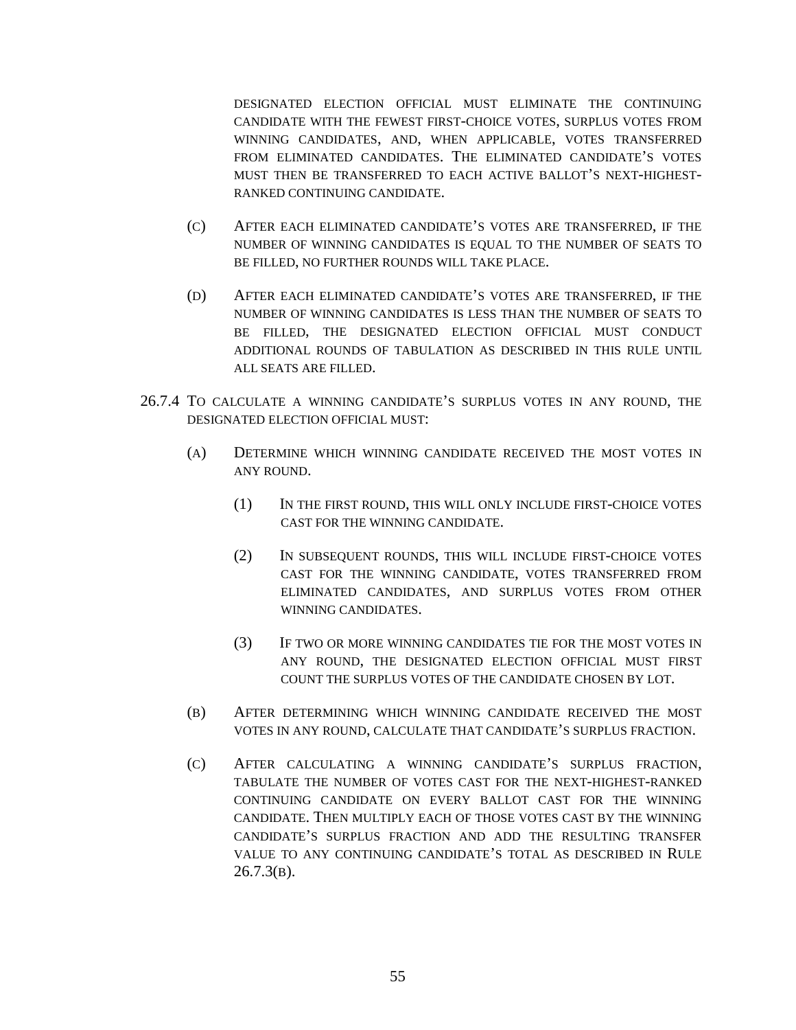DESIGNATED ELECTION OFFICIAL MUST ELIMINATE THE CONTINUING CANDIDATE WITH THE FEWEST FIRST-CHOICE VOTES, SURPLUS VOTES FROM WINNING CANDIDATES, AND, WHEN APPLICABLE, VOTES TRANSFERRED FROM ELIMINATED CANDIDATES. THE ELIMINATED CANDIDATE'S VOTES MUST THEN BE TRANSFERRED TO EACH ACTIVE BALLOT'S NEXT-HIGHEST-RANKED CONTINUING CANDIDATE.

(C) AFTER EACH ELIMINATED CANDIDATE'S VOTES ARE TRANSFERRED, IF THE NUMBER OF WINNING CANDIDATES IS EQUAL TO THE NUMBER OF SEATS TO BE FILLED, NO FURTHER ROUNDS WILL TAKE PLACE.

(D) AFTER EACH ELIMINATED CANDIDATE'S VOTES ARE TRANSFERRED, IF THE NUMBER OF WINNING CANDIDATES IS LESS THAN THE NUMBER OF SEATS TO BE FILLED, THE DESIGNATED ELECTION OFFICIAL MUST CONDUCT ADDITIONAL ROUNDS OF TABULATION AS DESCRIBED IN THIS RULE UNTIL ALL SEATS ARE FILLED.

26.7.4 TO CALCULATE A WINNING CANDIDATE'S SURPLUS VOTES IN ANY ROUND, THE DESIGNATED ELECTION OFFICIAL MUST:

(A) DETERMINE WHICH WINNING CANDIDATE RECEIVED THE MOST VOTES IN ANY ROUND.

(1) IN THE FIRST ROUND, THIS WILL ONLY INCLUDE FIRST-CHOICE VOTES CAST FOR THE WINNING CANDIDATE.

(2) IN SUBSEQUENT ROUNDS, THIS WILL INCLUDE FIRST-CHOICE VOTES CAST FOR THE WINNING CANDIDATE, VOTES TRANSFERRED FROM ELIMINATED CANDIDATES, AND SURPLUS VOTES FROM OTHER WINNING CANDIDATES.

(3) IF TWO OR MORE WINNING CANDIDATES TIE FOR THE MOST VOTES IN ANY ROUND, THE DESIGNATED ELECTION OFFICIAL MUST FIRST COUNT THE SURPLUS VOTES OF THE CANDIDATE CHOSEN BY LOT.

(B) AFTER DETERMINING WHICH WINNING CANDIDATE RECEIVED THE MOST VOTES IN ANY ROUND, CALCULATE THAT CANDIDATE'S SURPLUS FRACTION.

(C) AFTER CALCULATING A WINNING CANDIDATE'S SURPLUS FRACTION, TABULATE THE NUMBER OF VOTES CAST FOR THE NEXT-HIGHEST-RANKED CONTINUING CANDIDATE ON EVERY BALLOT CAST FOR THE WINNING CANDIDATE. THEN MULTIPLY EACH OF THOSE VOTES CAST BY THE WINNING CANDIDATE'S SURPLUS FRACTION AND ADD THE RESULTING TRANSFER VALUE TO ANY CONTINUING CANDIDATE'S TOTAL AS DESCRIBED IN RULE 26.7.3(B).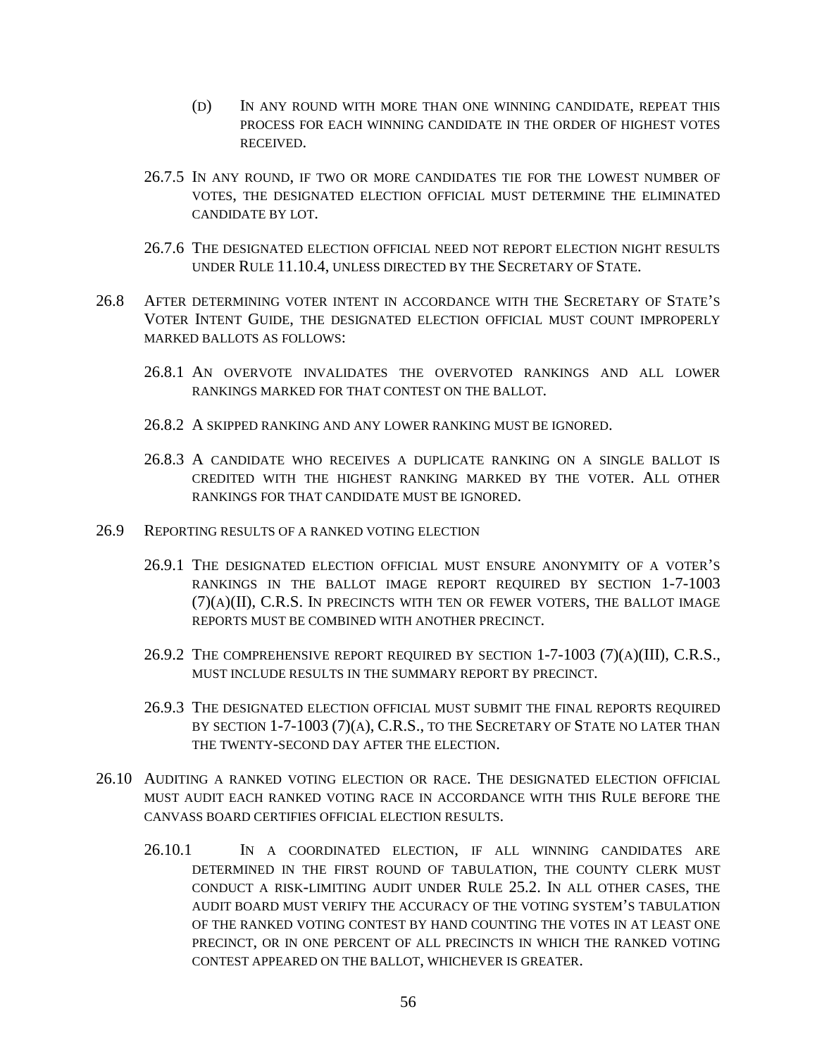(D) IN ANY ROUND WITH MORE THAN ONE WINNING CANDIDATE, REPEAT THIS PROCESS FOR EACH WINNING CANDIDATE IN THE ORDER OF HIGHEST VOTES RECEIVED.

26.7.5 IN ANY ROUND, IF TWO OR MORE CANDIDATES TIE FOR THE LOWEST NUMBER OF VOTES, THE DESIGNATED ELECTION OFFICIAL MUST DETERMINE THE ELIMINATED CANDIDATE BY LOT.

26.7.6 THE DESIGNATED ELECTION OFFICIAL NEED NOT REPORT ELECTION NIGHT RESULTS UNDER RULE 11.10.4, UNLESS DIRECTED BY THE SECRETARY OF STATE.

26.8 AFTER DETERMINING VOTER INTENT IN ACCORDANCE WITH THE SECRETARY OF STATE'S VOTER INTENT GUIDE, THE DESIGNATED ELECTION OFFICIAL MUST COUNT IMPROPERLY MARKED BALLOTS AS FOLLOWS:

26.8.1 AN OVERVOTE INVALIDATES THE OVERVOTED RANKINGS AND ALL LOWER RANKINGS MARKED FOR THAT CONTEST ON THE BALLOT.

26.8.2 A SKIPPED RANKING AND ANY LOWER RANKING MUST BE IGNORED.

26.8.3 A CANDIDATE WHO RECEIVES A DUPLICATE RANKING ON A SINGLE BALLOT IS CREDITED WITH THE HIGHEST RANKING MARKED BY THE VOTER. ALL OTHER RANKINGS FOR THAT CANDIDATE MUST BE IGNORED.

26.9 REPORTING RESULTS OF A RANKED VOTING ELECTION

26.9.1 THE DESIGNATED ELECTION OFFICIAL MUST ENSURE ANONYMITY OF A VOTER'S RANKINGS IN THE BALLOT IMAGE REPORT REQUIRED BY SECTION 1-7-1003 (7)(A)(II), C.R.S. IN PRECINCTS WITH TEN OR FEWER VOTERS, THE BALLOT IMAGE REPORTS MUST BE COMBINED WITH ANOTHER PRECINCT.

26.9.2 THE COMPREHENSIVE REPORT REQUIRED BY SECTION 1-7-1003 (7)(A)(III), C.R.S., MUST INCLUDE RESULTS IN THE SUMMARY REPORT BY PRECINCT.

26.9.3 THE DESIGNATED ELECTION OFFICIAL MUST SUBMIT THE FINAL REPORTS REQUIRED BY SECTION 1-7-1003 (7)(A), C.R.S., TO THE SECRETARY OF STATE NO LATER THAN THE TWENTY-SECOND DAY AFTER THE ELECTION.

26.10 AUDITING A RANKED VOTING ELECTION OR RACE. THE DESIGNATED ELECTION OFFICIAL MUST AUDIT EACH RANKED VOTING RACE IN ACCORDANCE WITH THIS RULE BEFORE THE CANVASS BOARD CERTIFIES OFFICIAL ELECTION RESULTS.

26.10.1 IN A COORDINATED ELECTION, IF ALL WINNING CANDIDATES ARE DETERMINED IN THE FIRST ROUND OF TABULATION, THE COUNTY CLERK MUST CONDUCT A RISK-LIMITING AUDIT UNDER RULE 25.2. IN ALL OTHER CASES, THE AUDIT BOARD MUST VERIFY THE ACCURACY OF THE VOTING SYSTEM'S TABULATION OF THE RANKED VOTING CONTEST BY HAND COUNTING THE VOTES IN AT LEAST ONE PRECINCT, OR IN ONE PERCENT OF ALL PRECINCTS IN WHICH THE RANKED VOTING CONTEST APPEARED ON THE BALLOT, WHICHEVER IS GREATER.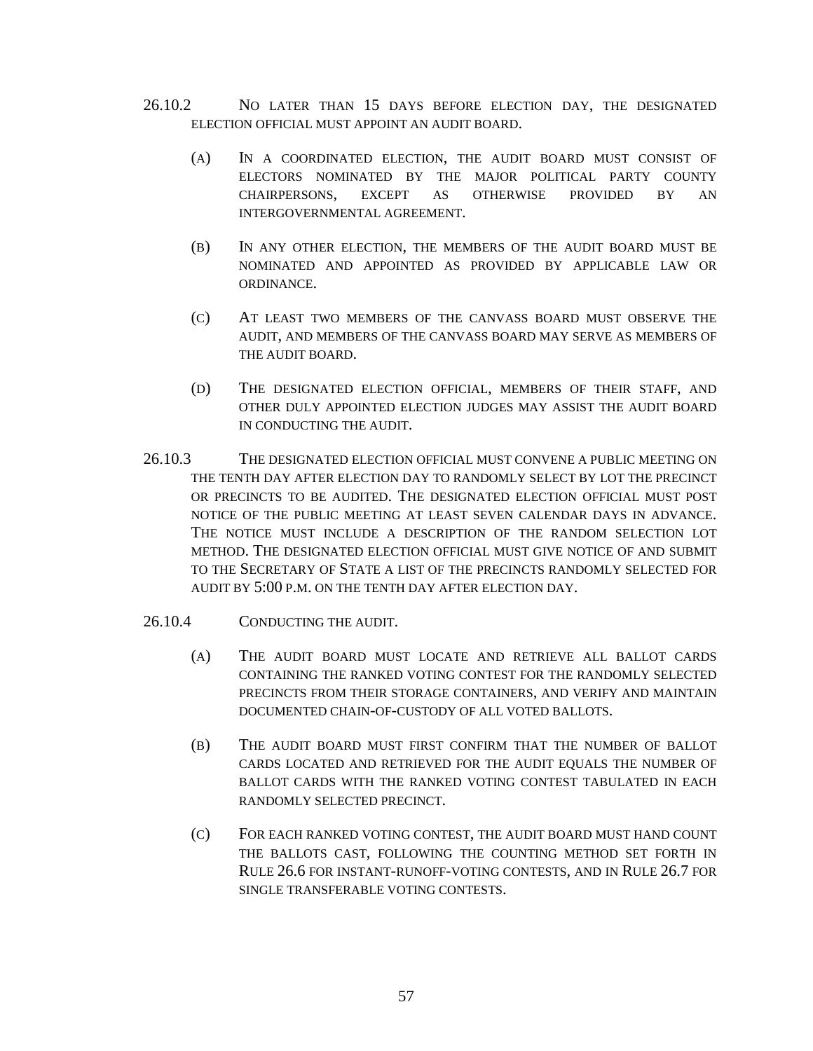26.10.2 NO LATER THAN 15 DAYS BEFORE ELECTION DAY, THE DESIGNATED ELECTION OFFICIAL MUST APPOINT AN AUDIT BOARD.

(A) IN A COORDINATED ELECTION, THE AUDIT BOARD MUST CONSIST OF ELECTORS NOMINATED BY THE MAJOR POLITICAL PARTY COUNTY CHAIRPERSONS, EXCEPT AS OTHERWISE PROVIDED BY AN INTERGOVERNMENTAL AGREEMENT.

(B) IN ANY OTHER ELECTION, THE MEMBERS OF THE AUDIT BOARD MUST BE NOMINATED AND APPOINTED AS PROVIDED BY APPLICABLE LAW OR ORDINANCE.

(C) AT LEAST TWO MEMBERS OF THE CANVASS BOARD MUST OBSERVE THE AUDIT, AND MEMBERS OF THE CANVASS BOARD MAY SERVE AS MEMBERS OF THE AUDIT BOARD.

(D) THE DESIGNATED ELECTION OFFICIAL, MEMBERS OF THEIR STAFF, AND OTHER DULY APPOINTED ELECTION JUDGES MAY ASSIST THE AUDIT BOARD IN CONDUCTING THE AUDIT.

26.10.3 THE DESIGNATED ELECTION OFFICIAL MUST CONVENE A PUBLIC MEETING ON THE TENTH DAY AFTER ELECTION DAY TO RANDOMLY SELECT BY LOT THE PRECINCT OR PRECINCTS TO BE AUDITED. THE DESIGNATED ELECTION OFFICIAL MUST POST NOTICE OF THE PUBLIC MEETING AT LEAST SEVEN CALENDAR DAYS IN ADVANCE. THE NOTICE MUST INCLUDE A DESCRIPTION OF THE RANDOM SELECTION LOT METHOD. THE DESIGNATED ELECTION OFFICIAL MUST GIVE NOTICE OF AND SUBMIT TO THE SECRETARY OF STATE A LIST OF THE PRECINCTS RANDOMLY SELECTED FOR AUDIT BY 5:00 P.M. ON THE TENTH DAY AFTER ELECTION DAY.

26.10.4 CONDUCTING THE AUDIT.

(A) THE AUDIT BOARD MUST LOCATE AND RETRIEVE ALL BALLOT CARDS CONTAINING THE RANKED VOTING CONTEST FOR THE RANDOMLY SELECTED PRECINCTS FROM THEIR STORAGE CONTAINERS, AND VERIFY AND MAINTAIN DOCUMENTED CHAIN-OF-CUSTODY OF ALL VOTED BALLOTS.

(B) THE AUDIT BOARD MUST FIRST CONFIRM THAT THE NUMBER OF BALLOT CARDS LOCATED AND RETRIEVED FOR THE AUDIT EQUALS THE NUMBER OF BALLOT CARDS WITH THE RANKED VOTING CONTEST TABULATED IN EACH RANDOMLY SELECTED PRECINCT.

(C) FOR EACH RANKED VOTING CONTEST, THE AUDIT BOARD MUST HAND COUNT THE BALLOTS CAST, FOLLOWING THE COUNTING METHOD SET FORTH IN RULE 26.6 FOR INSTANT-RUNOFF-VOTING CONTESTS, AND IN RULE 26.7 FOR SINGLE TRANSFERABLE VOTING CONTESTS.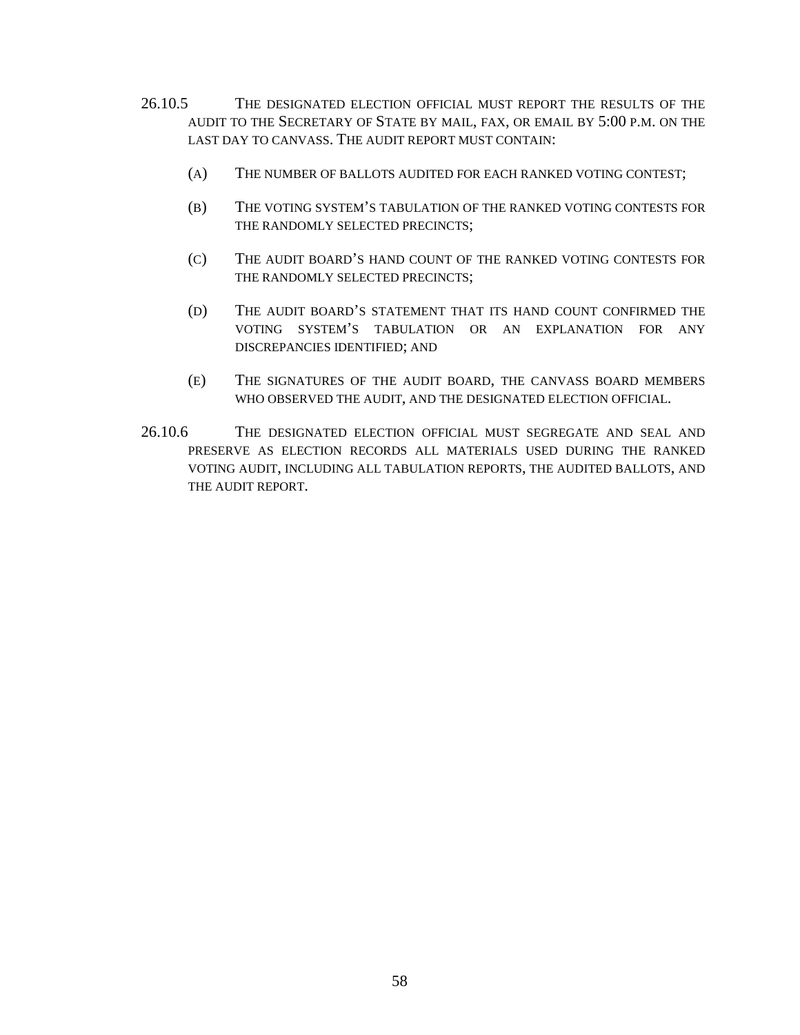26.10.5 THE DESIGNATED ELECTION OFFICIAL MUST REPORT THE RESULTS OF THE AUDIT TO THE SECRETARY OF STATE BY MAIL, FAX, OR EMAIL BY 5:00 P.M. ON THE LAST DAY TO CANVASS. THE AUDIT REPORT MUST CONTAIN:

(A) THE NUMBER OF BALLOTS AUDITED FOR EACH RANKED VOTING CONTEST;

(B) THE VOTING SYSTEM'S TABULATION OF THE RANKED VOTING CONTESTS FOR THE RANDOMLY SELECTED PRECINCTS;

(C) THE AUDIT BOARD'S HAND COUNT OF THE RANKED VOTING CONTESTS FOR THE RANDOMLY SELECTED PRECINCTS;

(D) THE AUDIT BOARD'S STATEMENT THAT ITS HAND COUNT CONFIRMED THE VOTING SYSTEM'S TABULATION OR AN EXPLANATION FOR ANY DISCREPANCIES IDENTIFIED; AND

(E) THE SIGNATURES OF THE AUDIT BOARD, THE CANVASS BOARD MEMBERS WHO OBSERVED THE AUDIT, AND THE DESIGNATED ELECTION OFFICIAL.

26.10.6 THE DESIGNATED ELECTION OFFICIAL MUST SEGREGATE AND SEAL AND PRESERVE AS ELECTION RECORDS ALL MATERIALS USED DURING THE RANKED VOTING AUDIT, INCLUDING ALL TABULATION REPORTS, THE AUDITED BALLOTS, AND THE AUDIT REPORT.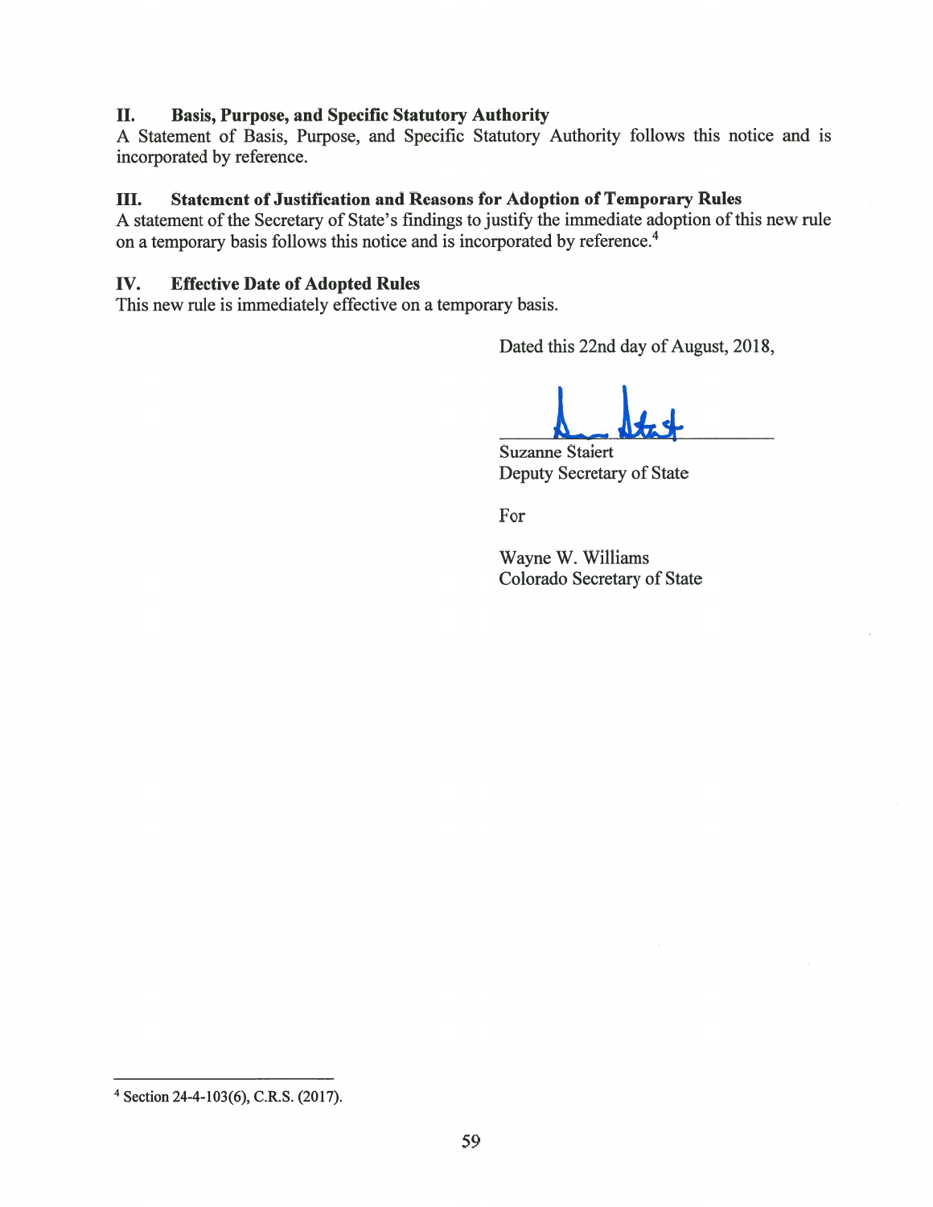## II. Basis, Purpose, and Specific Statutory Authority

A Statement of Basis, Purpose, and Specific Statutory Authority follows this notice and is incorporated by reference.

## III. Statement of Justification and Reasons for Adoption of Temporary Rules

A statement of the Secretary of State's findings to justify the immediate adoption of this new rule on a temporary basis follows this notice and is incorporated by reference.[4]

## IV. Effective Date of Adopted Rules

This new rule is immediately effective on a temporary basis.

Dated this 22nd day of August, 2018,

Suzanne Staiert
Deputy Secretary of State

For

Wayne W. Williams
Colorado Secretary of State

---

[4] Section 24-4-103(6), C.R.S. (2017).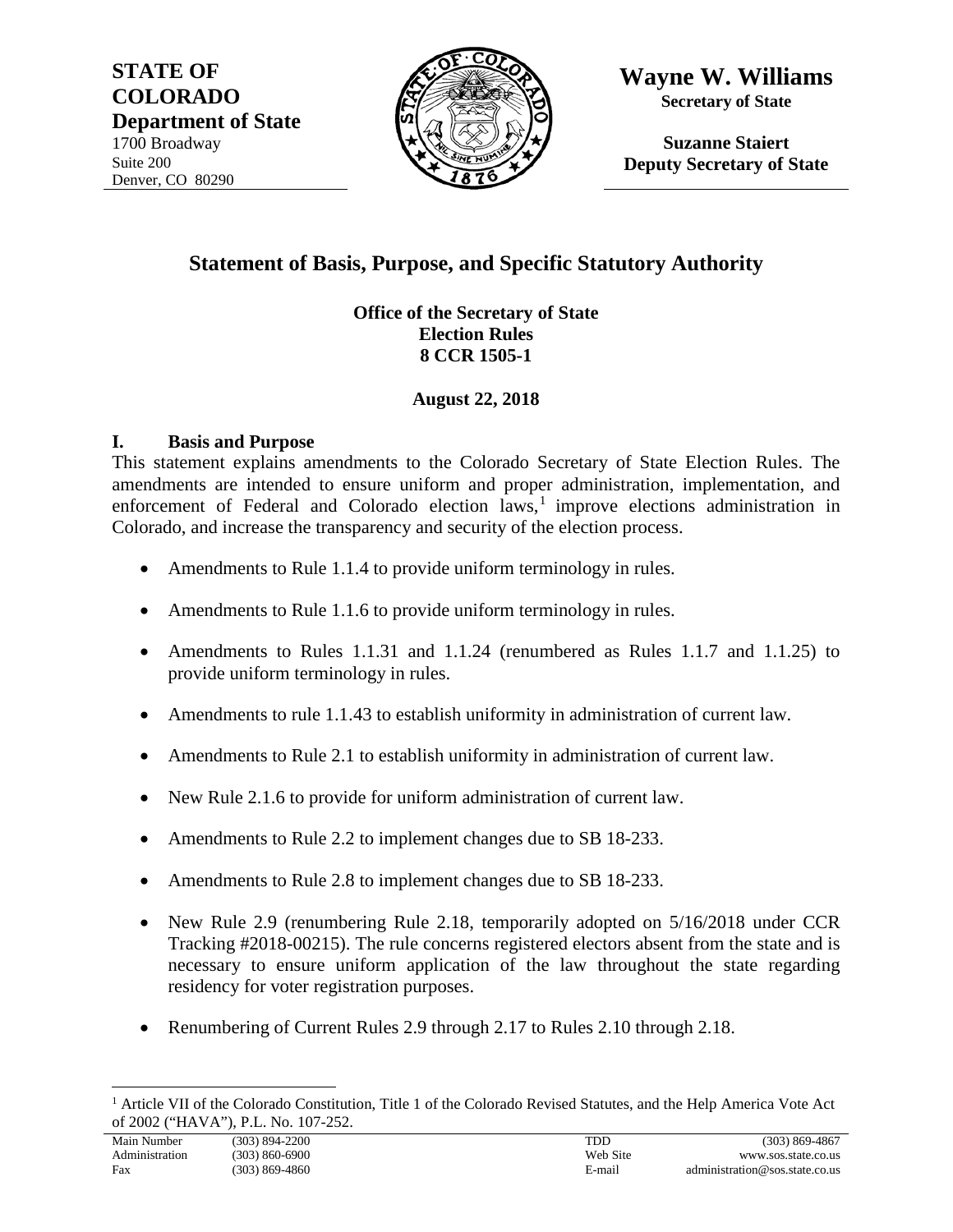**STATE OF COLORADO**
**Department of State**
1700 Broadway
Suite 200
Denver, CO 80290

**Wayne W. Williams**
**Secretary of State**

**Suzanne Staiert**
**Deputy Secretary of State**

## Statement of Basis, Purpose, and Specific Statutory Authority

**Office of the Secretary of State**
**Election Rules**
**8 CCR 1505-1**

**August 22, 2018**

### I. Basis and Purpose

This statement explains amendments to the Colorado Secretary of State Election Rules. The amendments are intended to ensure uniform and proper administration, implementation, and enforcement of Federal and Colorado election laws,[1] improve elections administration in Colorado, and increase the transparency and security of the election process.

- Amendments to Rule 1.1.4 to provide uniform terminology in rules.
- Amendments to Rule 1.1.6 to provide uniform terminology in rules.
- Amendments to Rules 1.1.31 and 1.1.24 (renumbered as Rules 1.1.7 and 1.1.25) to provide uniform terminology in rules.
- Amendments to rule 1.1.43 to establish uniformity in administration of current law.
- Amendments to Rule 2.1 to establish uniformity in administration of current law.
- New Rule 2.1.6 to provide for uniform administration of current law.
- Amendments to Rule 2.2 to implement changes due to SB 18-233.
- Amendments to Rule 2.8 to implement changes due to SB 18-233.
- New Rule 2.9 (renumbering Rule 2.18, temporarily adopted on 5/16/2018 under CCR Tracking #2018-00215). The rule concerns registered electors absent from the state and is necessary to ensure uniform application of the law throughout the state regarding residency for voter registration purposes.
- Renumbering of Current Rules 2.9 through 2.17 to Rules 2.10 through 2.18.

[1] Article VII of the Colorado Constitution, Title 1 of the Colorado Revised Statutes, and the Help America Vote Act of 2002 ("HAVA"), P.L. No. 107-252.

| | | | |
|---|---|---|---|
| Main Number | (303) 894-2200 | TDD | (303) 869-4867 |
| Administration | (303) 860-6900 | Web Site | www.sos.state.co.us |
| Fax | (303) 869-4860 | E-mail | administration@sos.state.co.us |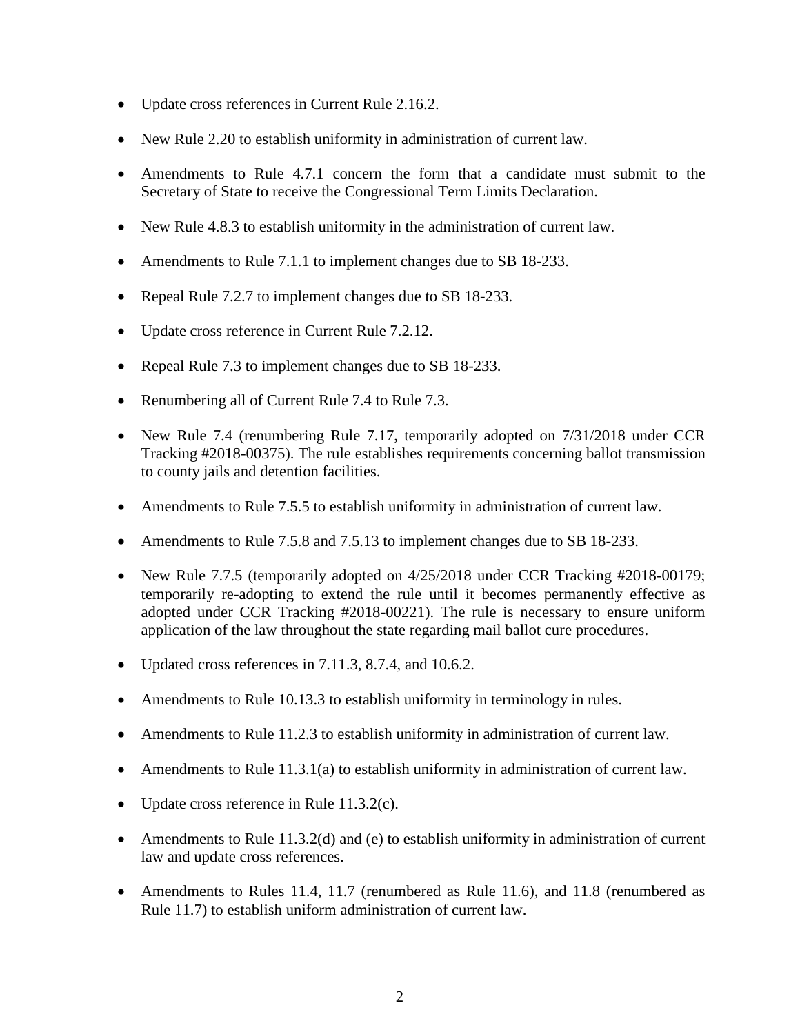- Update cross references in Current Rule 2.16.2.
- New Rule 2.20 to establish uniformity in administration of current law.
- Amendments to Rule 4.7.1 concern the form that a candidate must submit to the Secretary of State to receive the Congressional Term Limits Declaration.
- New Rule 4.8.3 to establish uniformity in the administration of current law.
- Amendments to Rule 7.1.1 to implement changes due to SB 18-233.
- Repeal Rule 7.2.7 to implement changes due to SB 18-233.
- Update cross reference in Current Rule 7.2.12.
- Repeal Rule 7.3 to implement changes due to SB 18-233.
- Renumbering all of Current Rule 7.4 to Rule 7.3.
- New Rule 7.4 (renumbering Rule 7.17, temporarily adopted on 7/31/2018 under CCR Tracking #2018-00375). The rule establishes requirements concerning ballot transmission to county jails and detention facilities.
- Amendments to Rule 7.5.5 to establish uniformity in administration of current law.
- Amendments to Rule 7.5.8 and 7.5.13 to implement changes due to SB 18-233.
- New Rule 7.7.5 (temporarily adopted on 4/25/2018 under CCR Tracking #2018-00179; temporarily re-adopting to extend the rule until it becomes permanently effective as adopted under CCR Tracking #2018-00221). The rule is necessary to ensure uniform application of the law throughout the state regarding mail ballot cure procedures.
- Updated cross references in 7.11.3, 8.7.4, and 10.6.2.
- Amendments to Rule 10.13.3 to establish uniformity in terminology in rules.
- Amendments to Rule 11.2.3 to establish uniformity in administration of current law.
- Amendments to Rule 11.3.1(a) to establish uniformity in administration of current law.
- Update cross reference in Rule 11.3.2(c).
- Amendments to Rule 11.3.2(d) and (e) to establish uniformity in administration of current law and update cross references.
- Amendments to Rules 11.4, 11.7 (renumbered as Rule 11.6), and 11.8 (renumbered as Rule 11.7) to establish uniform administration of current law.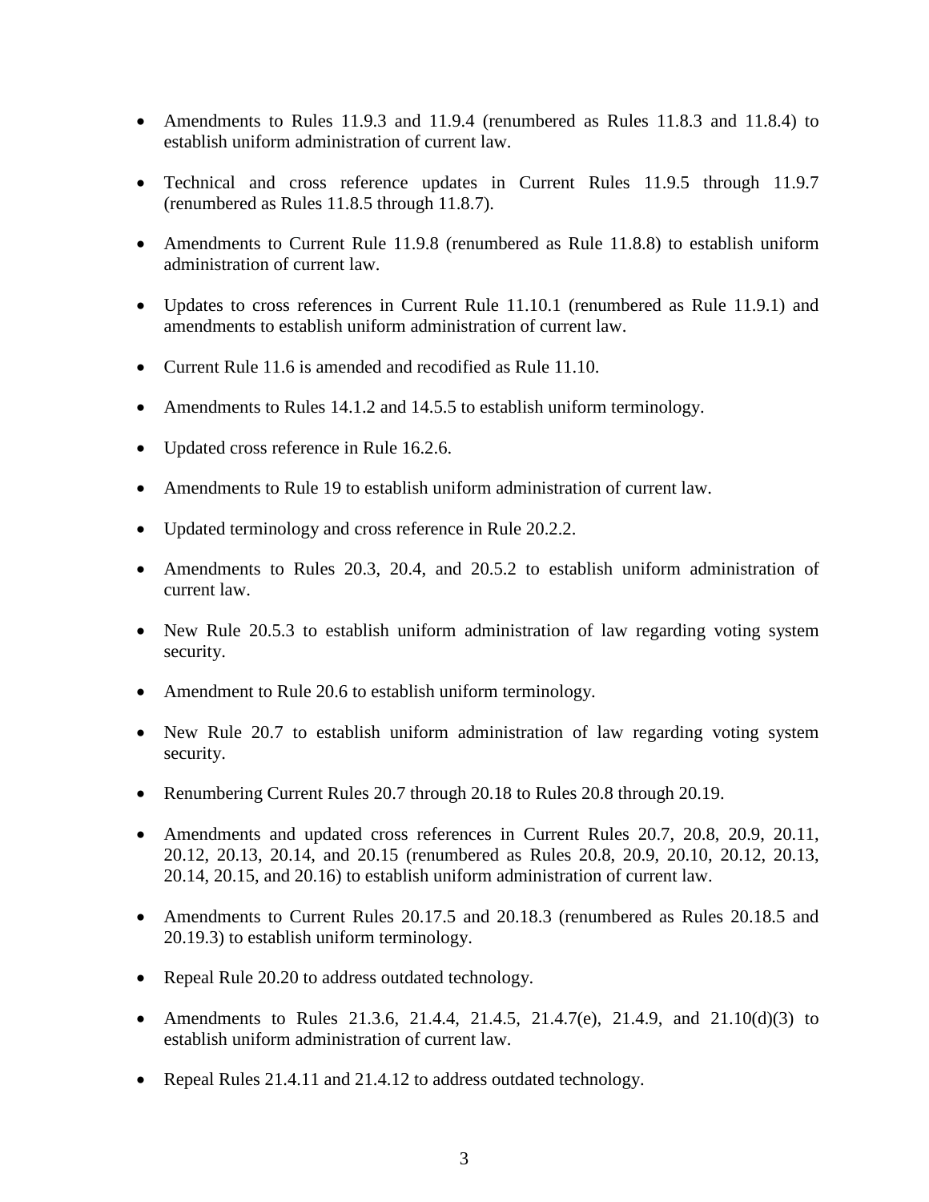- Amendments to Rules 11.9.3 and 11.9.4 (renumbered as Rules 11.8.3 and 11.8.4) to establish uniform administration of current law.
- Technical and cross reference updates in Current Rules 11.9.5 through 11.9.7 (renumbered as Rules 11.8.5 through 11.8.7).
- Amendments to Current Rule 11.9.8 (renumbered as Rule 11.8.8) to establish uniform administration of current law.
- Updates to cross references in Current Rule 11.10.1 (renumbered as Rule 11.9.1) and amendments to establish uniform administration of current law.
- Current Rule 11.6 is amended and recodified as Rule 11.10.
- Amendments to Rules 14.1.2 and 14.5.5 to establish uniform terminology.
- Updated cross reference in Rule 16.2.6.
- Amendments to Rule 19 to establish uniform administration of current law.
- Updated terminology and cross reference in Rule 20.2.2.
- Amendments to Rules 20.3, 20.4, and 20.5.2 to establish uniform administration of current law.
- New Rule 20.5.3 to establish uniform administration of law regarding voting system security.
- Amendment to Rule 20.6 to establish uniform terminology.
- New Rule 20.7 to establish uniform administration of law regarding voting system security.
- Renumbering Current Rules 20.7 through 20.18 to Rules 20.8 through 20.19.
- Amendments and updated cross references in Current Rules 20.7, 20.8, 20.9, 20.11, 20.12, 20.13, 20.14, and 20.15 (renumbered as Rules 20.8, 20.9, 20.10, 20.12, 20.13, 20.14, 20.15, and 20.16) to establish uniform administration of current law.
- Amendments to Current Rules 20.17.5 and 20.18.3 (renumbered as Rules 20.18.5 and 20.19.3) to establish uniform terminology.
- Repeal Rule 20.20 to address outdated technology.
- Amendments to Rules 21.3.6, 21.4.4, 21.4.5, 21.4.7(e), 21.4.9, and 21.10(d)(3) to establish uniform administration of current law.
- Repeal Rules 21.4.11 and 21.4.12 to address outdated technology.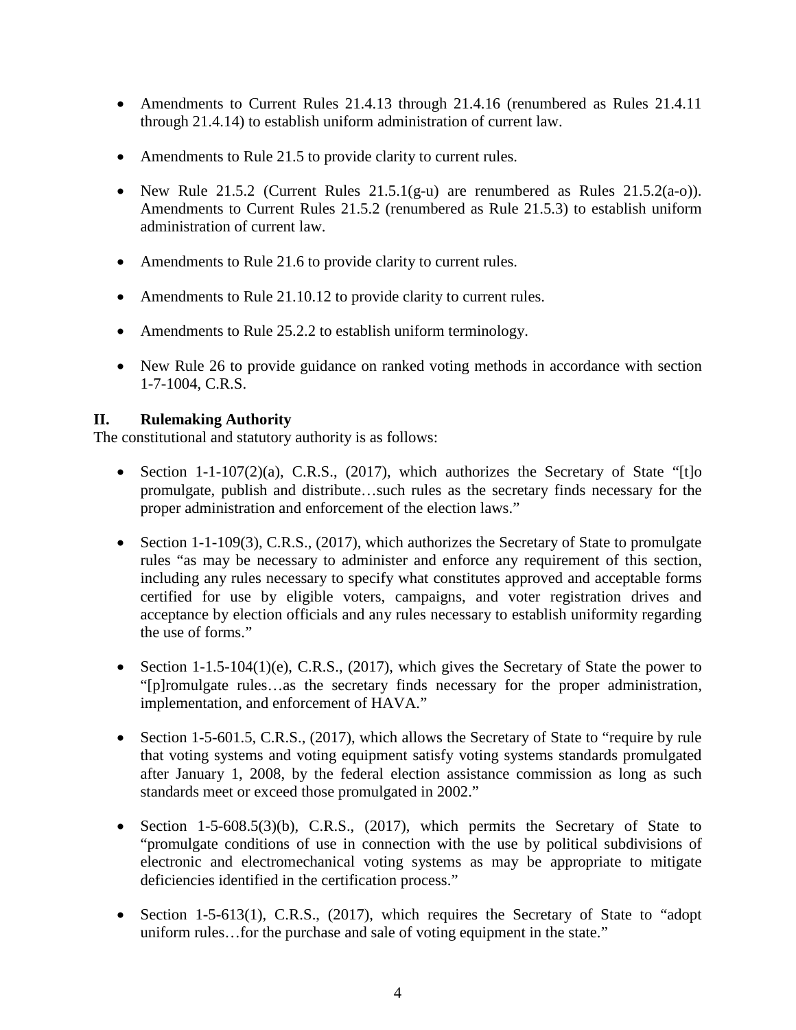- Amendments to Current Rules 21.4.13 through 21.4.16 (renumbered as Rules 21.4.11 through 21.4.14) to establish uniform administration of current law.

- Amendments to Rule 21.5 to provide clarity to current rules.

- New Rule 21.5.2 (Current Rules 21.5.1(g-u) are renumbered as Rules 21.5.2(a-o)). Amendments to Current Rules 21.5.2 (renumbered as Rule 21.5.3) to establish uniform administration of current law.

- Amendments to Rule 21.6 to provide clarity to current rules.

- Amendments to Rule 21.10.12 to provide clarity to current rules.

- Amendments to Rule 25.2.2 to establish uniform terminology.

- New Rule 26 to provide guidance on ranked voting methods in accordance with section 1-7-1004, C.R.S.

## II. Rulemaking Authority

The constitutional and statutory authority is as follows:

- Section 1-1-107(2)(a), C.R.S., (2017), which authorizes the Secretary of State "[t]o promulgate, publish and distribute…such rules as the secretary finds necessary for the proper administration and enforcement of the election laws."

- Section 1-1-109(3), C.R.S., (2017), which authorizes the Secretary of State to promulgate rules "as may be necessary to administer and enforce any requirement of this section, including any rules necessary to specify what constitutes approved and acceptable forms certified for use by eligible voters, campaigns, and voter registration drives and acceptance by election officials and any rules necessary to establish uniformity regarding the use of forms."

- Section 1-1.5-104(1)(e), C.R.S., (2017), which gives the Secretary of State the power to "[p]romulgate rules…as the secretary finds necessary for the proper administration, implementation, and enforcement of HAVA."

- Section 1-5-601.5, C.R.S., (2017), which allows the Secretary of State to "require by rule that voting systems and voting equipment satisfy voting systems standards promulgated after January 1, 2008, by the federal election assistance commission as long as such standards meet or exceed those promulgated in 2002."

- Section 1-5-608.5(3)(b), C.R.S., (2017), which permits the Secretary of State to "promulgate conditions of use in connection with the use by political subdivisions of electronic and electromechanical voting systems as may be appropriate to mitigate deficiencies identified in the certification process."

- Section 1-5-613(1), C.R.S., (2017), which requires the Secretary of State to "adopt uniform rules…for the purchase and sale of voting equipment in the state."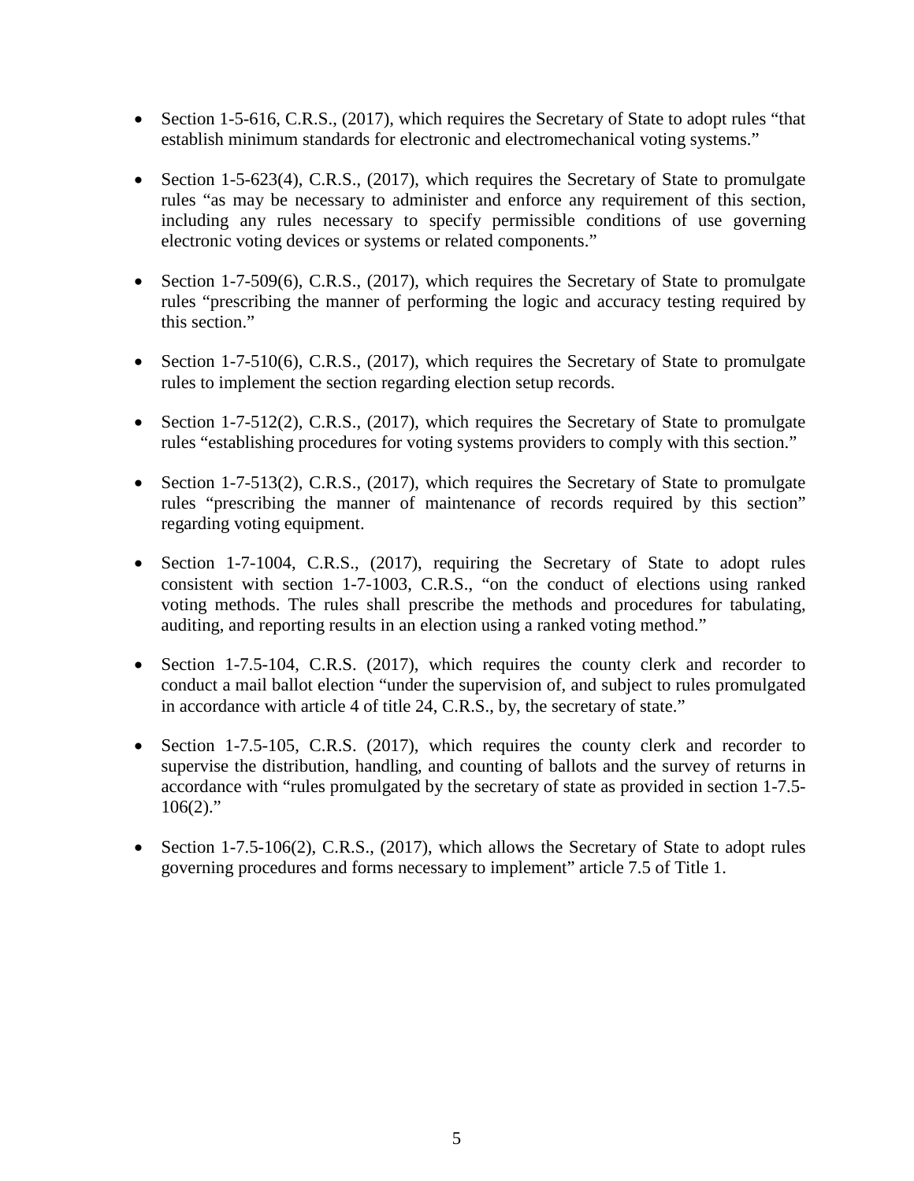- Section 1-5-616, C.R.S., (2017), which requires the Secretary of State to adopt rules "that establish minimum standards for electronic and electromechanical voting systems."

- Section 1-5-623(4), C.R.S., (2017), which requires the Secretary of State to promulgate rules "as may be necessary to administer and enforce any requirement of this section, including any rules necessary to specify permissible conditions of use governing electronic voting devices or systems or related components."

- Section 1-7-509(6), C.R.S., (2017), which requires the Secretary of State to promulgate rules "prescribing the manner of performing the logic and accuracy testing required by this section."

- Section 1-7-510(6), C.R.S., (2017), which requires the Secretary of State to promulgate rules to implement the section regarding election setup records.

- Section 1-7-512(2), C.R.S., (2017), which requires the Secretary of State to promulgate rules "establishing procedures for voting systems providers to comply with this section."

- Section 1-7-513(2), C.R.S., (2017), which requires the Secretary of State to promulgate rules "prescribing the manner of maintenance of records required by this section" regarding voting equipment.

- Section 1-7-1004, C.R.S., (2017), requiring the Secretary of State to adopt rules consistent with section 1-7-1003, C.R.S., "on the conduct of elections using ranked voting methods. The rules shall prescribe the methods and procedures for tabulating, auditing, and reporting results in an election using a ranked voting method."

- Section 1-7.5-104, C.R.S. (2017), which requires the county clerk and recorder to conduct a mail ballot election "under the supervision of, and subject to rules promulgated in accordance with article 4 of title 24, C.R.S., by, the secretary of state."

- Section 1-7.5-105, C.R.S. (2017), which requires the county clerk and recorder to supervise the distribution, handling, and counting of ballots and the survey of returns in accordance with "rules promulgated by the secretary of state as provided in section 1-7.5-106(2)."

- Section 1-7.5-106(2), C.R.S., (2017), which allows the Secretary of State to adopt rules governing procedures and forms necessary to implement" article 7.5 of Title 1.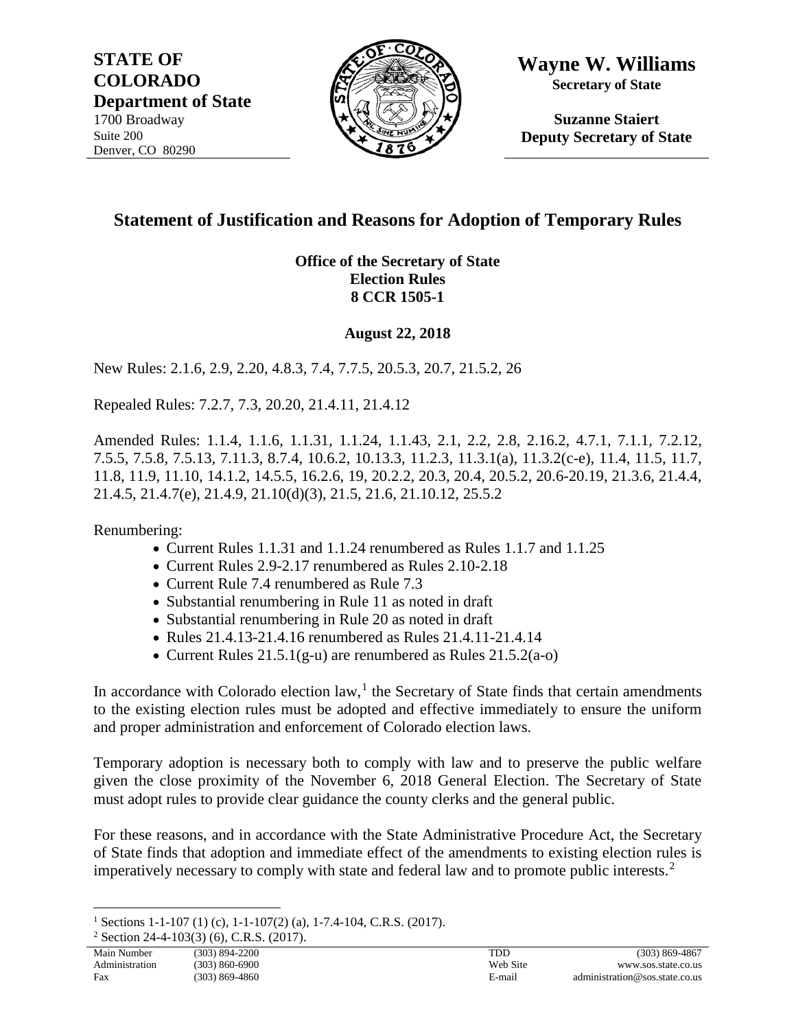**STATE OF COLORADO**
**Department of State**
1700 Broadway
Suite 200
Denver, CO 80290

**Wayne W. Williams**
**Secretary of State**

**Suzanne Staiert**
**Deputy Secretary of State**

## Statement of Justification and Reasons for Adoption of Temporary Rules

**Office of the Secretary of State**
**Election Rules**
**8 CCR 1505-1**

**August 22, 2018**

New Rules: 2.1.6, 2.9, 2.20, 4.8.3, 7.4, 7.7.5, 20.5.3, 20.7, 21.5.2, 26

Repealed Rules: 7.2.7, 7.3, 20.20, 21.4.11, 21.4.12

Amended Rules: 1.1.4, 1.1.6, 1.1.31, 1.1.24, 1.1.43, 2.1, 2.2, 2.8, 2.16.2, 4.7.1, 7.1.1, 7.2.12, 7.5.5, 7.5.8, 7.5.13, 7.11.3, 8.7.4, 10.6.2, 10.13.3, 11.2.3, 11.3.1(a), 11.3.2(c-e), 11.4, 11.5, 11.7, 11.8, 11.9, 11.10, 14.1.2, 14.5.5, 16.2.6, 19, 20.2.2, 20.3, 20.4, 20.5.2, 20.6-20.19, 21.3.6, 21.4.4, 21.4.5, 21.4.7(e), 21.4.9, 21.10(d)(3), 21.5, 21.6, 21.10.12, 25.5.2

Renumbering:

- Current Rules 1.1.31 and 1.1.24 renumbered as Rules 1.1.7 and 1.1.25
- Current Rules 2.9-2.17 renumbered as Rules 2.10-2.18
- Current Rule 7.4 renumbered as Rule 7.3
- Substantial renumbering in Rule 11 as noted in draft
- Substantial renumbering in Rule 20 as noted in draft
- Rules 21.4.13-21.4.16 renumbered as Rules 21.4.11-21.4.14
- Current Rules 21.5.1(g-u) are renumbered as Rules 21.5.2(a-o)

In accordance with Colorado election law,[1] the Secretary of State finds that certain amendments to the existing election rules must be adopted and effective immediately to ensure the uniform and proper administration and enforcement of Colorado election laws.

Temporary adoption is necessary both to comply with law and to preserve the public welfare given the close proximity of the November 6, 2018 General Election. The Secretary of State must adopt rules to provide clear guidance the county clerks and the general public.

For these reasons, and in accordance with the State Administrative Procedure Act, the Secretary of State finds that adoption and immediate effect of the amendments to existing election rules is imperatively necessary to comply with state and federal law and to promote public interests.[2]

[1] Sections 1-1-107 (1) (c), 1-1-107(2) (a), 1-7.4-104, C.R.S. (2017).
[2] Section 24-4-103(3) (6), C.R.S. (2017).

| | | | |
|---|---|---|---|
| Main Number | (303) 894-2200 | TDD | (303) 869-4867 |
| Administration | (303) 860-6900 | Web Site | www.sos.state.co.us |
| Fax | (303) 869-4860 | E-mail | administration@sos.state.co.us |